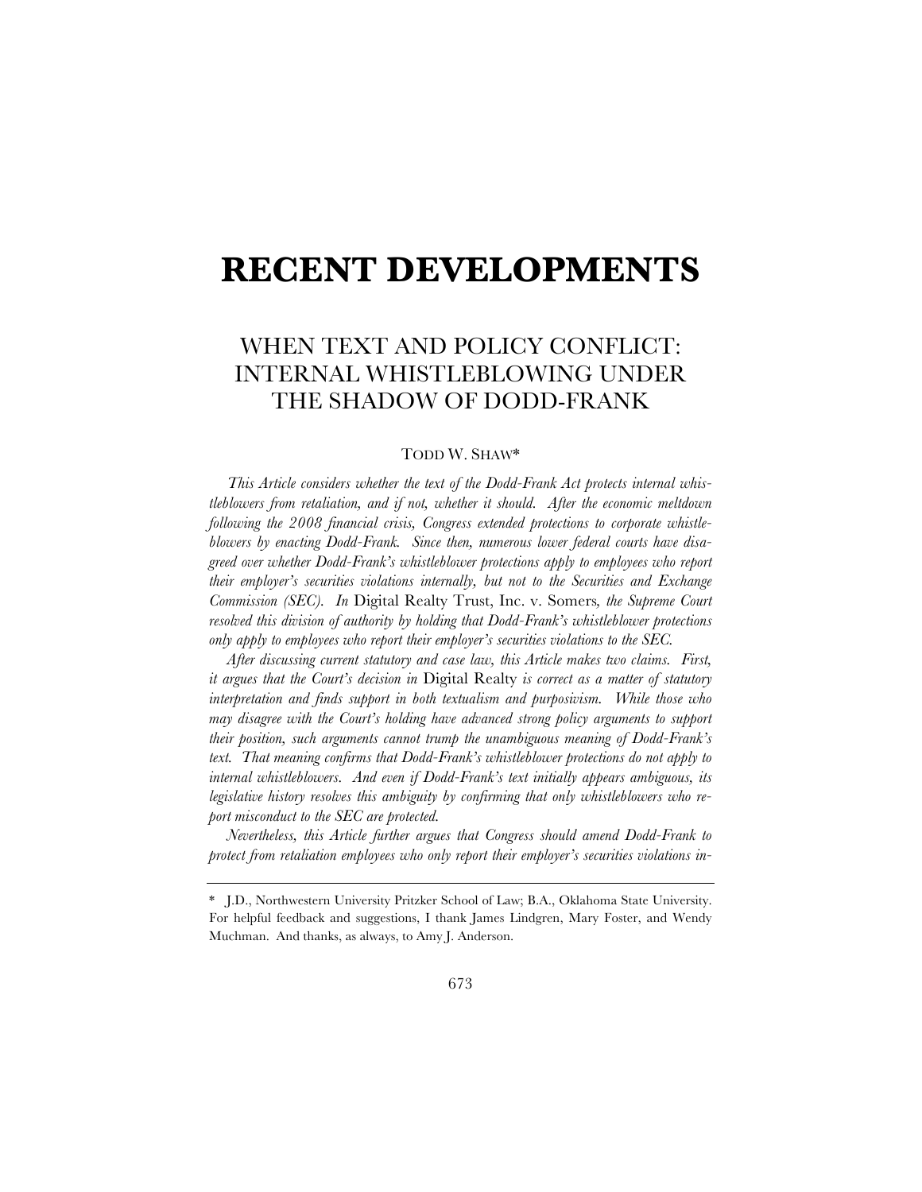# RECENT DEVELOPMENTS

## WHEN TEXT AND POLICY CONFLICT: INTERNAL WHISTLEBLOWING UNDER THE SHADOW OF DODD-FRANK

TODD W. SHAW*

*This Article considers whether the text of the Dodd-Frank Act protects internal whistleblowers from retaliation, and if not, whether it should. After the economic meltdown following the 2008 financial crisis, Congress extended protections to corporate whistleblowers by enacting Dodd-Frank. Since then, numerous lower federal courts have disagreed over whether Dodd-Frank's whistleblower protections apply to employees who report their employer's securities violations internally, but not to the Securities and Exchange Commission (SEC). In* Digital Realty Trust, Inc. v. Somers*, the Supreme Court resolved this division of authority by holding that Dodd-Frank's whistleblower protections only apply to employees who report their employer's securities violations to the SEC.*

*After discussing current statutory and case law, this Article makes two claims. First, it argues that the Court's decision in* Digital Realty *is correct as a matter of statutory interpretation and finds support in both textualism and purposivism. While those who may disagree with the Court's holding have advanced strong policy arguments to support their position, such arguments cannot trump the unambiguous meaning of Dodd-Frank's text. That meaning confirms that Dodd-Frank's whistleblower protections do not apply to internal whistleblowers. And even if Dodd-Frank's text initially appears ambiguous, its legislative history resolves this ambiguity by confirming that only whistleblowers who report misconduct to the SEC are protected.*

*Nevertheless, this Article further argues that Congress should amend Dodd-Frank to protect from retaliation employees who only report their employer's securities violations in-*

---

\* J.D., Northwestern University Pritzker School of Law; B.A., Oklahoma State University. For helpful feedback and suggestions, I thank James Lindgren, Mary Foster, and Wendy Muchman. And thanks, as always, to Amy J. Anderson.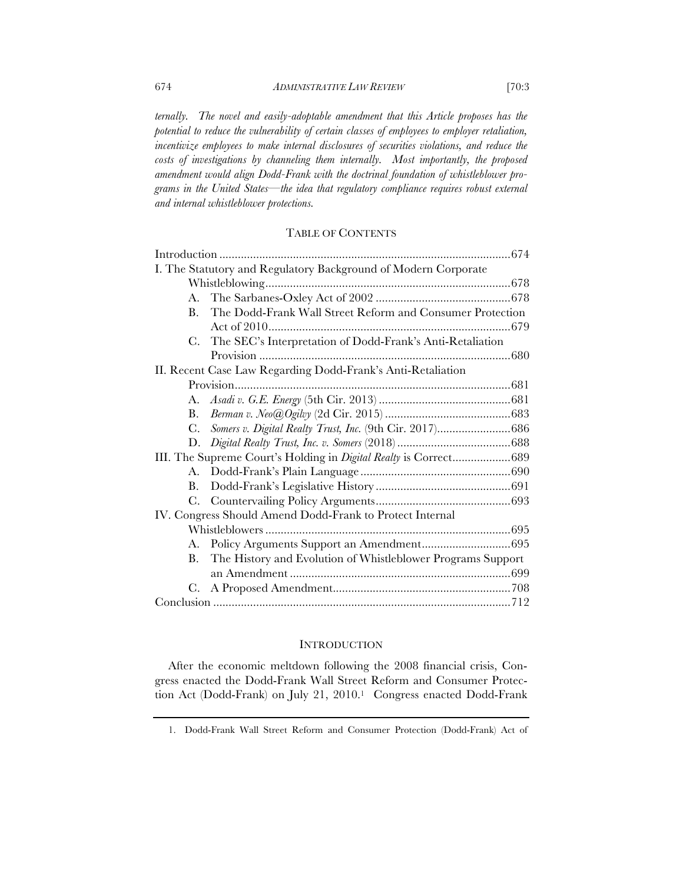*ternally. The novel and easily-adoptable amendment that this Article proposes has the potential to reduce the vulnerability of certain classes of employees to employer retaliation, incentivize employees to make internal disclosures of securities violations, and reduce the costs of investigations by channeling them internally. Most importantly, the proposed amendment would align Dodd-Frank with the doctrinal foundation of whistleblower programs in the United States—the idea that regulatory compliance requires robust external and internal whistleblower protections.*

## TABLE OF CONTENTS

Introduction ....................................................................................674
I. The Statutory and Regulatory Background of Modern Corporate Whistleblowing....................................................................................678
- A. The Sarbanes-Oxley Act of 2002 ............................................678
- B. The Dodd-Frank Wall Street Reform and Consumer Protection Act of 2010..............................................................................679
- C. The SEC's Interpretation of Dodd-Frank's Anti-Retaliation Provision ..................................................................................680

II. Recent Case Law Regarding Dodd-Frank's Anti-Retaliation Provision..........................................................................................681
- A. *Asadi v. G.E. Energy* (5th Cir. 2013) ...........................................681
- B. *Berman v. Neo@Ogilvy* (2d Cir. 2015) .........................................683
- C. *Somers v. Digital Realty Trust, Inc.* (9th Cir. 2017)........................686
- D. *Digital Realty Trust, Inc. v. Somers* (2018) .....................................688

III. The Supreme Court's Holding in *Digital Realty* is Correct..................689
- A. Dodd-Frank's Plain Language .................................................690
- B. Dodd-Frank's Legislative History ............................................691
- C. Countervailing Policy Arguments............................................693

IV. Congress Should Amend Dodd-Frank to Protect Internal Whistleblowers ................................................................................695
- A. Policy Arguments Support an Amendment.............................695
- B. The History and Evolution of Whistleblower Programs Support an Amendment ........................................................................699
- C. A Proposed Amendment..........................................................708

Conclusion ..........................................................................................712

## INTRODUCTION

After the economic meltdown following the 2008 financial crisis, Congress enacted the Dodd-Frank Wall Street Reform and Consumer Protection Act (Dodd-Frank) on July 21, 2010.[1] Congress enacted Dodd-Frank

---

1. Dodd-Frank Wall Street Reform and Consumer Protection (Dodd-Frank) Act of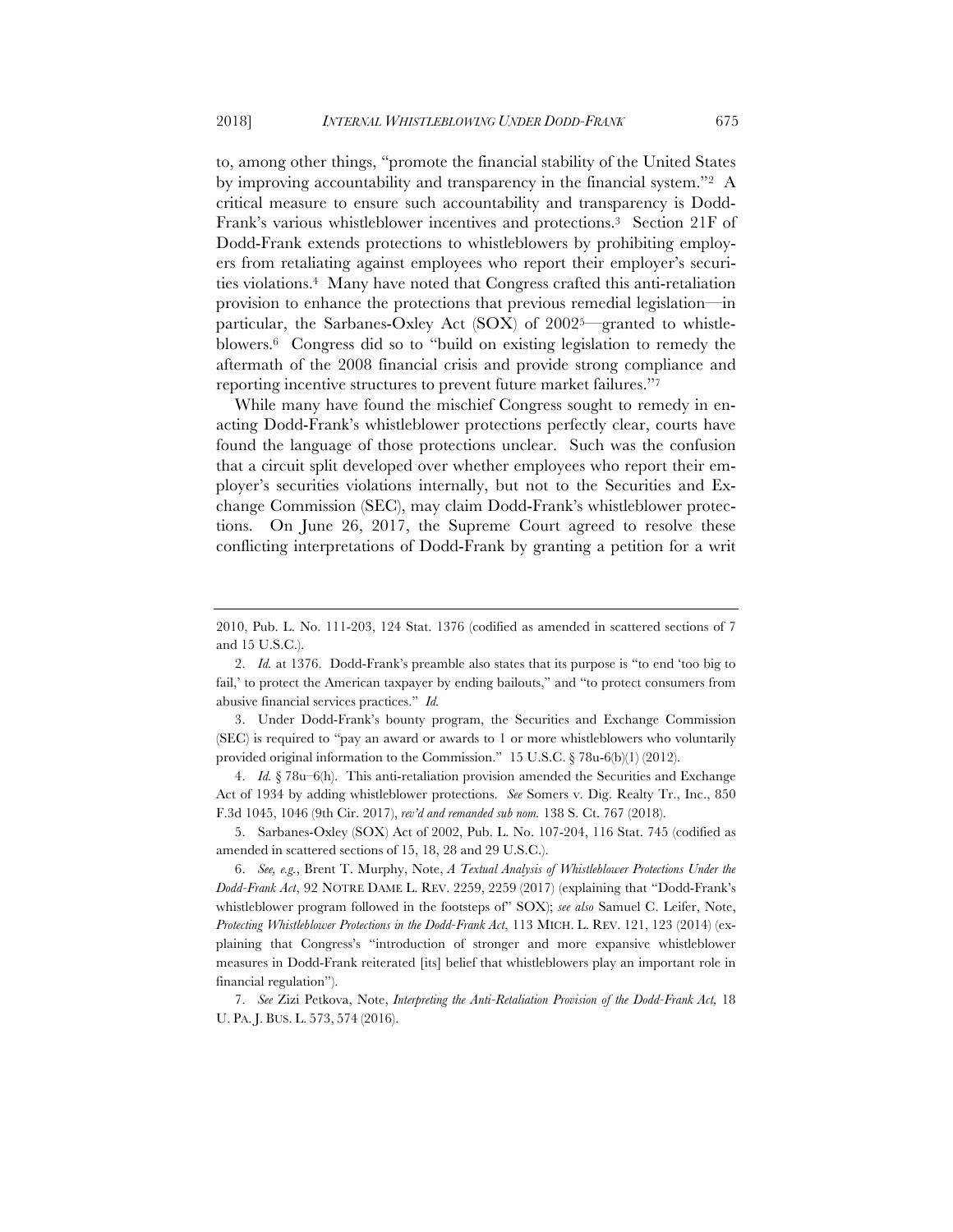to, among other things, "promote the financial stability of the United States by improving accountability and transparency in the financial system."[2] A critical measure to ensure such accountability and transparency is Dodd-Frank's various whistleblower incentives and protections.[3] Section 21F of Dodd-Frank extends protections to whistleblowers by prohibiting employers from retaliating against employees who report their employer's securities violations.[4] Many have noted that Congress crafted this anti-retaliation provision to enhance the protections that previous remedial legislation—in particular, the Sarbanes-Oxley Act (SOX) of 2002[5]—granted to whistleblowers.[6] Congress did so to "build on existing legislation to remedy the aftermath of the 2008 financial crisis and provide strong compliance and reporting incentive structures to prevent future market failures."[7]

While many have found the mischief Congress sought to remedy in enacting Dodd-Frank's whistleblower protections perfectly clear, courts have found the language of those protections unclear. Such was the confusion that a circuit split developed over whether employees who report their employer's securities violations internally, but not to the Securities and Exchange Commission (SEC), may claim Dodd-Frank's whistleblower protections. On June 26, 2017, the Supreme Court agreed to resolve these conflicting interpretations of Dodd-Frank by granting a petition for a writ

---

2010, Pub. L. No. 111-203, 124 Stat. 1376 (codified as amended in scattered sections of 7 and 15 U.S.C.).

2. *Id.* at 1376. Dodd-Frank's preamble also states that its purpose is "to end 'too big to fail,' to protect the American taxpayer by ending bailouts," and "to protect consumers from abusive financial services practices." *Id.*

3. Under Dodd-Frank's bounty program, the Securities and Exchange Commission (SEC) is required to "pay an award or awards to 1 or more whistleblowers who voluntarily provided original information to the Commission." 15 U.S.C. § 78u-6(b)(1) (2012).

4. *Id.* § 78u–6(h). This anti-retaliation provision amended the Securities and Exchange Act of 1934 by adding whistleblower protections. *See* Somers v. Dig. Realty Tr., Inc., 850 F.3d 1045, 1046 (9th Cir. 2017), *rev'd and remanded sub nom.* 138 S. Ct. 767 (2018).

5. Sarbanes-Oxley (SOX) Act of 2002, Pub. L. No. 107-204, 116 Stat. 745 (codified as amended in scattered sections of 15, 18, 28 and 29 U.S.C.).

6. *See, e.g.*, Brent T. Murphy, Note, *A Textual Analysis of Whistleblower Protections Under the Dodd-Frank Act*, 92 NOTRE DAME L. REV. 2259, 2259 (2017) (explaining that "Dodd-Frank's whistleblower program followed in the footsteps of" SOX); *see also* Samuel C. Leifer, Note, *Protecting Whistleblower Protections in the Dodd-Frank Act*, 113 MICH. L. REV. 121, 123 (2014) (explaining that Congress's "introduction of stronger and more expansive whistleblower measures in Dodd-Frank reiterated [its] belief that whistleblowers play an important role in financial regulation").

7. *See* Zizi Petkova, Note, *Interpreting the Anti-Retaliation Provision of the Dodd-Frank Act,* 18 U. PA. J. BUS. L. 573, 574 (2016).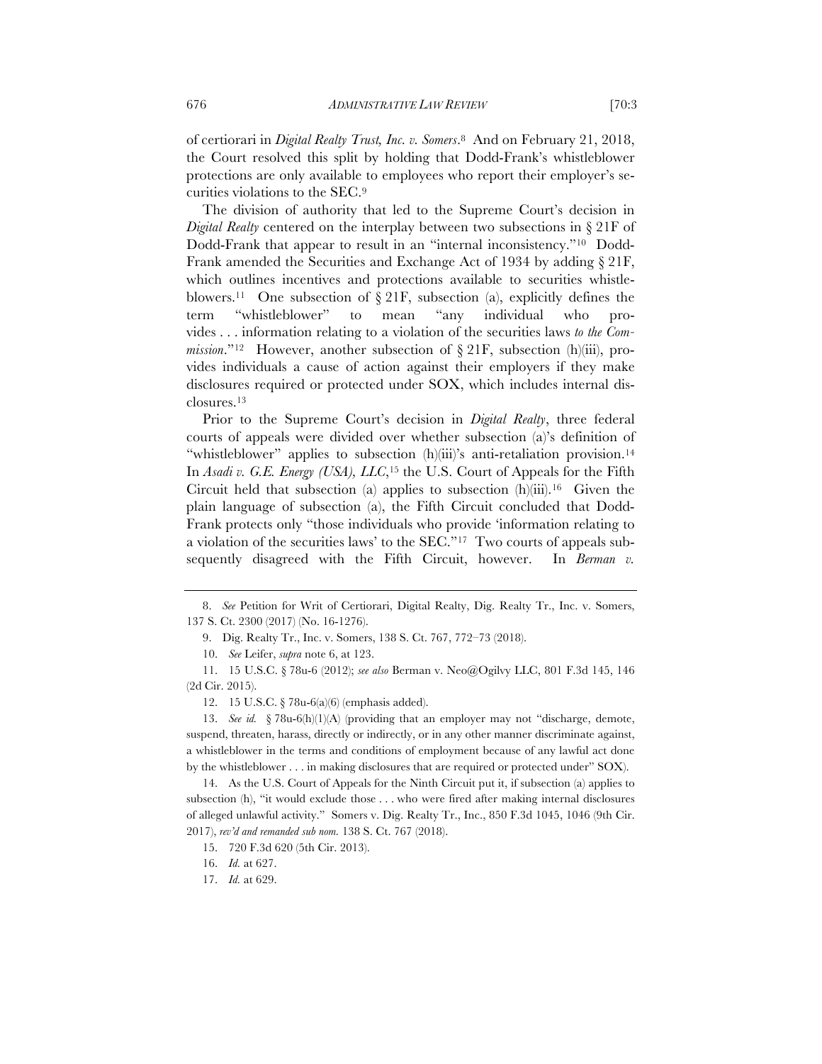of certiorari in *Digital Realty Trust, Inc. v. Somers*.[8] And on February 21, 2018, the Court resolved this split by holding that Dodd-Frank's whistleblower protections are only available to employees who report their employer's securities violations to the SEC.[9]

The division of authority that led to the Supreme Court's decision in *Digital Realty* centered on the interplay between two subsections in § 21F of Dodd-Frank that appear to result in an "internal inconsistency."[10] Dodd-Frank amended the Securities and Exchange Act of 1934 by adding § 21F, which outlines incentives and protections available to securities whistleblowers.[11] One subsection of § 21F, subsection (a), explicitly defines the term "whistleblower" to mean "any individual who provides . . . information relating to a violation of the securities laws *to the Commission*."[12] However, another subsection of § 21F, subsection (h)(iii), provides individuals a cause of action against their employers if they make disclosures required or protected under SOX, which includes internal disclosures.[13]

Prior to the Supreme Court's decision in *Digital Realty*, three federal courts of appeals were divided over whether subsection (a)'s definition of "whistleblower" applies to subsection (h)(iii)'s anti-retaliation provision.[14] In *Asadi v. G.E. Energy (USA), LLC*,[15] the U.S. Court of Appeals for the Fifth Circuit held that subsection (a) applies to subsection (h)(iii).[16] Given the plain language of subsection (a), the Fifth Circuit concluded that Dodd-Frank protects only "those individuals who provide 'information relating to a violation of the securities laws' to the SEC."[17] Two courts of appeals subsequently disagreed with the Fifth Circuit, however. In *Berman v.*

---

8. *See* Petition for Writ of Certiorari, Digital Realty, Dig. Realty Tr., Inc. v. Somers, 137 S. Ct. 2300 (2017) (No. 16-1276).

9. Dig. Realty Tr., Inc. v. Somers, 138 S. Ct. 767, 772–73 (2018).

10. *See* Leifer, *supra* note 6, at 123.

11. 15 U.S.C. § 78u-6 (2012); *see also* Berman v. Neo@Ogilvy LLC, 801 F.3d 145, 146 (2d Cir. 2015).

12. 15 U.S.C. § 78u-6(a)(6) (emphasis added).

13. *See id.* § 78u-6(h)(1)(A) (providing that an employer may not "discharge, demote, suspend, threaten, harass, directly or indirectly, or in any other manner discriminate against, a whistleblower in the terms and conditions of employment because of any lawful act done by the whistleblower . . . in making disclosures that are required or protected under" SOX).

14. As the U.S. Court of Appeals for the Ninth Circuit put it, if subsection (a) applies to subsection (h), "it would exclude those . . . who were fired after making internal disclosures of alleged unlawful activity." Somers v. Dig. Realty Tr., Inc., 850 F.3d 1045, 1046 (9th Cir. 2017), *rev'd and remanded sub nom.* 138 S. Ct. 767 (2018).

15. 720 F.3d 620 (5th Cir. 2013).

16. *Id.* at 627.

17. *Id.* at 629.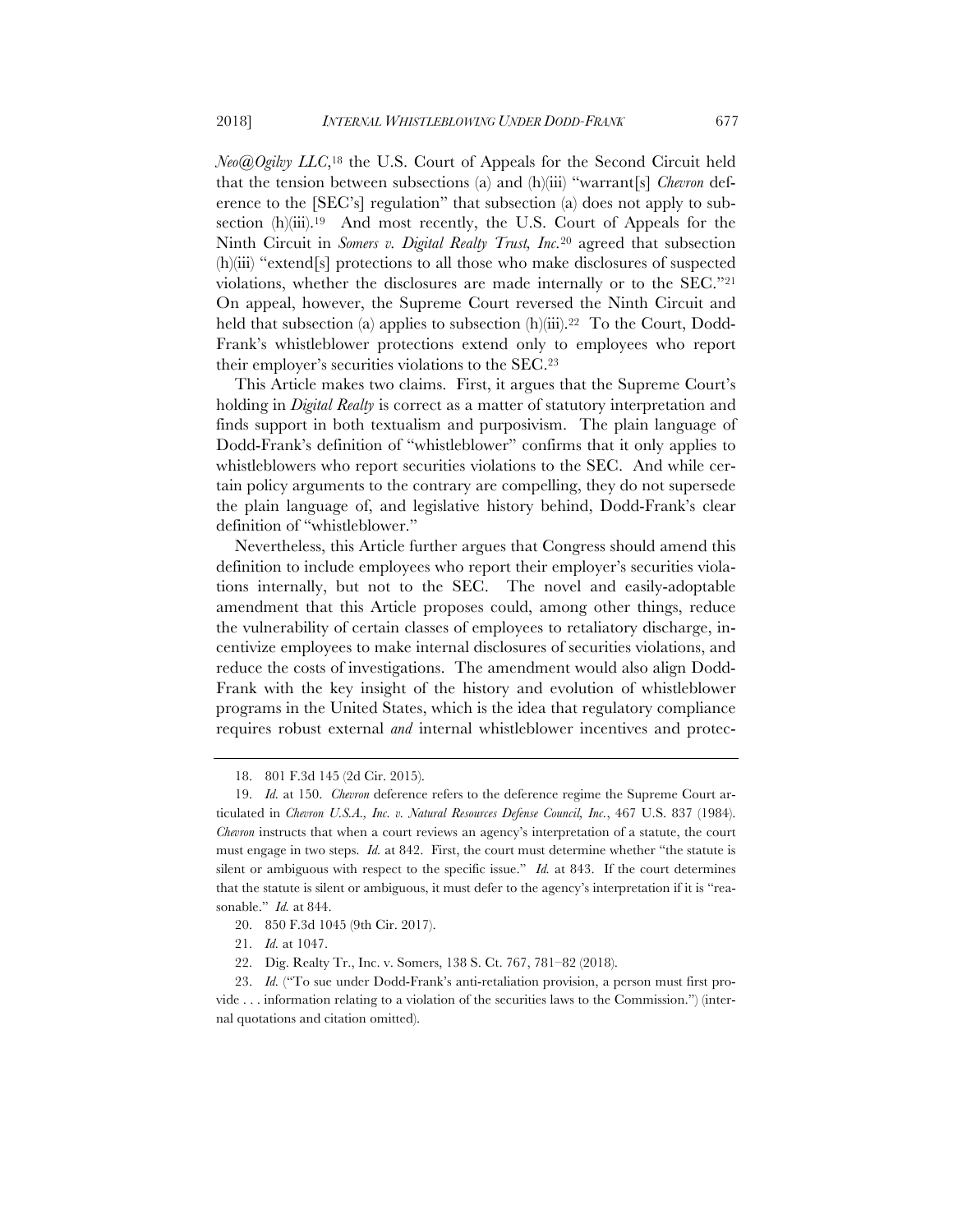*Neo@Ogilvy LLC*,[18] the U.S. Court of Appeals for the Second Circuit held that the tension between subsections (a) and (h)(iii) "warrant[s] *Chevron* deference to the [SEC's] regulation" that subsection (a) does not apply to subsection (h)(iii).[19] And most recently, the U.S. Court of Appeals for the Ninth Circuit in *Somers v. Digital Realty Trust, Inc.*[20] agreed that subsection (h)(iii) "extend[s] protections to all those who make disclosures of suspected violations, whether the disclosures are made internally or to the SEC."[21] On appeal, however, the Supreme Court reversed the Ninth Circuit and held that subsection (a) applies to subsection (h)(iii).[22] To the Court, Dodd-Frank's whistleblower protections extend only to employees who report their employer's securities violations to the SEC.[23]

This Article makes two claims. First, it argues that the Supreme Court's holding in *Digital Realty* is correct as a matter of statutory interpretation and finds support in both textualism and purposivism. The plain language of Dodd-Frank's definition of "whistleblower" confirms that it only applies to whistleblowers who report securities violations to the SEC. And while certain policy arguments to the contrary are compelling, they do not supersede the plain language of, and legislative history behind, Dodd-Frank's clear definition of "whistleblower."

Nevertheless, this Article further argues that Congress should amend this definition to include employees who report their employer's securities violations internally, but not to the SEC. The novel and easily-adoptable amendment that this Article proposes could, among other things, reduce the vulnerability of certain classes of employees to retaliatory discharge, incentivize employees to make internal disclosures of securities violations, and reduce the costs of investigations. The amendment would also align Dodd-Frank with the key insight of the history and evolution of whistleblower programs in the United States, which is the idea that regulatory compliance requires robust external *and* internal whistleblower incentives and protec-

---

18. 801 F.3d 145 (2d Cir. 2015).

19. *Id.* at 150. *Chevron* deference refers to the deference regime the Supreme Court articulated in *Chevron U.S.A., Inc. v. Natural Resources Defense Council, Inc.*, 467 U.S. 837 (1984). *Chevron* instructs that when a court reviews an agency's interpretation of a statute, the court must engage in two steps. *Id.* at 842. First, the court must determine whether "the statute is silent or ambiguous with respect to the specific issue." *Id.* at 843. If the court determines that the statute is silent or ambiguous, it must defer to the agency's interpretation if it is "reasonable." *Id.* at 844.

20. 850 F.3d 1045 (9th Cir. 2017).

21. *Id.* at 1047.

22. Dig. Realty Tr., Inc. v. Somers, 138 S. Ct. 767, 781–82 (2018).

23. *Id.* ("To sue under Dodd-Frank's anti-retaliation provision, a person must first provide . . . information relating to a violation of the securities laws to the Commission.") (internal quotations and citation omitted).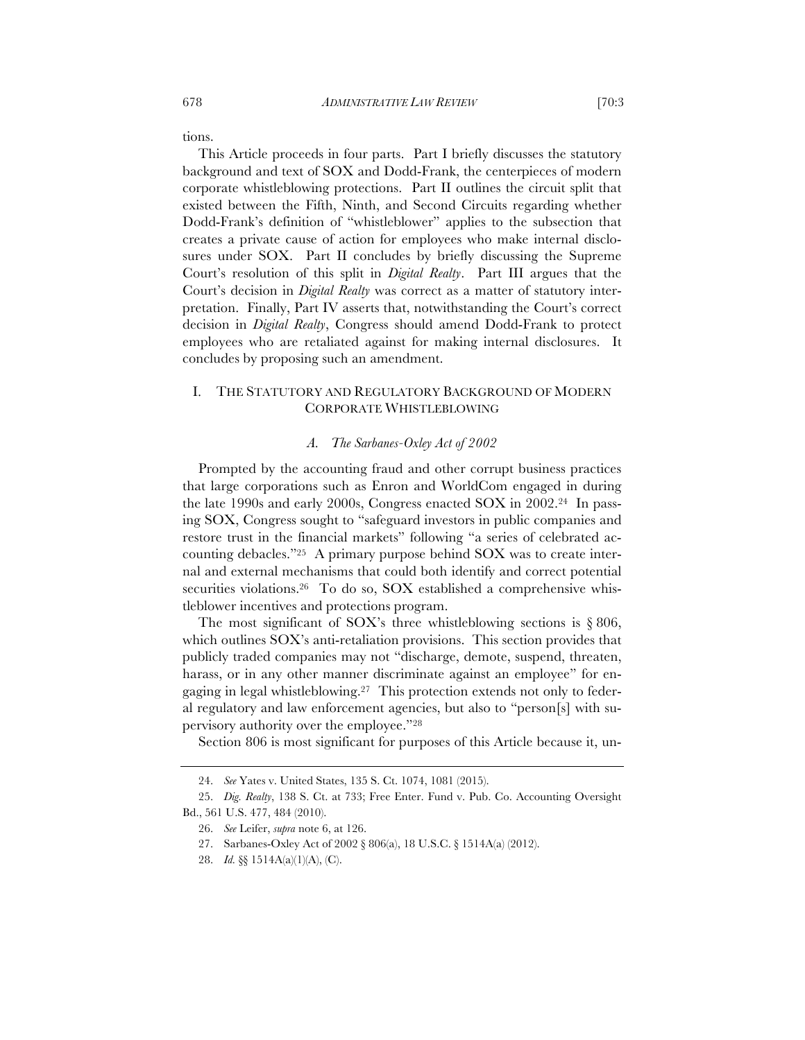tions.

This Article proceeds in four parts. Part I briefly discusses the statutory background and text of SOX and Dodd-Frank, the centerpieces of modern corporate whistleblowing protections. Part II outlines the circuit split that existed between the Fifth, Ninth, and Second Circuits regarding whether Dodd-Frank's definition of "whistleblower" applies to the subsection that creates a private cause of action for employees who make internal disclosures under SOX. Part II concludes by briefly discussing the Supreme Court's resolution of this split in *Digital Realty*. Part III argues that the Court's decision in *Digital Realty* was correct as a matter of statutory interpretation. Finally, Part IV asserts that, notwithstanding the Court's correct decision in *Digital Realty*, Congress should amend Dodd-Frank to protect employees who are retaliated against for making internal disclosures. It concludes by proposing such an amendment.

## I. THE STATUTORY AND REGULATORY BACKGROUND OF MODERN CORPORATE WHISTLEBLOWING

### *A. The Sarbanes-Oxley Act of 2002*

Prompted by the accounting fraud and other corrupt business practices that large corporations such as Enron and WorldCom engaged in during the late 1990s and early 2000s, Congress enacted SOX in 2002.[24] In passing SOX, Congress sought to "safeguard investors in public companies and restore trust in the financial markets" following "a series of celebrated accounting debacles."[25] A primary purpose behind SOX was to create internal and external mechanisms that could both identify and correct potential securities violations.[26] To do so, SOX established a comprehensive whistleblower incentives and protections program.

The most significant of SOX's three whistleblowing sections is § 806, which outlines SOX's anti-retaliation provisions. This section provides that publicly traded companies may not "discharge, demote, suspend, threaten, harass, or in any other manner discriminate against an employee" for engaging in legal whistleblowing.[27] This protection extends not only to federal regulatory and law enforcement agencies, but also to "person[s] with supervisory authority over the employee."[28]

Section 806 is most significant for purposes of this Article because it, un-

---

24. *See* Yates v. United States, 135 S. Ct. 1074, 1081 (2015).

25. *Dig. Realty*, 138 S. Ct. at 733; Free Enter. Fund v. Pub. Co. Accounting Oversight Bd., 561 U.S. 477, 484 (2010).

26. *See* Leifer, *supra* note 6, at 126.

27. Sarbanes-Oxley Act of 2002 § 806(a), 18 U.S.C. § 1514A(a) (2012).

28. *Id.* §§ 1514A(a)(1)(A), (C).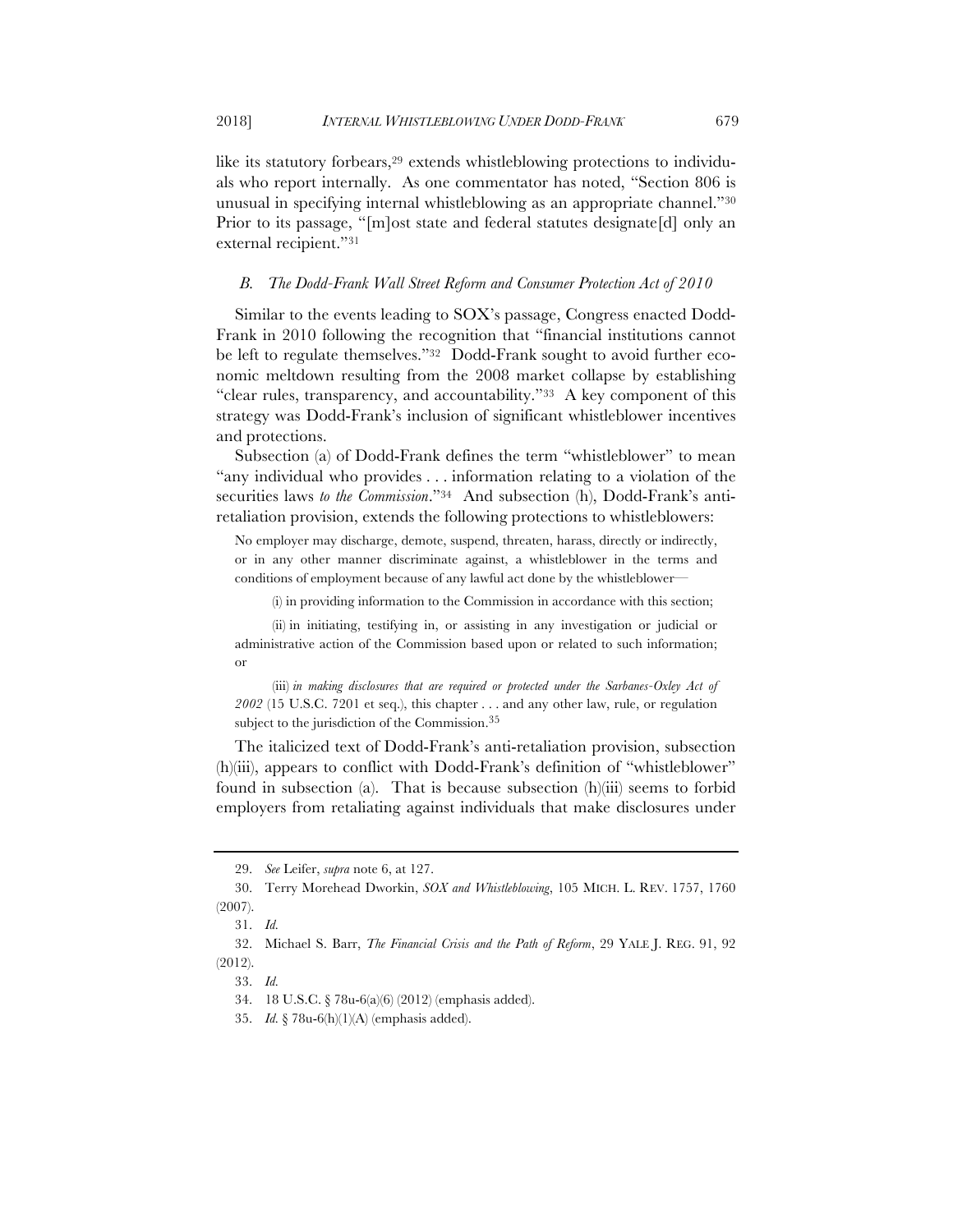like its statutory forbears,[29] extends whistleblowing protections to individuals who report internally. As one commentator has noted, "Section 806 is unusual in specifying internal whistleblowing as an appropriate channel."[30] Prior to its passage, "[m]ost state and federal statutes designate[d] only an external recipient."[31]

### *B. The Dodd-Frank Wall Street Reform and Consumer Protection Act of 2010*

Similar to the events leading to SOX's passage, Congress enacted Dodd-Frank in 2010 following the recognition that "financial institutions cannot be left to regulate themselves."[32] Dodd-Frank sought to avoid further economic meltdown resulting from the 2008 market collapse by establishing "clear rules, transparency, and accountability."[33] A key component of this strategy was Dodd-Frank's inclusion of significant whistleblower incentives and protections.

Subsection (a) of Dodd-Frank defines the term "whistleblower" to mean "any individual who provides . . . information relating to a violation of the securities laws *to the Commission*."[34] And subsection (h), Dodd-Frank's anti-retaliation provision, extends the following protections to whistleblowers:

> No employer may discharge, demote, suspend, threaten, harass, directly or indirectly, or in any other manner discriminate against, a whistleblower in the terms and conditions of employment because of any lawful act done by the whistleblower—
>
> (i) in providing information to the Commission in accordance with this section;
>
> (ii) in initiating, testifying in, or assisting in any investigation or judicial or administrative action of the Commission based upon or related to such information; or
>
> (iii) *in making disclosures that are required or protected under the Sarbanes-Oxley Act of 2002* (15 U.S.C. 7201 et seq.), this chapter . . . and any other law, rule, or regulation subject to the jurisdiction of the Commission.[35]

The italicized text of Dodd-Frank's anti-retaliation provision, subsection (h)(iii), appears to conflict with Dodd-Frank's definition of "whistleblower" found in subsection (a). That is because subsection (h)(iii) seems to forbid employers from retaliating against individuals that make disclosures under

---

29. *See* Leifer, *supra* note 6, at 127.

30. Terry Morehead Dworkin, *SOX and Whistleblowing*, 105 MICH. L. REV. 1757, 1760 (2007).

31. *Id.*

32. Michael S. Barr, *The Financial Crisis and the Path of Reform*, 29 YALE J. REG. 91, 92 (2012).

33. *Id.*

34. 18 U.S.C. § 78u-6(a)(6) (2012) (emphasis added).

35. *Id.* § 78u-6(h)(1)(A) (emphasis added).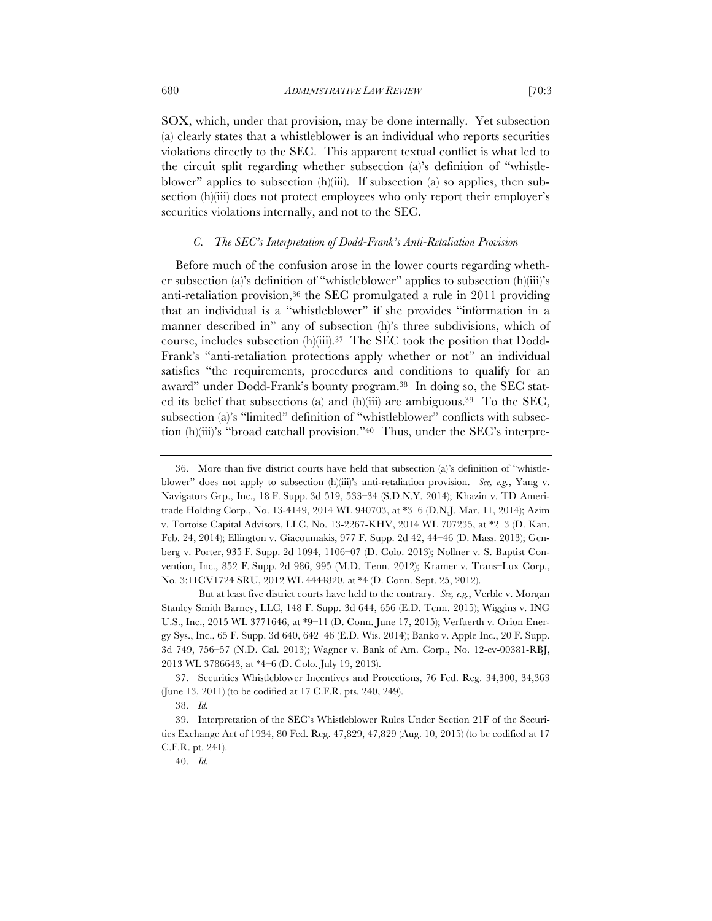SOX, which, under that provision, may be done internally. Yet subsection (a) clearly states that a whistleblower is an individual who reports securities violations directly to the SEC. This apparent textual conflict is what led to the circuit split regarding whether subsection (a)'s definition of "whistleblower" applies to subsection (h)(iii). If subsection (a) so applies, then subsection (h)(iii) does not protect employees who only report their employer's securities violations internally, and not to the SEC.

### *C. The SEC's Interpretation of Dodd-Frank's Anti-Retaliation Provision*

Before much of the confusion arose in the lower courts regarding whether subsection (a)'s definition of "whistleblower" applies to subsection (h)(iii)'s anti-retaliation provision,[36] the SEC promulgated a rule in 2011 providing that an individual is a "whistleblower" if she provides "information in a manner described in" any of subsection (h)'s three subdivisions, which of course, includes subsection (h)(iii).[37] The SEC took the position that Dodd-Frank's "anti-retaliation protections apply whether or not" an individual satisfies "the requirements, procedures and conditions to qualify for an award" under Dodd-Frank's bounty program.[38] In doing so, the SEC stated its belief that subsections (a) and (h)(iii) are ambiguous.[39] To the SEC, subsection (a)'s "limited" definition of "whistleblower" conflicts with subsection (h)(iii)'s "broad catchall provision."[40] Thus, under the SEC's interpre-

---

36. More than five district courts have held that subsection (a)'s definition of "whistleblower" does not apply to subsection (h)(iii)'s anti-retaliation provision. *See, e.g.*, Yang v. Navigators Grp., Inc., 18 F. Supp. 3d 519, 533–34 (S.D.N.Y. 2014); Khazin v. TD Ameritrade Holding Corp., No. 13-4149, 2014 WL 940703, at *3–6 (D.N.J. Mar. 11, 2014); Azim v. Tortoise Capital Advisors, LLC, No. 13-2267-KHV, 2014 WL 707235, at *2–3 (D. Kan. Feb. 24, 2014); Ellington v. Giacoumakis, 977 F. Supp. 2d 42, 44–46 (D. Mass. 2013); Genberg v. Porter, 935 F. Supp. 2d 1094, 1106–07 (D. Colo. 2013); Nollner v. S. Baptist Convention, Inc., 852 F. Supp. 2d 986, 995 (M.D. Tenn. 2012); Kramer v. Trans–Lux Corp., No. 3:11CV1724 SRU, 2012 WL 4444820, at *4 (D. Conn. Sept. 25, 2012).

But at least five district courts have held to the contrary. *See, e.g.*, Verble v. Morgan Stanley Smith Barney, LLC, 148 F. Supp. 3d 644, 656 (E.D. Tenn. 2015); Wiggins v. ING U.S., Inc., 2015 WL 3771646, at *9–11 (D. Conn. June 17, 2015); Verfuerth v. Orion Energy Sys., Inc., 65 F. Supp. 3d 640, 642–46 (E.D. Wis. 2014); Banko v. Apple Inc., 20 F. Supp. 3d 749, 756–57 (N.D. Cal. 2013); Wagner v. Bank of Am. Corp., No. 12-cv-00381-RBJ, 2013 WL 3786643, at *4–6 (D. Colo. July 19, 2013).

37. Securities Whistleblower Incentives and Protections, 76 Fed. Reg. 34,300, 34,363 (June 13, 2011) (to be codified at 17 C.F.R. pts. 240, 249).

38. *Id.*

39. Interpretation of the SEC's Whistleblower Rules Under Section 21F of the Securities Exchange Act of 1934, 80 Fed. Reg. 47,829, 47,829 (Aug. 10, 2015) (to be codified at 17 C.F.R. pt. 241).

40. *Id.*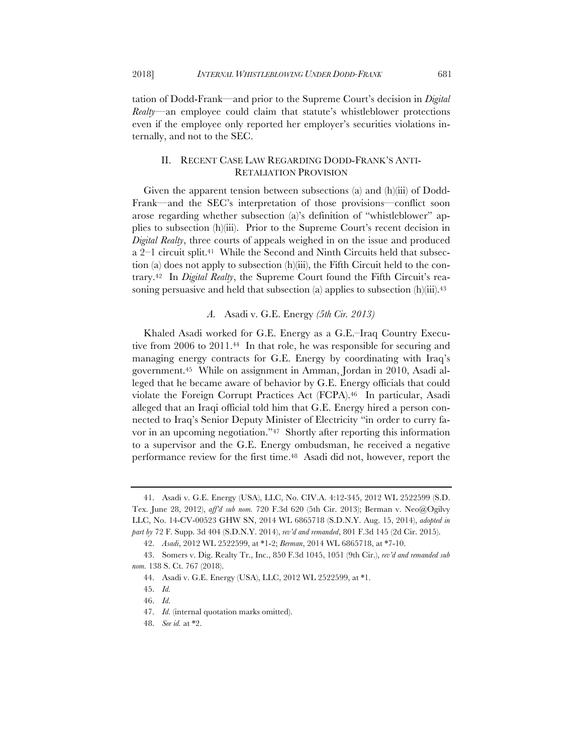tation of Dodd-Frank—and prior to the Supreme Court's decision in *Digital Realty*—an employee could claim that statute's whistleblower protections even if the employee only reported her employer's securities violations internally, and not to the SEC.

## II. RECENT CASE LAW REGARDING DODD-FRANK'S ANTI-RETALIATION PROVISION

Given the apparent tension between subsections (a) and (h)(iii) of Dodd-Frank—and the SEC's interpretation of those provisions—conflict soon arose regarding whether subsection (a)'s definition of "whistleblower" applies to subsection (h)(iii). Prior to the Supreme Court's recent decision in *Digital Realty*, three courts of appeals weighed in on the issue and produced a 2–1 circuit split.[41] While the Second and Ninth Circuits held that subsection (a) does not apply to subsection (h)(iii), the Fifth Circuit held to the contrary.[42] In *Digital Realty*, the Supreme Court found the Fifth Circuit's reasoning persuasive and held that subsection (a) applies to subsection (h)(iii).[43]

### *A.* Asadi v. G.E. Energy *(5th Cir. 2013)*

Khaled Asadi worked for G.E. Energy as a G.E.–Iraq Country Executive from 2006 to 2011.[44] In that role, he was responsible for securing and managing energy contracts for G.E. Energy by coordinating with Iraq's government.[45] While on assignment in Amman, Jordan in 2010, Asadi alleged that he became aware of behavior by G.E. Energy officials that could violate the Foreign Corrupt Practices Act (FCPA).[46] In particular, Asadi alleged that an Iraqi official told him that G.E. Energy hired a person connected to Iraq's Senior Deputy Minister of Electricity "in order to curry favor in an upcoming negotiation."[47] Shortly after reporting this information to a supervisor and the G.E. Energy ombudsman, he received a negative performance review for the first time.[48] Asadi did not, however, report the

---

41. Asadi v. G.E. Energy (USA), LLC, No. CIV.A. 4:12-345, 2012 WL 2522599 (S.D. Tex. June 28, 2012), *aff'd sub nom.* 720 F.3d 620 (5th Cir. 2013); Berman v. Neo@Ogilvy LLC, No. 14-CV-00523 GHW SN, 2014 WL 6865718 (S.D.N.Y. Aug. 15, 2014), *adopted in part by* 72 F. Supp. 3d 404 (S.D.N.Y. 2014), *rev'd and remanded*, 801 F.3d 145 (2d Cir. 2015).

42. *Asadi*, 2012 WL 2522599, at *1-2; *Berman*, 2014 WL 6865718, at *7-10.

43. Somers v. Dig. Realty Tr., Inc., 850 F.3d 1045, 1051 (9th Cir.), *rev'd and remanded sub nom.* 138 S. Ct. 767 (2018).

44. Asadi v. G.E. Energy (USA), LLC, 2012 WL 2522599, at *1.

45. *Id.*

46. *Id.*

47. *Id.* (internal quotation marks omitted).

48. *See id.* at *2.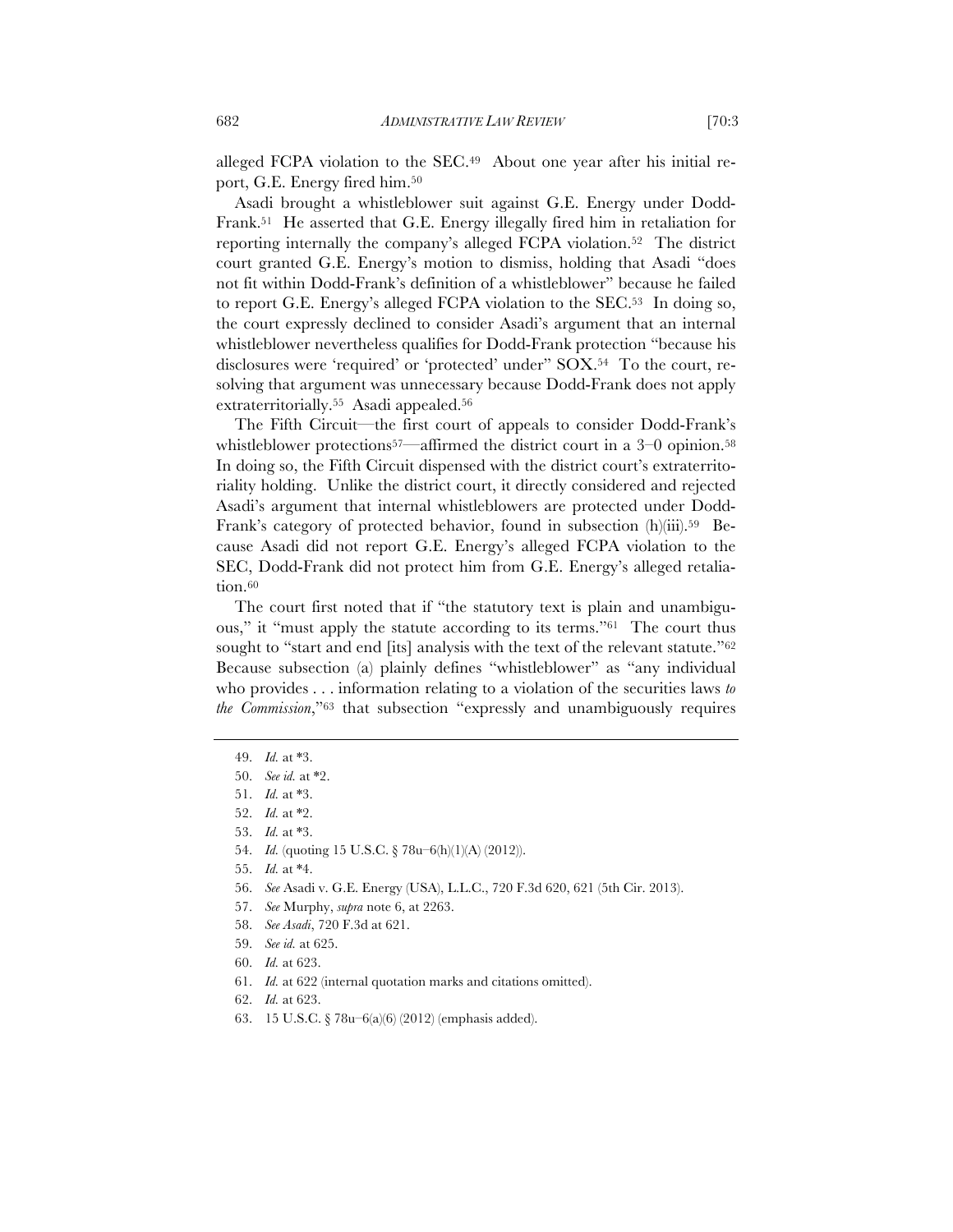alleged FCPA violation to the SEC.[49] About one year after his initial report, G.E. Energy fired him.[50]

Asadi brought a whistleblower suit against G.E. Energy under Dodd-Frank.[51] He asserted that G.E. Energy illegally fired him in retaliation for reporting internally the company's alleged FCPA violation.[52] The district court granted G.E. Energy's motion to dismiss, holding that Asadi "does not fit within Dodd-Frank's definition of a whistleblower" because he failed to report G.E. Energy's alleged FCPA violation to the SEC.[53] In doing so, the court expressly declined to consider Asadi's argument that an internal whistleblower nevertheless qualifies for Dodd-Frank protection "because his disclosures were 'required' or 'protected' under" SOX.[54] To the court, resolving that argument was unnecessary because Dodd-Frank does not apply extraterritorially.[55] Asadi appealed.[56]

The Fifth Circuit—the first court of appeals to consider Dodd-Frank's whistleblower protections[57]—affirmed the district court in a 3–0 opinion.[58] In doing so, the Fifth Circuit dispensed with the district court's extraterritoriality holding. Unlike the district court, it directly considered and rejected Asadi's argument that internal whistleblowers are protected under Dodd-Frank's category of protected behavior, found in subsection (h)(iii).[59] Because Asadi did not report G.E. Energy's alleged FCPA violation to the SEC, Dodd-Frank did not protect him from G.E. Energy's alleged retaliation.[60]

The court first noted that if "the statutory text is plain and unambiguous," it "must apply the statute according to its terms."[61] The court thus sought to "start and end [its] analysis with the text of the relevant statute."[62] Because subsection (a) plainly defines "whistleblower" as "any individual who provides . . . information relating to a violation of the securities laws *to the Commission*,"[63] that subsection "expressly and unambiguously requires

49. *Id.* at *3.

50. *See id.* at *2.

51. *Id.* at *3.

52. *Id.* at *2.

53. *Id.* at *3.

54. *Id.* (quoting 15 U.S.C. § 78u–6(h)(1)(A) (2012)).

55. *Id.* at *4.

56. *See* Asadi v. G.E. Energy (USA), L.L.C., 720 F.3d 620, 621 (5th Cir. 2013).

57. *See* Murphy, *supra* note 6, at 2263.

58. *See Asadi*, 720 F.3d at 621.

59. *See id.* at 625.

60. *Id.* at 623.

61. *Id.* at 622 (internal quotation marks and citations omitted).

62. *Id.* at 623.

63. 15 U.S.C. § 78u–6(a)(6) (2012) (emphasis added).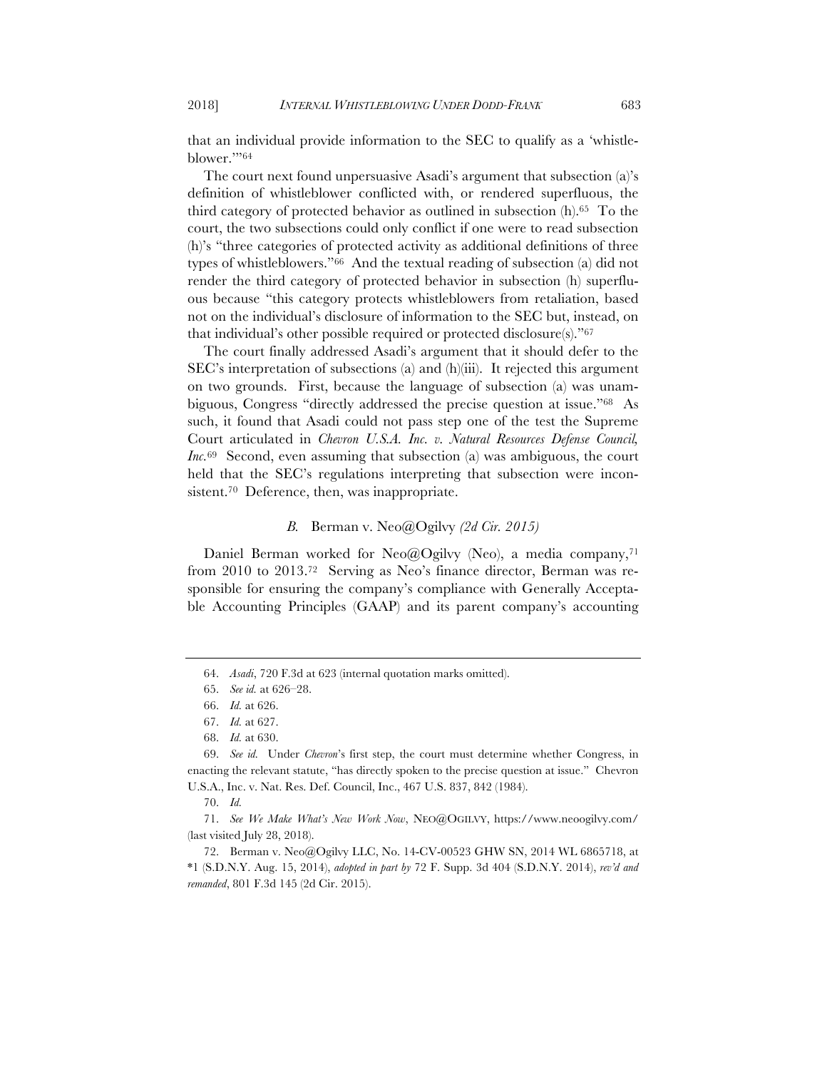that an individual provide information to the SEC to qualify as a 'whistleblower.'"[64]

The court next found unpersuasive Asadi's argument that subsection (a)'s definition of whistleblower conflicted with, or rendered superfluous, the third category of protected behavior as outlined in subsection (h).[65] To the court, the two subsections could only conflict if one were to read subsection (h)'s "three categories of protected activity as additional definitions of three types of whistleblowers."[66] And the textual reading of subsection (a) did not render the third category of protected behavior in subsection (h) superfluous because "this category protects whistleblowers from retaliation, based not on the individual's disclosure of information to the SEC but, instead, on that individual's other possible required or protected disclosure(s)."[67]

The court finally addressed Asadi's argument that it should defer to the SEC's interpretation of subsections (a) and (h)(iii). It rejected this argument on two grounds. First, because the language of subsection (a) was unambiguous, Congress "directly addressed the precise question at issue."[68] As such, it found that Asadi could not pass step one of the test the Supreme Court articulated in *Chevron U.S.A. Inc. v. Natural Resources Defense Council, Inc.*[69] Second, even assuming that subsection (a) was ambiguous, the court held that the SEC's regulations interpreting that subsection were inconsistent.[70] Deference, then, was inappropriate.

### *B.* Berman v. Neo@Ogilvy *(2d Cir. 2015)*

Daniel Berman worked for Neo@Ogilvy (Neo), a media company,[71] from 2010 to 2013.[72] Serving as Neo's finance director, Berman was responsible for ensuring the company's compliance with Generally Acceptable Accounting Principles (GAAP) and its parent company's accounting

---

64. *Asadi*, 720 F.3d at 623 (internal quotation marks omitted).

65. *See id.* at 626–28.

66. *Id.* at 626.

67. *Id.* at 627.

68. *Id.* at 630.

69. *See id.* Under *Chevron*'s first step, the court must determine whether Congress, in enacting the relevant statute, "has directly spoken to the precise question at issue." Chevron U.S.A., Inc. v. Nat. Res. Def. Council, Inc., 467 U.S. 837, 842 (1984).

70. *Id.*

71. *See We Make What's New Work Now*, NEO@OGILVY, https://www.neoogilvy.com/ (last visited July 28, 2018).

72. Berman v. Neo@Ogilvy LLC, No. 14-CV-00523 GHW SN, 2014 WL 6865718, at *1 (S.D.N.Y. Aug. 15, 2014), *adopted in part by* 72 F. Supp. 3d 404 (S.D.N.Y. 2014), *rev'd and remanded*, 801 F.3d 145 (2d Cir. 2015).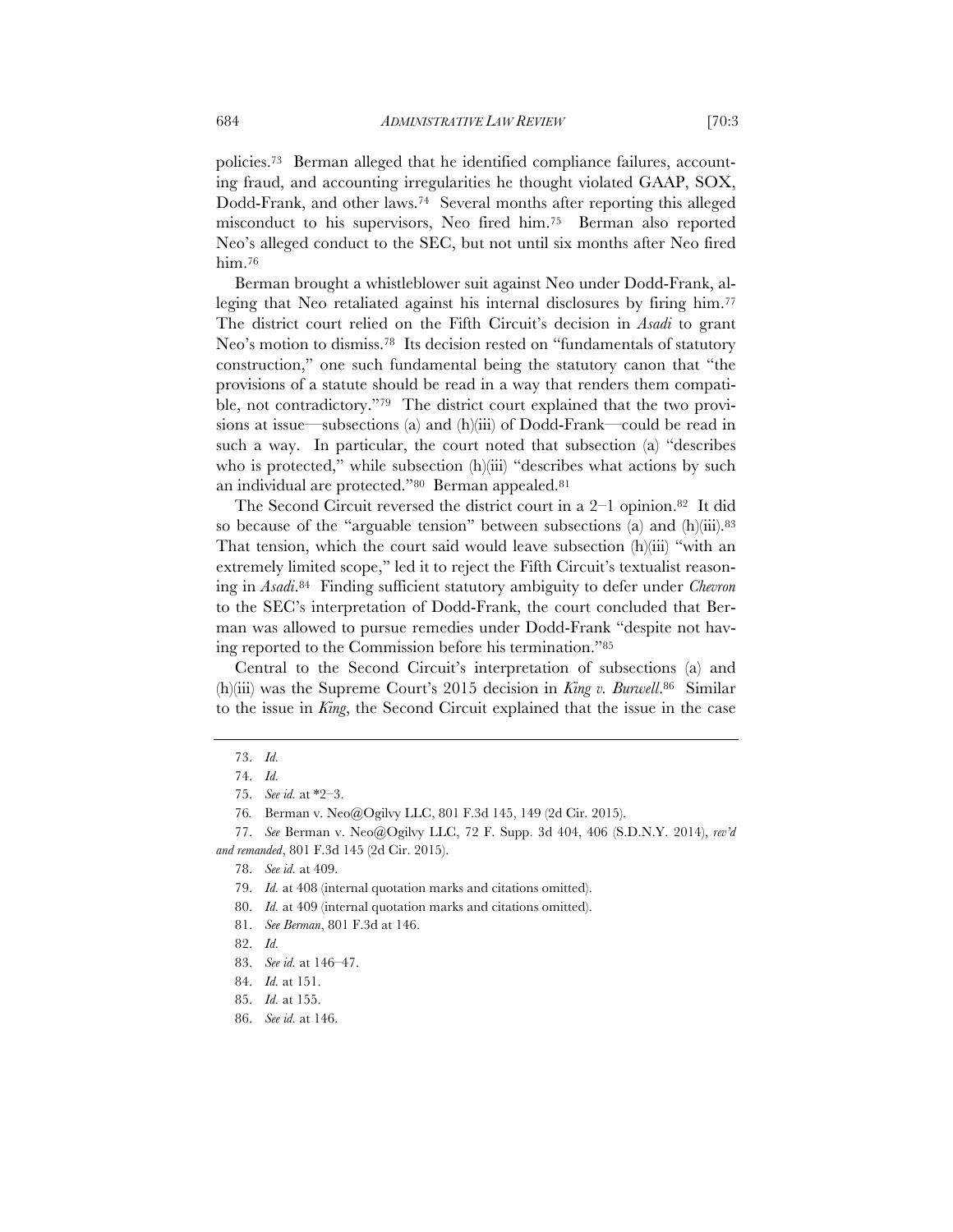policies.[73] Berman alleged that he identified compliance failures, accounting fraud, and accounting irregularities he thought violated GAAP, SOX, Dodd-Frank, and other laws.[74] Several months after reporting this alleged misconduct to his supervisors, Neo fired him.[75] Berman also reported Neo's alleged conduct to the SEC, but not until six months after Neo fired him.[76]

Berman brought a whistleblower suit against Neo under Dodd-Frank, alleging that Neo retaliated against his internal disclosures by firing him.[77] The district court relied on the Fifth Circuit's decision in *Asadi* to grant Neo's motion to dismiss.[78] Its decision rested on "fundamentals of statutory construction," one such fundamental being the statutory canon that "the provisions of a statute should be read in a way that renders them compatible, not contradictory."[79] The district court explained that the two provisions at issue—subsections (a) and (h)(iii) of Dodd-Frank—could be read in such a way. In particular, the court noted that subsection (a) "describes who is protected," while subsection (h)(iii) "describes what actions by such an individual are protected."[80] Berman appealed.[81]

The Second Circuit reversed the district court in a 2–1 opinion.[82] It did so because of the "arguable tension" between subsections (a) and (h)(iii).[83] That tension, which the court said would leave subsection (h)(iii) "with an extremely limited scope," led it to reject the Fifth Circuit's textualist reasoning in *Asadi*.[84] Finding sufficient statutory ambiguity to defer under *Chevron* to the SEC's interpretation of Dodd-Frank, the court concluded that Berman was allowed to pursue remedies under Dodd-Frank "despite not having reported to the Commission before his termination."[85]

Central to the Second Circuit's interpretation of subsections (a) and (h)(iii) was the Supreme Court's 2015 decision in *King v. Burwell*.[86] Similar to the issue in *King*, the Second Circuit explained that the issue in the case

---

73. *Id.*

74. *Id.*

75. *See id.* at *2–3.

76. Berman v. Neo@Ogilvy LLC, 801 F.3d 145, 149 (2d Cir. 2015).

77. *See* Berman v. Neo@Ogilvy LLC, 72 F. Supp. 3d 404, 406 (S.D.N.Y. 2014), *rev'd and remanded*, 801 F.3d 145 (2d Cir. 2015).

78. *See id.* at 409.

79. *Id.* at 408 (internal quotation marks and citations omitted).

80. *Id.* at 409 (internal quotation marks and citations omitted).

81. *See Berman*, 801 F.3d at 146.

82. *Id.*

83. *See id.* at 146–47.

84. *Id.* at 151.

85. *Id.* at 155.

86. *See id.* at 146.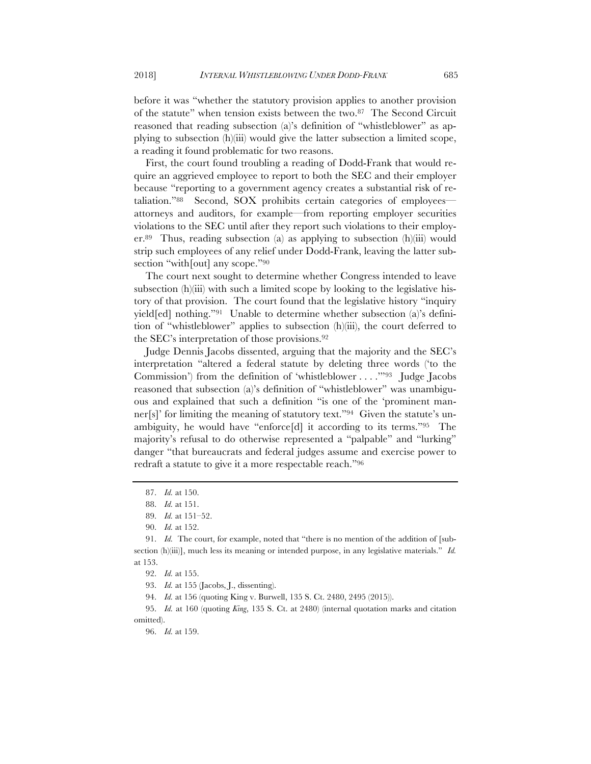before it was "whether the statutory provision applies to another provision of the statute" when tension exists between the two.[87] The Second Circuit reasoned that reading subsection (a)'s definition of "whistleblower" as applying to subsection (h)(iii) would give the latter subsection a limited scope, a reading it found problematic for two reasons.

First, the court found troubling a reading of Dodd-Frank that would require an aggrieved employee to report to both the SEC and their employer because "reporting to a government agency creates a substantial risk of retaliation."[88] Second, SOX prohibits certain categories of employees—attorneys and auditors, for example—from reporting employer securities violations to the SEC until after they report such violations to their employer.[89] Thus, reading subsection (a) as applying to subsection (h)(iii) would strip such employees of any relief under Dodd-Frank, leaving the latter subsection "with[out] any scope."[90]

The court next sought to determine whether Congress intended to leave subsection (h)(iii) with such a limited scope by looking to the legislative history of that provision. The court found that the legislative history "inquiry yield[ed] nothing."[91] Unable to determine whether subsection (a)'s definition of "whistleblower" applies to subsection (h)(iii), the court deferred to the SEC's interpretation of those provisions.[92]

Judge Dennis Jacobs dissented, arguing that the majority and the SEC's interpretation "altered a federal statute by deleting three words ('to the Commission') from the definition of 'whistleblower . . . .'"[93] Judge Jacobs reasoned that subsection (a)'s definition of "whistleblower" was unambiguous and explained that such a definition "is one of the 'prominent manner[s]' for limiting the meaning of statutory text."[94] Given the statute's unambiguity, he would have "enforce[d] it according to its terms."[95] The majority's refusal to do otherwise represented a "palpable" and "lurking" danger "that bureaucrats and federal judges assume and exercise power to redraft a statute to give it a more respectable reach."[96]

---

87. *Id.* at 150.

88. *Id.* at 151.

89. *Id.* at 151–52.

90. *Id.* at 152.

91. *Id.* The court, for example, noted that "there is no mention of the addition of [subsection (h)(iii)], much less its meaning or intended purpose, in any legislative materials." *Id.* at 153.

92. *Id.* at 155.

93. *Id.* at 155 (Jacobs, J., dissenting).

94. *Id.* at 156 (quoting King v. Burwell, 135 S. Ct. 2480, 2495 (2015)).

95. *Id.* at 160 (quoting *King*, 135 S. Ct. at 2480) (internal quotation marks and citation omitted).

96. *Id.* at 159.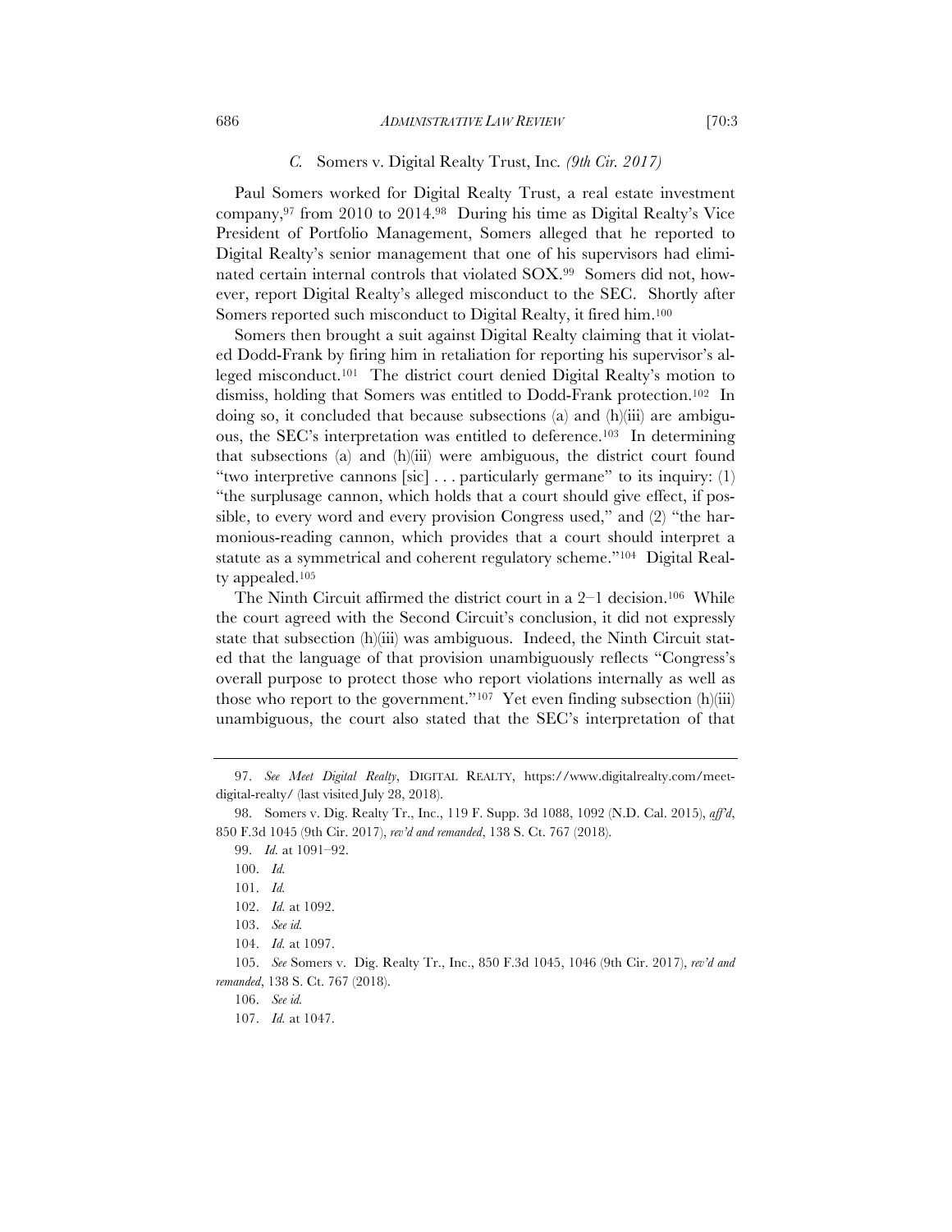### *C.* Somers v. Digital Realty Trust, Inc. *(9th Cir. 2017)*

Paul Somers worked for Digital Realty Trust, a real estate investment company,[97] from 2010 to 2014.[98] During his time as Digital Realty's Vice President of Portfolio Management, Somers alleged that he reported to Digital Realty's senior management that one of his supervisors had eliminated certain internal controls that violated SOX.[99] Somers did not, however, report Digital Realty's alleged misconduct to the SEC. Shortly after Somers reported such misconduct to Digital Realty, it fired him.[100]

Somers then brought a suit against Digital Realty claiming that it violated Dodd-Frank by firing him in retaliation for reporting his supervisor's alleged misconduct.[101] The district court denied Digital Realty's motion to dismiss, holding that Somers was entitled to Dodd-Frank protection.[102] In doing so, it concluded that because subsections (a) and (h)(iii) are ambiguous, the SEC's interpretation was entitled to deference.[103] In determining that subsections (a) and (h)(iii) were ambiguous, the district court found "two interpretive cannons [sic] . . . particularly germane" to its inquiry: (1) "the surplusage cannon, which holds that a court should give effect, if possible, to every word and every provision Congress used," and (2) "the harmonious-reading cannon, which provides that a court should interpret a statute as a symmetrical and coherent regulatory scheme."[104] Digital Realty appealed.[105]

The Ninth Circuit affirmed the district court in a 2–1 decision.[106] While the court agreed with the Second Circuit's conclusion, it did not expressly state that subsection (h)(iii) was ambiguous. Indeed, the Ninth Circuit stated that the language of that provision unambiguously reflects "Congress's overall purpose to protect those who report violations internally as well as those who report to the government."[107] Yet even finding subsection (h)(iii) unambiguous, the court also stated that the SEC's interpretation of that

---

97. *See Meet Digital Realty*, DIGITAL REALTY, https://www.digitalrealty.com/meet-digital-realty/ (last visited July 28, 2018).

98. Somers v. Dig. Realty Tr., Inc., 119 F. Supp. 3d 1088, 1092 (N.D. Cal. 2015), *aff'd*, 850 F.3d 1045 (9th Cir. 2017), *rev'd and remanded*, 138 S. Ct. 767 (2018).

99. *Id.* at 1091–92.

100. *Id.*

101. *Id.*

102. *Id.* at 1092.

103. *See id.*

104. *Id.* at 1097.

105. *See* Somers v. Dig. Realty Tr., Inc., 850 F.3d 1045, 1046 (9th Cir. 2017), *rev'd and remanded*, 138 S. Ct. 767 (2018).

106. *See id.*

107. *Id.* at 1047.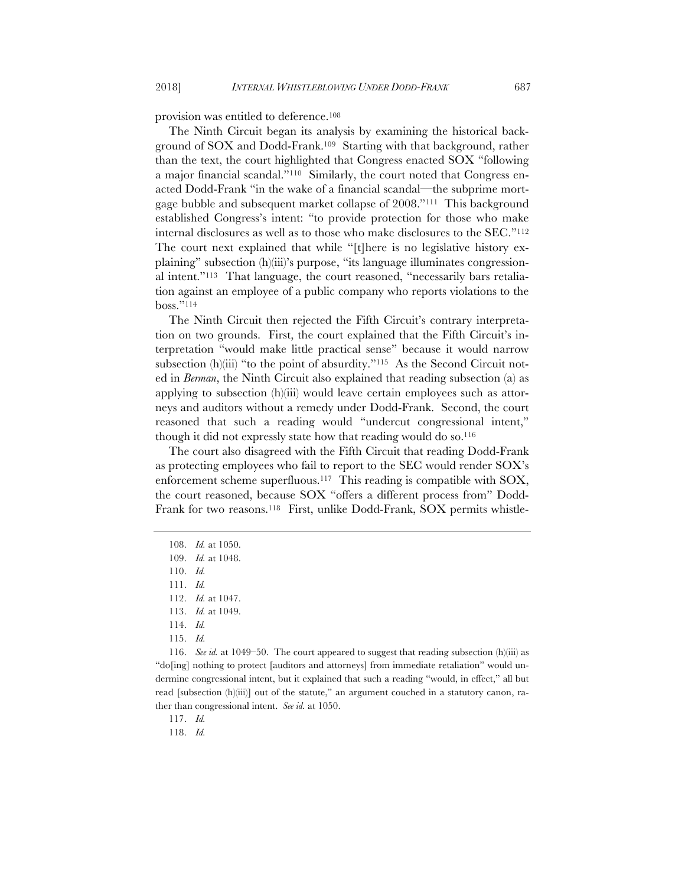provision was entitled to deference.[108]

The Ninth Circuit began its analysis by examining the historical background of SOX and Dodd-Frank.[109] Starting with that background, rather than the text, the court highlighted that Congress enacted SOX "following a major financial scandal."[110] Similarly, the court noted that Congress enacted Dodd-Frank "in the wake of a financial scandal—the subprime mortgage bubble and subsequent market collapse of 2008."[111] This background established Congress's intent: "to provide protection for those who make internal disclosures as well as to those who make disclosures to the SEC."[112] The court next explained that while "[t]here is no legislative history explaining" subsection (h)(iii)'s purpose, "its language illuminates congressional intent."[113] That language, the court reasoned, "necessarily bars retaliation against an employee of a public company who reports violations to the boss."[114]

The Ninth Circuit then rejected the Fifth Circuit's contrary interpretation on two grounds. First, the court explained that the Fifth Circuit's interpretation "would make little practical sense" because it would narrow subsection (h)(iii) "to the point of absurdity."[115] As the Second Circuit noted in *Berman*, the Ninth Circuit also explained that reading subsection (a) as applying to subsection (h)(iii) would leave certain employees such as attorneys and auditors without a remedy under Dodd-Frank. Second, the court reasoned that such a reading would "undercut congressional intent," though it did not expressly state how that reading would do so.[116]

The court also disagreed with the Fifth Circuit that reading Dodd-Frank as protecting employees who fail to report to the SEC would render SOX's enforcement scheme superfluous.[117] This reading is compatible with SOX, the court reasoned, because SOX "offers a different process from" Dodd-Frank for two reasons.[118] First, unlike Dodd-Frank, SOX permits whistle-

---

108. *Id.* at 1050.

109. *Id.* at 1048.

110. *Id.*

111. *Id.*

112. *Id.* at 1047.

113. *Id.* at 1049.

114. *Id.*

115. *Id.*

116. *See id.* at 1049–50. The court appeared to suggest that reading subsection (h)(iii) as "do[ing] nothing to protect [auditors and attorneys] from immediate retaliation" would undermine congressional intent, but it explained that such a reading "would, in effect," all but read [subsection (h)(iii)] out of the statute," an argument couched in a statutory canon, rather than congressional intent. *See id.* at 1050.

117. *Id.*

118. *Id.*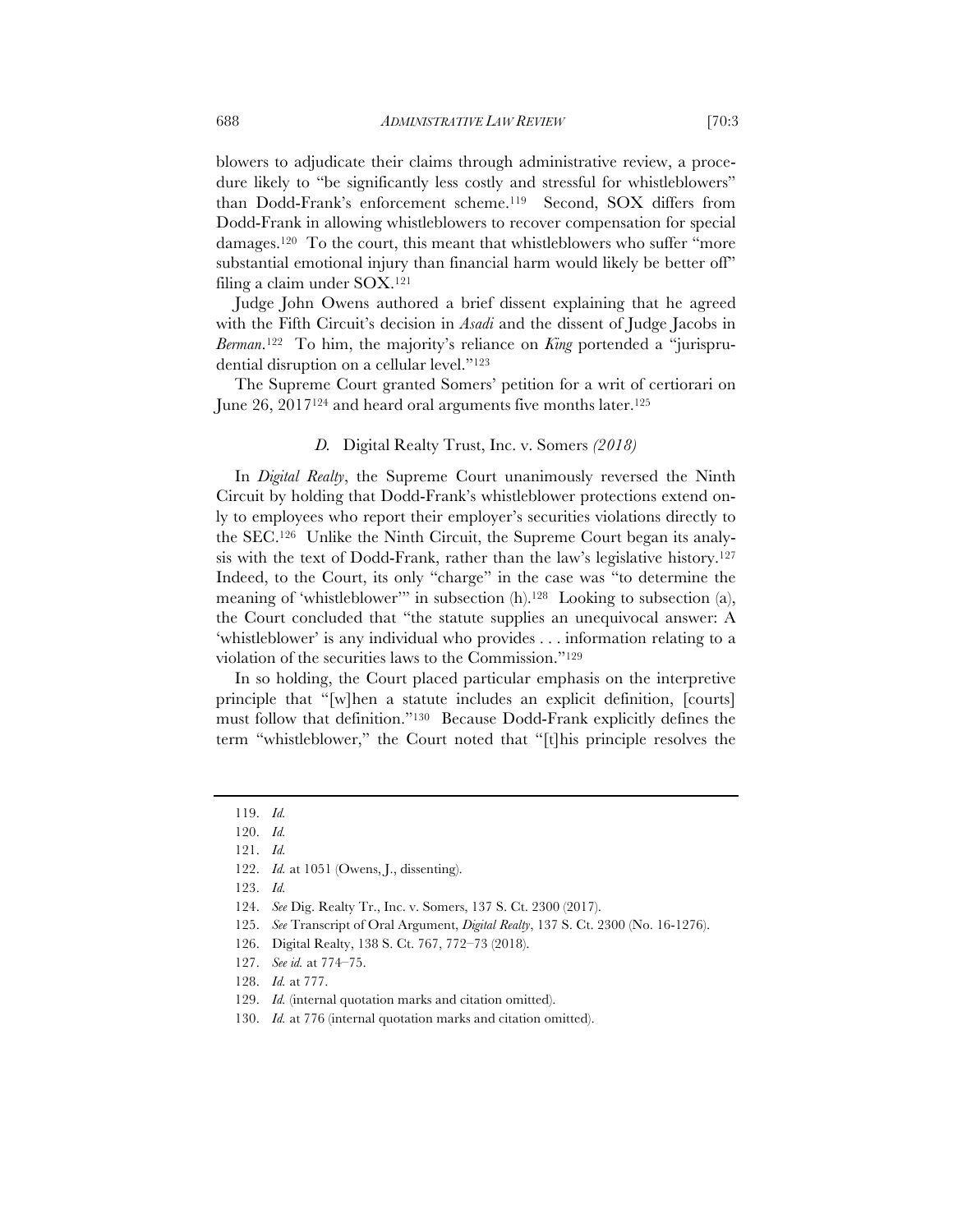blowers to adjudicate their claims through administrative review, a procedure likely to "be significantly less costly and stressful for whistleblowers" than Dodd-Frank's enforcement scheme.[119] Second, SOX differs from Dodd-Frank in allowing whistleblowers to recover compensation for special damages.[120] To the court, this meant that whistleblowers who suffer "more substantial emotional injury than financial harm would likely be better off" filing a claim under SOX.[121]

Judge John Owens authored a brief dissent explaining that he agreed with the Fifth Circuit's decision in *Asadi* and the dissent of Judge Jacobs in *Berman*.[122] To him, the majority's reliance on *King* portended a "jurisprudential disruption on a cellular level."[123]

The Supreme Court granted Somers' petition for a writ of certiorari on June 26, 2017[124] and heard oral arguments five months later.[125]

### *D.* Digital Realty Trust, Inc. v. Somers *(2018)*

In *Digital Realty*, the Supreme Court unanimously reversed the Ninth Circuit by holding that Dodd-Frank's whistleblower protections extend only to employees who report their employer's securities violations directly to the SEC.[126] Unlike the Ninth Circuit, the Supreme Court began its analysis with the text of Dodd-Frank, rather than the law's legislative history.[127] Indeed, to the Court, its only "charge" in the case was "to determine the meaning of 'whistleblower'" in subsection (h).[128] Looking to subsection (a), the Court concluded that "the statute supplies an unequivocal answer: A 'whistleblower' is any individual who provides . . . information relating to a violation of the securities laws to the Commission."[129]

In so holding, the Court placed particular emphasis on the interpretive principle that "[w]hen a statute includes an explicit definition, [courts] must follow that definition."[130] Because Dodd-Frank explicitly defines the term "whistleblower," the Court noted that "[t]his principle resolves the

---

119. *Id.*

120. *Id.*

121. *Id.*

122. *Id.* at 1051 (Owens, J., dissenting).

123. *Id.*

124. *See* Dig. Realty Tr., Inc. v. Somers, 137 S. Ct. 2300 (2017).

125. *See* Transcript of Oral Argument, *Digital Realty*, 137 S. Ct. 2300 (No. 16-1276).

126. Digital Realty, 138 S. Ct. 767, 772–73 (2018).

127. *See id.* at 774–75.

128. *Id.* at 777.

129. *Id.* (internal quotation marks and citation omitted).

130. *Id.* at 776 (internal quotation marks and citation omitted).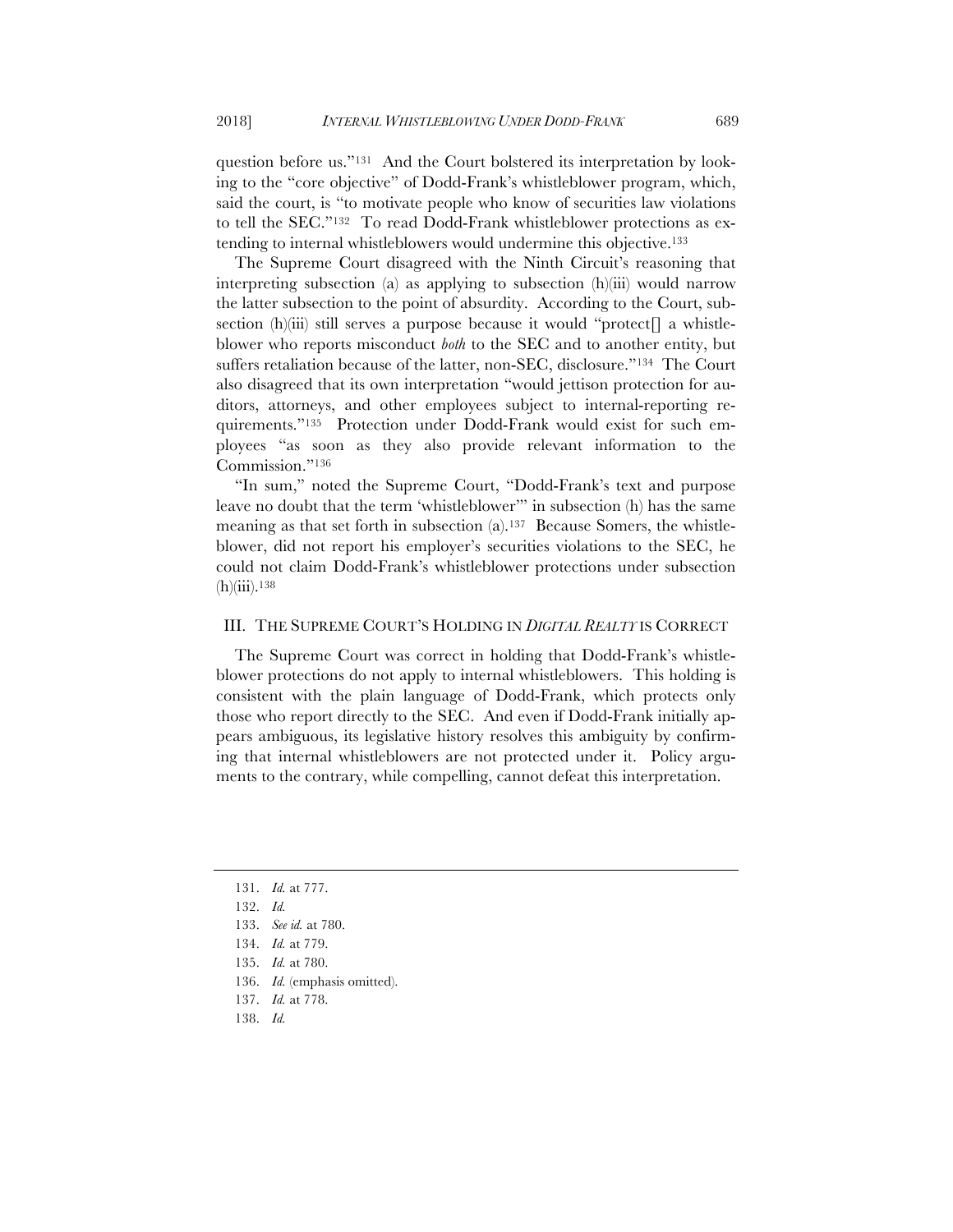question before us."[131] And the Court bolstered its interpretation by looking to the "core objective" of Dodd-Frank's whistleblower program, which, said the court, is "to motivate people who know of securities law violations to tell the SEC."[132] To read Dodd-Frank whistleblower protections as extending to internal whistleblowers would undermine this objective.[133]

The Supreme Court disagreed with the Ninth Circuit's reasoning that interpreting subsection (a) as applying to subsection (h)(iii) would narrow the latter subsection to the point of absurdity. According to the Court, subsection (h)(iii) still serves a purpose because it would "protect[] a whistleblower who reports misconduct *both* to the SEC and to another entity, but suffers retaliation because of the latter, non-SEC, disclosure."[134] The Court also disagreed that its own interpretation "would jettison protection for auditors, attorneys, and other employees subject to internal-reporting requirements."[135] Protection under Dodd-Frank would exist for such employees "as soon as they also provide relevant information to the Commission."[136]

"In sum," noted the Supreme Court, "Dodd-Frank's text and purpose leave no doubt that the term 'whistleblower'" in subsection (h) has the same meaning as that set forth in subsection (a).[137] Because Somers, the whistleblower, did not report his employer's securities violations to the SEC, he could not claim Dodd-Frank's whistleblower protections under subsection (h)(iii).[138]

## III. THE SUPREME COURT'S HOLDING IN *DIGITAL REALTY* IS CORRECT

The Supreme Court was correct in holding that Dodd-Frank's whistleblower protections do not apply to internal whistleblowers. This holding is consistent with the plain language of Dodd-Frank, which protects only those who report directly to the SEC. And even if Dodd-Frank initially appears ambiguous, its legislative history resolves this ambiguity by confirming that internal whistleblowers are not protected under it. Policy arguments to the contrary, while compelling, cannot defeat this interpretation.

---

131. *Id.* at 777.

132. *Id.*

133. *See id.* at 780.

134. *Id.* at 779.

135. *Id.* at 780.

136. *Id.* (emphasis omitted).

137. *Id.* at 778.

138. *Id.*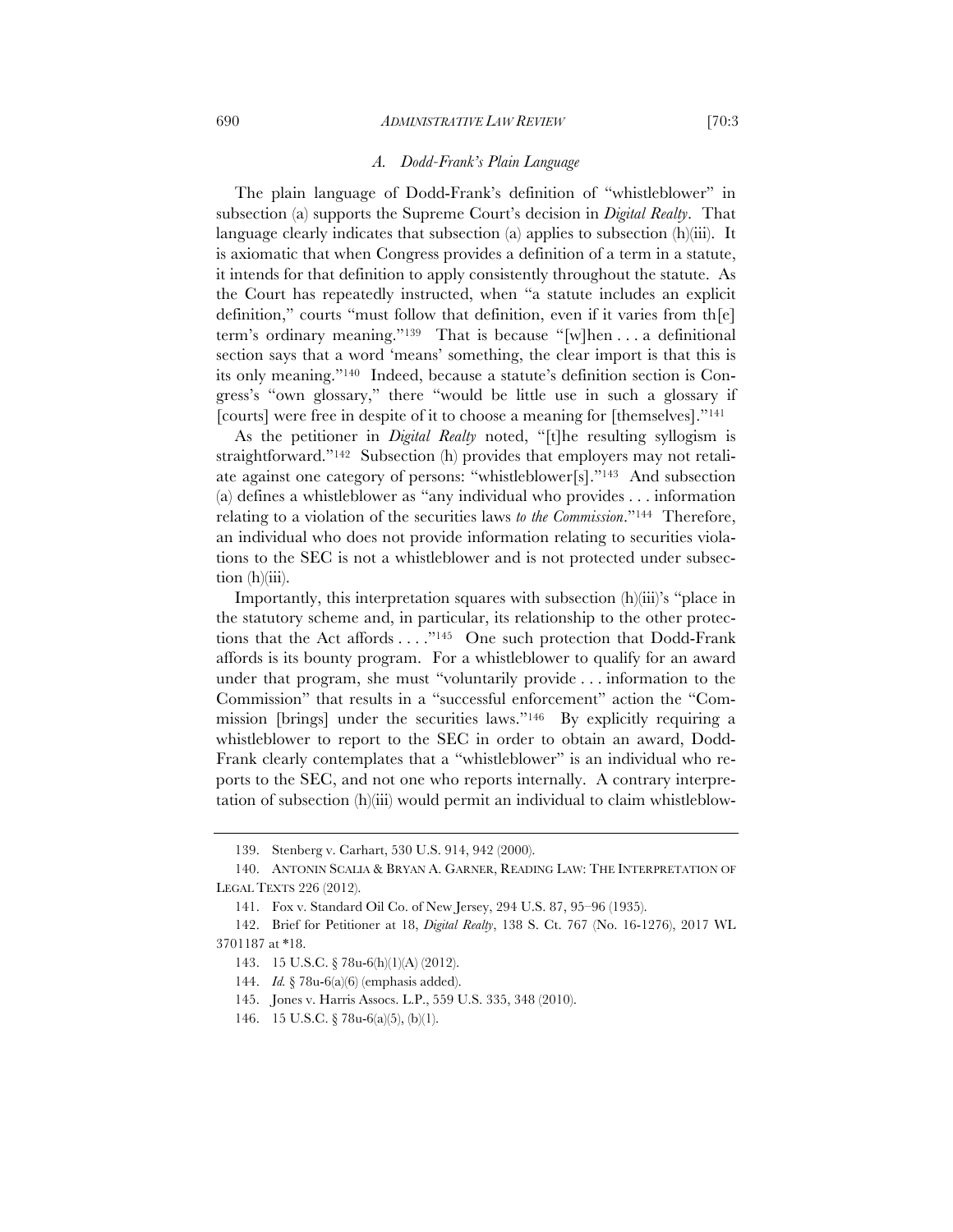### *A. Dodd-Frank's Plain Language*

The plain language of Dodd-Frank's definition of "whistleblower" in subsection (a) supports the Supreme Court's decision in *Digital Realty*. That language clearly indicates that subsection (a) applies to subsection (h)(iii). It is axiomatic that when Congress provides a definition of a term in a statute, it intends for that definition to apply consistently throughout the statute. As the Court has repeatedly instructed, when "a statute includes an explicit definition," courts "must follow that definition, even if it varies from th[e] term's ordinary meaning."[139] That is because "[w]hen . . . a definitional section says that a word 'means' something, the clear import is that this is its only meaning."[140] Indeed, because a statute's definition section is Congress's "own glossary," there "would be little use in such a glossary if [courts] were free in despite of it to choose a meaning for [themselves]."[141]

As the petitioner in *Digital Realty* noted, "[t]he resulting syllogism is straightforward."[142] Subsection (h) provides that employers may not retaliate against one category of persons: "whistleblower[s]."[143] And subsection (a) defines a whistleblower as "any individual who provides . . . information relating to a violation of the securities laws *to the Commission*."[144] Therefore, an individual who does not provide information relating to securities violations to the SEC is not a whistleblower and is not protected under subsection (h)(iii).

Importantly, this interpretation squares with subsection (h)(iii)'s "place in the statutory scheme and, in particular, its relationship to the other protections that the Act affords . . . ."[145] One such protection that Dodd-Frank affords is its bounty program. For a whistleblower to qualify for an award under that program, she must "voluntarily provide . . . information to the Commission" that results in a "successful enforcement" action the "Commission [brings] under the securities laws."[146] By explicitly requiring a whistleblower to report to the SEC in order to obtain an award, Dodd-Frank clearly contemplates that a "whistleblower" is an individual who reports to the SEC, and not one who reports internally. A contrary interpretation of subsection (h)(iii) would permit an individual to claim whistleblow-

---

139. Stenberg v. Carhart, 530 U.S. 914, 942 (2000).

140. ANTONIN SCALIA & BRYAN A. GARNER, READING LAW: THE INTERPRETATION OF LEGAL TEXTS 226 (2012).

141. Fox v. Standard Oil Co. of New Jersey, 294 U.S. 87, 95–96 (1935).

142. Brief for Petitioner at 18, *Digital Realty*, 138 S. Ct. 767 (No. 16-1276), 2017 WL 3701187 at *18.

143. 15 U.S.C. § 78u-6(h)(1)(A) (2012).

144. *Id.* § 78u-6(a)(6) (emphasis added).

145. Jones v. Harris Assocs. L.P., 559 U.S. 335, 348 (2010).

146. 15 U.S.C. § 78u-6(a)(5), (b)(1).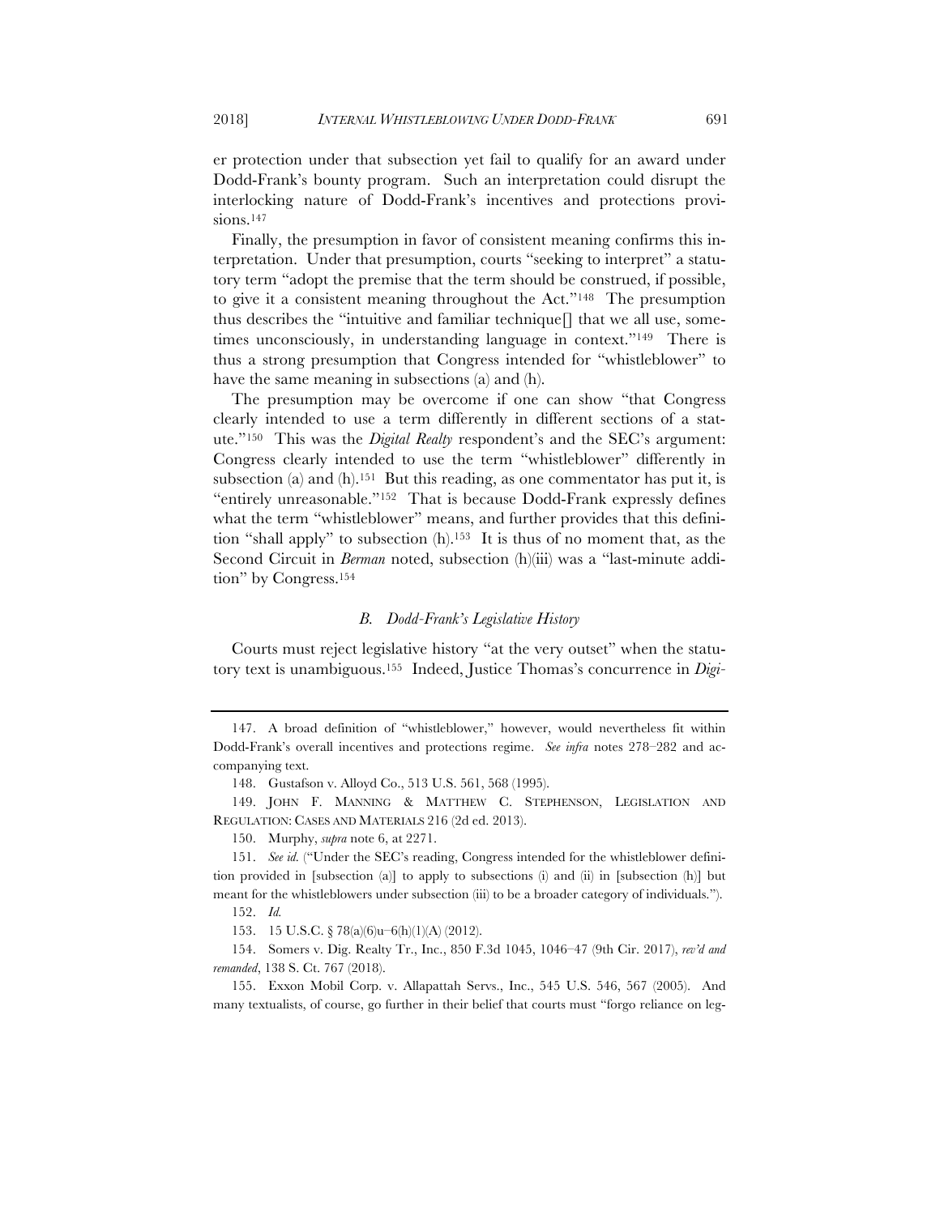er protection under that subsection yet fail to qualify for an award under Dodd-Frank's bounty program. Such an interpretation could disrupt the interlocking nature of Dodd-Frank's incentives and protections provisions.[147]

Finally, the presumption in favor of consistent meaning confirms this interpretation. Under that presumption, courts "seeking to interpret" a statutory term "adopt the premise that the term should be construed, if possible, to give it a consistent meaning throughout the Act."[148] The presumption thus describes the "intuitive and familiar technique[] that we all use, sometimes unconsciously, in understanding language in context."[149] There is thus a strong presumption that Congress intended for "whistleblower" to have the same meaning in subsections (a) and (h).

The presumption may be overcome if one can show "that Congress clearly intended to use a term differently in different sections of a statute."[150] This was the *Digital Realty* respondent's and the SEC's argument: Congress clearly intended to use the term "whistleblower" differently in subsection (a) and (h).[151] But this reading, as one commentator has put it, is "entirely unreasonable."[152] That is because Dodd-Frank expressly defines what the term "whistleblower" means, and further provides that this definition "shall apply" to subsection (h).[153] It is thus of no moment that, as the Second Circuit in *Berman* noted, subsection (h)(iii) was a "last-minute addition" by Congress.[154]

### *B. Dodd-Frank's Legislative History*

Courts must reject legislative history "at the very outset" when the statutory text is unambiguous.[155] Indeed, Justice Thomas's concurrence in *Digi-*

---

147. A broad definition of "whistleblower," however, would nevertheless fit within Dodd-Frank's overall incentives and protections regime. *See infra* notes 278–282 and accompanying text.

148. Gustafson v. Alloyd Co., 513 U.S. 561, 568 (1995).

149. JOHN F. MANNING & MATTHEW C. STEPHENSON, LEGISLATION AND REGULATION: CASES AND MATERIALS 216 (2d ed. 2013).

150. Murphy, *supra* note 6, at 2271.

151. *See id.* ("Under the SEC's reading, Congress intended for the whistleblower definition provided in [subsection (a)] to apply to subsections (i) and (ii) in [subsection (h)] but meant for the whistleblowers under subsection (iii) to be a broader category of individuals.").

152. *Id.*

153. 15 U.S.C. § 78(a)(6)u–6(h)(1)(A) (2012).

154. Somers v. Dig. Realty Tr., Inc., 850 F.3d 1045, 1046–47 (9th Cir. 2017), *rev'd and remanded*, 138 S. Ct. 767 (2018).

155. Exxon Mobil Corp. v. Allapattah Servs., Inc., 545 U.S. 546, 567 (2005). And many textualists, of course, go further in their belief that courts must "forgo reliance on leg-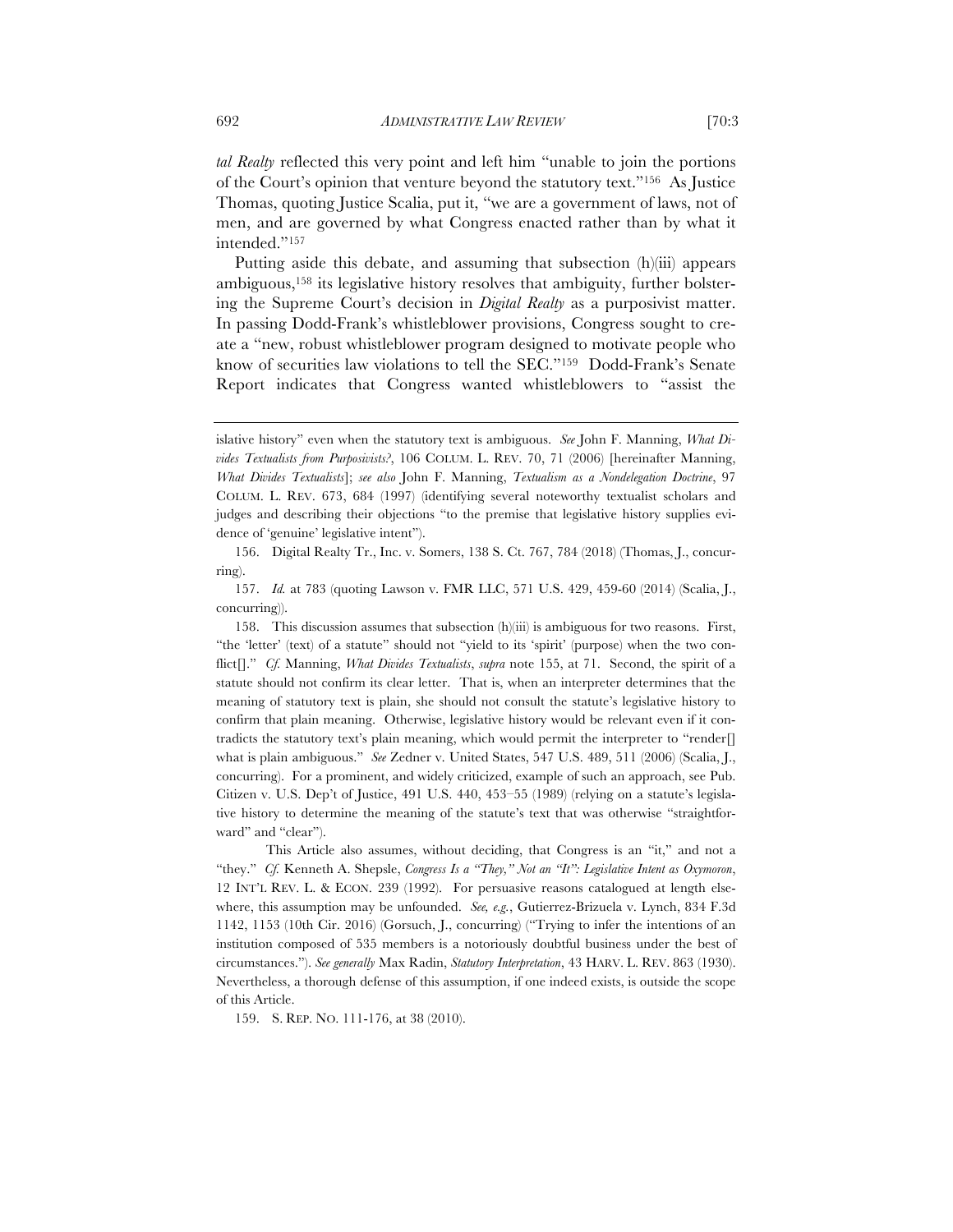*tal Realty* reflected this very point and left him "unable to join the portions of the Court's opinion that venture beyond the statutory text."[156] As Justice Thomas, quoting Justice Scalia, put it, "we are a government of laws, not of men, and are governed by what Congress enacted rather than by what it intended."[157]

Putting aside this debate, and assuming that subsection (h)(iii) appears ambiguous,[158] its legislative history resolves that ambiguity, further bolstering the Supreme Court's decision in *Digital Realty* as a purposivist matter. In passing Dodd-Frank's whistleblower provisions, Congress sought to create a "new, robust whistleblower program designed to motivate people who know of securities law violations to tell the SEC."[159] Dodd-Frank's Senate Report indicates that Congress wanted whistleblowers to "assist the

---

islative history" even when the statutory text is ambiguous. *See* John F. Manning, *What Divides Textualists from Purposivists?*, 106 COLUM. L. REV. 70, 71 (2006) [hereinafter Manning, *What Divides Textualists*]; *see also* John F. Manning, *Textualism as a Nondelegation Doctrine*, 97 COLUM. L. REV. 673, 684 (1997) (identifying several noteworthy textualist scholars and judges and describing their objections "to the premise that legislative history supplies evidence of 'genuine' legislative intent").

156. Digital Realty Tr., Inc. v. Somers, 138 S. Ct. 767, 784 (2018) (Thomas, J., concurring).

157. *Id.* at 783 (quoting Lawson v. FMR LLC, 571 U.S. 429, 459-60 (2014) (Scalia, J., concurring)).

158. This discussion assumes that subsection (h)(iii) is ambiguous for two reasons. First, "the 'letter' (text) of a statute" should not "yield to its 'spirit' (purpose) when the two conflict[]." *Cf.* Manning, *What Divides Textualists*, *supra* note 155, at 71. Second, the spirit of a statute should not confirm its clear letter. That is, when an interpreter determines that the meaning of statutory text is plain, she should not consult the statute's legislative history to confirm that plain meaning. Otherwise, legislative history would be relevant even if it contradicts the statutory text's plain meaning, which would permit the interpreter to "render[] what is plain ambiguous." *See* Zedner v. United States, 547 U.S. 489, 511 (2006) (Scalia, J., concurring). For a prominent, and widely criticized, example of such an approach, see Pub. Citizen v. U.S. Dep't of Justice, 491 U.S. 440, 453–55 (1989) (relying on a statute's legislative history to determine the meaning of the statute's text that was otherwise "straightforward" and "clear").

This Article also assumes, without deciding, that Congress is an "it," and not a "they." *Cf.* Kenneth A. Shepsle, *Congress Is a "They," Not an "It": Legislative Intent as Oxymoron*, 12 INT'L REV. L. & ECON. 239 (1992). For persuasive reasons catalogued at length elsewhere, this assumption may be unfounded. *See, e.g.*, Gutierrez-Brizuela v. Lynch, 834 F.3d 1142, 1153 (10th Cir. 2016) (Gorsuch, J., concurring) ("Trying to infer the intentions of an institution composed of 535 members is a notoriously doubtful business under the best of circumstances."). *See generally* Max Radin, *Statutory Interpretation*, 43 HARV. L. REV. 863 (1930). Nevertheless, a thorough defense of this assumption, if one indeed exists, is outside the scope of this Article.

159. S. REP. NO. 111-176, at 38 (2010).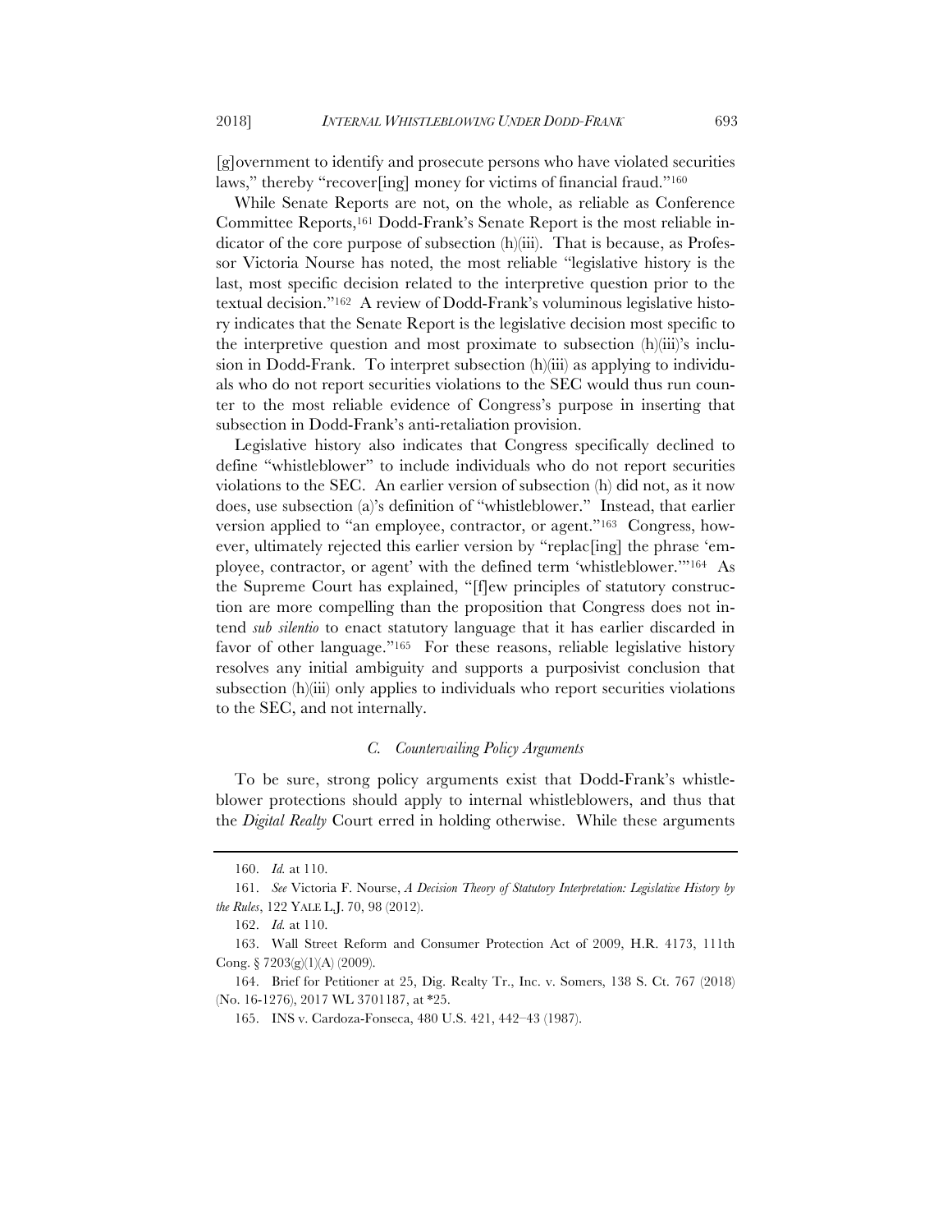[g]overnment to identify and prosecute persons who have violated securities laws," thereby "recover[ing] money for victims of financial fraud."[160]

While Senate Reports are not, on the whole, as reliable as Conference Committee Reports,[161] Dodd-Frank's Senate Report is the most reliable indicator of the core purpose of subsection (h)(iii). That is because, as Professor Victoria Nourse has noted, the most reliable "legislative history is the last, most specific decision related to the interpretive question prior to the textual decision."[162] A review of Dodd-Frank's voluminous legislative history indicates that the Senate Report is the legislative decision most specific to the interpretive question and most proximate to subsection (h)(iii)'s inclusion in Dodd-Frank. To interpret subsection (h)(iii) as applying to individuals who do not report securities violations to the SEC would thus run counter to the most reliable evidence of Congress's purpose in inserting that subsection in Dodd-Frank's anti-retaliation provision.

Legislative history also indicates that Congress specifically declined to define "whistleblower" to include individuals who do not report securities violations to the SEC. An earlier version of subsection (h) did not, as it now does, use subsection (a)'s definition of "whistleblower." Instead, that earlier version applied to "an employee, contractor, or agent."[163] Congress, however, ultimately rejected this earlier version by "replac[ing] the phrase 'employee, contractor, or agent' with the defined term 'whistleblower.'"[164] As the Supreme Court has explained, "[f]ew principles of statutory construction are more compelling than the proposition that Congress does not intend *sub silentio* to enact statutory language that it has earlier discarded in favor of other language."[165] For these reasons, reliable legislative history resolves any initial ambiguity and supports a purposivist conclusion that subsection (h)(iii) only applies to individuals who report securities violations to the SEC, and not internally.

### *C. Countervailing Policy Arguments*

To be sure, strong policy arguments exist that Dodd-Frank's whistleblower protections should apply to internal whistleblowers, and thus that the *Digital Realty* Court erred in holding otherwise. While these arguments

---

160. *Id.* at 110.

161. *See* Victoria F. Nourse, *A Decision Theory of Statutory Interpretation: Legislative History by the Rules*, 122 YALE L.J. 70, 98 (2012).

162. *Id.* at 110.

163. Wall Street Reform and Consumer Protection Act of 2009, H.R. 4173, 111th Cong. § 7203(g)(1)(A) (2009).

164. Brief for Petitioner at 25, Dig. Realty Tr., Inc. v. Somers, 138 S. Ct. 767 (2018) (No. 16-1276), 2017 WL 3701187, at *25.

165. INS v. Cardoza-Fonseca, 480 U.S. 421, 442–43 (1987).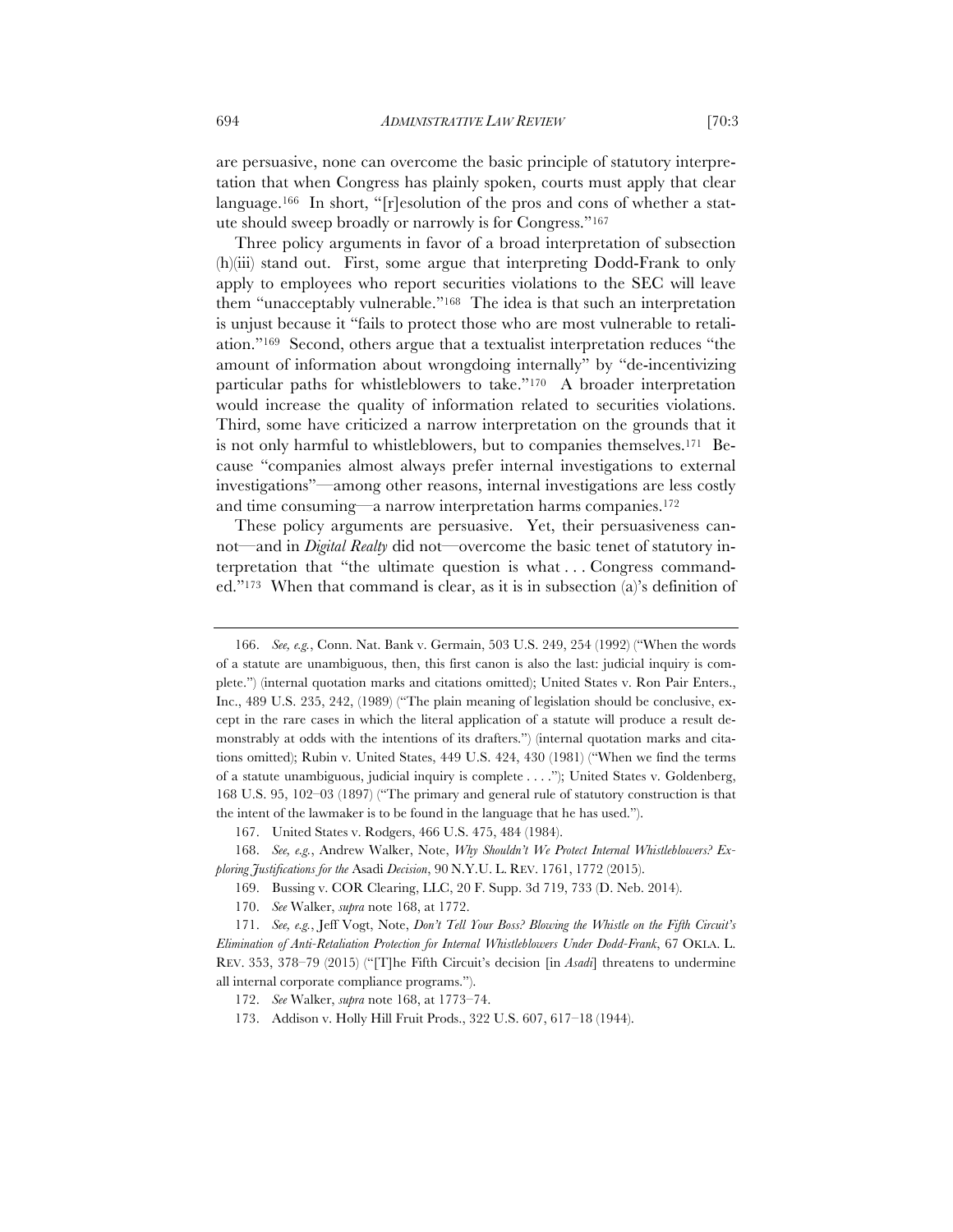are persuasive, none can overcome the basic principle of statutory interpretation that when Congress has plainly spoken, courts must apply that clear language.[166] In short, "[r]esolution of the pros and cons of whether a statute should sweep broadly or narrowly is for Congress."[167]

Three policy arguments in favor of a broad interpretation of subsection (h)(iii) stand out. First, some argue that interpreting Dodd-Frank to only apply to employees who report securities violations to the SEC will leave them "unacceptably vulnerable."[168] The idea is that such an interpretation is unjust because it "fails to protect those who are most vulnerable to retaliation."[169] Second, others argue that a textualist interpretation reduces "the amount of information about wrongdoing internally" by "de-incentivizing particular paths for whistleblowers to take."[170] A broader interpretation would increase the quality of information related to securities violations. Third, some have criticized a narrow interpretation on the grounds that it is not only harmful to whistleblowers, but to companies themselves.[171] Because "companies almost always prefer internal investigations to external investigations"—among other reasons, internal investigations are less costly and time consuming—a narrow interpretation harms companies.[172]

These policy arguments are persuasive. Yet, their persuasiveness cannot—and in *Digital Realty* did not—overcome the basic tenet of statutory interpretation that "the ultimate question is what . . . Congress commanded."[173] When that command is clear, as it is in subsection (a)'s definition of

---

166. *See, e.g.*, Conn. Nat. Bank v. Germain, 503 U.S. 249, 254 (1992) ("When the words of a statute are unambiguous, then, this first canon is also the last: judicial inquiry is complete.") (internal quotation marks and citations omitted); United States v. Ron Pair Enters., Inc., 489 U.S. 235, 242, (1989) ("The plain meaning of legislation should be conclusive, except in the rare cases in which the literal application of a statute will produce a result demonstrably at odds with the intentions of its drafters.") (internal quotation marks and citations omitted); Rubin v. United States, 449 U.S. 424, 430 (1981) ("When we find the terms of a statute unambiguous, judicial inquiry is complete . . . ."); United States v. Goldenberg, 168 U.S. 95, 102–03 (1897) ("The primary and general rule of statutory construction is that the intent of the lawmaker is to be found in the language that he has used.").

167. United States v. Rodgers, 466 U.S. 475, 484 (1984).

168. *See, e.g.*, Andrew Walker, Note, *Why Shouldn't We Protect Internal Whistleblowers? Exploring Justifications for the* Asadi *Decision*, 90 N.Y.U. L. REV. 1761, 1772 (2015).

169. Bussing v. COR Clearing, LLC, 20 F. Supp. 3d 719, 733 (D. Neb. 2014).

170. *See* Walker, *supra* note 168, at 1772.

171. *See, e.g.*, Jeff Vogt, Note, *Don't Tell Your Boss? Blowing the Whistle on the Fifth Circuit's Elimination of Anti-Retaliation Protection for Internal Whistleblowers Under Dodd-Frank*, 67 OKLA. L. REV. 353, 378–79 (2015) ("[T]he Fifth Circuit's decision [in *Asadi*] threatens to undermine all internal corporate compliance programs.").

172. *See* Walker, *supra* note 168, at 1773–74.

173. Addison v. Holly Hill Fruit Prods., 322 U.S. 607, 617–18 (1944).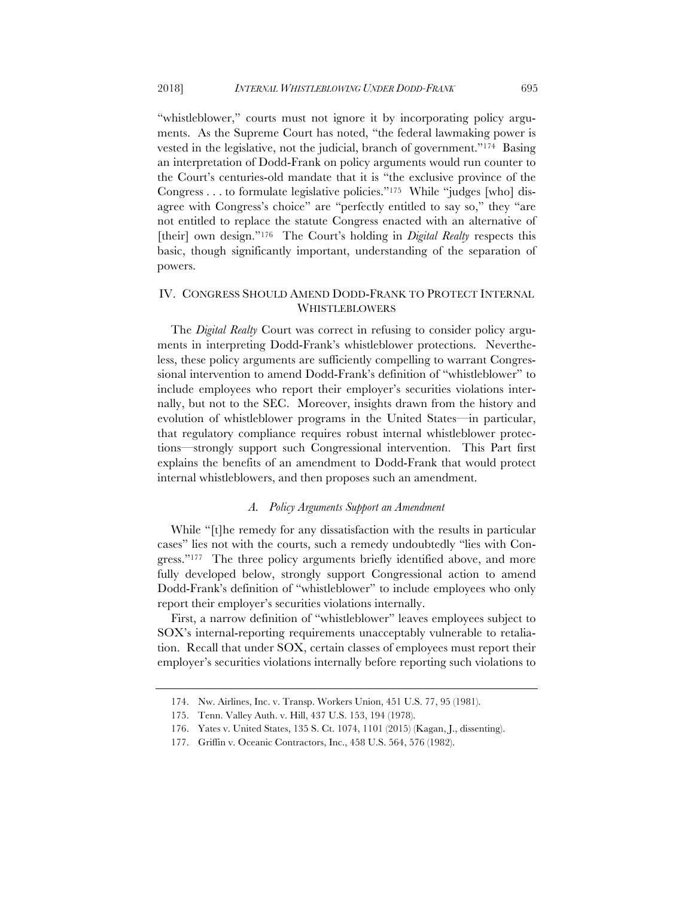"whistleblower," courts must not ignore it by incorporating policy arguments. As the Supreme Court has noted, "the federal lawmaking power is vested in the legislative, not the judicial, branch of government."[174] Basing an interpretation of Dodd-Frank on policy arguments would run counter to the Court's centuries-old mandate that it is "the exclusive province of the Congress . . . to formulate legislative policies."[175] While "judges [who] disagree with Congress's choice" are "perfectly entitled to say so," they "are not entitled to replace the statute Congress enacted with an alternative of [their] own design."[176] The Court's holding in *Digital Realty* respects this basic, though significantly important, understanding of the separation of powers.

## IV. CONGRESS SHOULD AMEND DODD-FRANK TO PROTECT INTERNAL WHISTLEBLOWERS

The *Digital Realty* Court was correct in refusing to consider policy arguments in interpreting Dodd-Frank's whistleblower protections. Nevertheless, these policy arguments are sufficiently compelling to warrant Congressional intervention to amend Dodd-Frank's definition of "whistleblower" to include employees who report their employer's securities violations internally, but not to the SEC. Moreover, insights drawn from the history and evolution of whistleblower programs in the United States—in particular, that regulatory compliance requires robust internal whistleblower protections—strongly support such Congressional intervention. This Part first explains the benefits of an amendment to Dodd-Frank that would protect internal whistleblowers, and then proposes such an amendment.

### *A. Policy Arguments Support an Amendment*

While "[t]he remedy for any dissatisfaction with the results in particular cases" lies not with the courts, such a remedy undoubtedly "lies with Congress."[177] The three policy arguments briefly identified above, and more fully developed below, strongly support Congressional action to amend Dodd-Frank's definition of "whistleblower" to include employees who only report their employer's securities violations internally.

First, a narrow definition of "whistleblower" leaves employees subject to SOX's internal-reporting requirements unacceptably vulnerable to retaliation. Recall that under SOX, certain classes of employees must report their employer's securities violations internally before reporting such violations to

---

174. Nw. Airlines, Inc. v. Transp. Workers Union, 451 U.S. 77, 95 (1981).

175. Tenn. Valley Auth. v. Hill, 437 U.S. 153, 194 (1978).

176. Yates v. United States, 135 S. Ct. 1074, 1101 (2015) (Kagan, J., dissenting).

177. Griffin v. Oceanic Contractors, Inc., 458 U.S. 564, 576 (1982).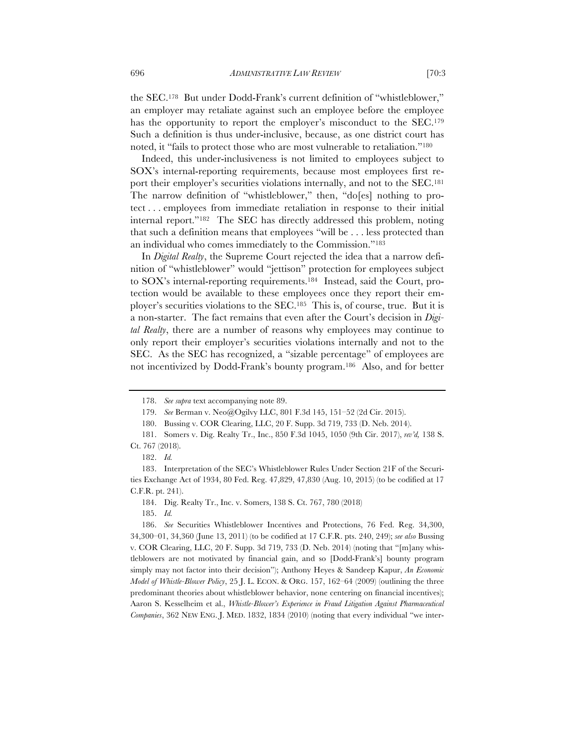the SEC.[178] But under Dodd-Frank's current definition of "whistleblower," an employer may retaliate against such an employee before the employee has the opportunity to report the employer's misconduct to the SEC.[179] Such a definition is thus under-inclusive, because, as one district court has noted, it "fails to protect those who are most vulnerable to retaliation."[180]

Indeed, this under-inclusiveness is not limited to employees subject to SOX's internal-reporting requirements, because most employees first report their employer's securities violations internally, and not to the SEC.[181] The narrow definition of "whistleblower," then, "do[es] nothing to protect . . . employees from immediate retaliation in response to their initial internal report."[182] The SEC has directly addressed this problem, noting that such a definition means that employees "will be . . . less protected than an individual who comes immediately to the Commission."[183]

In *Digital Realty*, the Supreme Court rejected the idea that a narrow definition of "whistleblower" would "jettison" protection for employees subject to SOX's internal-reporting requirements.[184] Instead, said the Court, protection would be available to these employees once they report their employer's securities violations to the SEC.[185] This is, of course, true. But it is a non-starter. The fact remains that even after the Court's decision in *Digital Realty*, there are a number of reasons why employees may continue to only report their employer's securities violations internally and not to the SEC. As the SEC has recognized, a "sizable percentage" of employees are not incentivized by Dodd-Frank's bounty program.[186] Also, and for better

---

178. *See supra* text accompanying note 89.

179. *See* Berman v. Neo@Ogilvy LLC, 801 F.3d 145, 151–52 (2d Cir. 2015).

180. Bussing v. COR Clearing, LLC, 20 F. Supp. 3d 719, 733 (D. Neb. 2014).

181. Somers v. Dig. Realty Tr., Inc., 850 F.3d 1045, 1050 (9th Cir. 2017), *rev'd,* 138 S. Ct. 767 (2018).

182. *Id.*

183. Interpretation of the SEC's Whistleblower Rules Under Section 21F of the Securities Exchange Act of 1934, 80 Fed. Reg. 47,829, 47,830 (Aug. 10, 2015) (to be codified at 17 C.F.R. pt. 241).

184. Dig. Realty Tr., Inc. v. Somers, 138 S. Ct. 767, 780 (2018)

185. *Id.*

186. *See* Securities Whistleblower Incentives and Protections, 76 Fed. Reg. 34,300, 34,300–01, 34,360 (June 13, 2011) (to be codified at 17 C.F.R. pts. 240, 249); *see also* Bussing v. COR Clearing, LLC, 20 F. Supp. 3d 719, 733 (D. Neb. 2014) (noting that "[m]any whistleblowers are not motivated by financial gain, and so [Dodd-Frank's] bounty program simply may not factor into their decision"); Anthony Heyes & Sandeep Kapur, *An Economic Model of Whistle-Blower Policy*, 25 J. L. ECON. & ORG. 157, 162–64 (2009) (outlining the three predominant theories about whistleblower behavior, none centering on financial incentives); Aaron S. Kesselheim et al., *Whistle-Blower's Experience in Fraud Litigation Against Pharmaceutical Companies*, 362 NEW ENG. J. MED. 1832, 1834 (2010) (noting that every individual "we inter-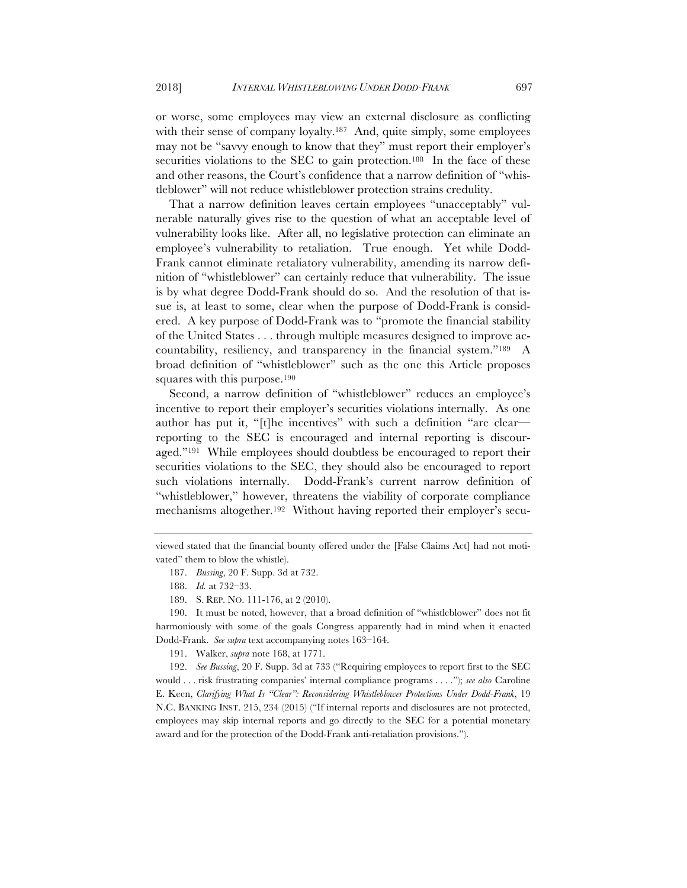or worse, some employees may view an external disclosure as conflicting with their sense of company loyalty.[187] And, quite simply, some employees may not be "savvy enough to know that they" must report their employer's securities violations to the SEC to gain protection.[188] In the face of these and other reasons, the Court's confidence that a narrow definition of "whistleblower" will not reduce whistleblower protection strains credulity.

That a narrow definition leaves certain employees "unacceptably" vulnerable naturally gives rise to the question of what an acceptable level of vulnerability looks like. After all, no legislative protection can eliminate an employee's vulnerability to retaliation. True enough. Yet while Dodd-Frank cannot eliminate retaliatory vulnerability, amending its narrow definition of "whistleblower" can certainly reduce that vulnerability. The issue is by what degree Dodd-Frank should do so. And the resolution of that issue is, at least to some, clear when the purpose of Dodd-Frank is considered. A key purpose of Dodd-Frank was to "promote the financial stability of the United States . . . through multiple measures designed to improve accountability, resiliency, and transparency in the financial system."[189] A broad definition of "whistleblower" such as the one this Article proposes squares with this purpose.[190]

Second, a narrow definition of "whistleblower" reduces an employee's incentive to report their employer's securities violations internally. As one author has put it, "[t]he incentives" with such a definition "are clear—reporting to the SEC is encouraged and internal reporting is discouraged."[191] While employees should doubtless be encouraged to report their securities violations to the SEC, they should also be encouraged to report such violations internally. Dodd-Frank's current narrow definition of "whistleblower," however, threatens the viability of corporate compliance mechanisms altogether.[192] Without having reported their employer's secu-

---

viewed stated that the financial bounty offered under the [False Claims Act] had not motivated" them to blow the whistle).

187. *Bussing*, 20 F. Supp. 3d at 732.

188. *Id.* at 732–33.

189. S. REP. NO. 111-176, at 2 (2010).

190. It must be noted, however, that a broad definition of "whistleblower" does not fit harmoniously with some of the goals Congress apparently had in mind when it enacted Dodd-Frank. *See supra* text accompanying notes 163–164.

191. Walker, *supra* note 168, at 1771.

192. *See Bussing*, 20 F. Supp. 3d at 733 ("Requiring employees to report first to the SEC would . . . risk frustrating companies' internal compliance programs . . . ."); *see also* Caroline E. Keen, *Clarifying What Is "Clear": Reconsidering Whistleblower Protections Under Dodd-Frank*, 19 N.C. BANKING INST. 215, 234 (2015) ("If internal reports and disclosures are not protected, employees may skip internal reports and go directly to the SEC for a potential monetary award and for the protection of the Dodd-Frank anti-retaliation provisions.").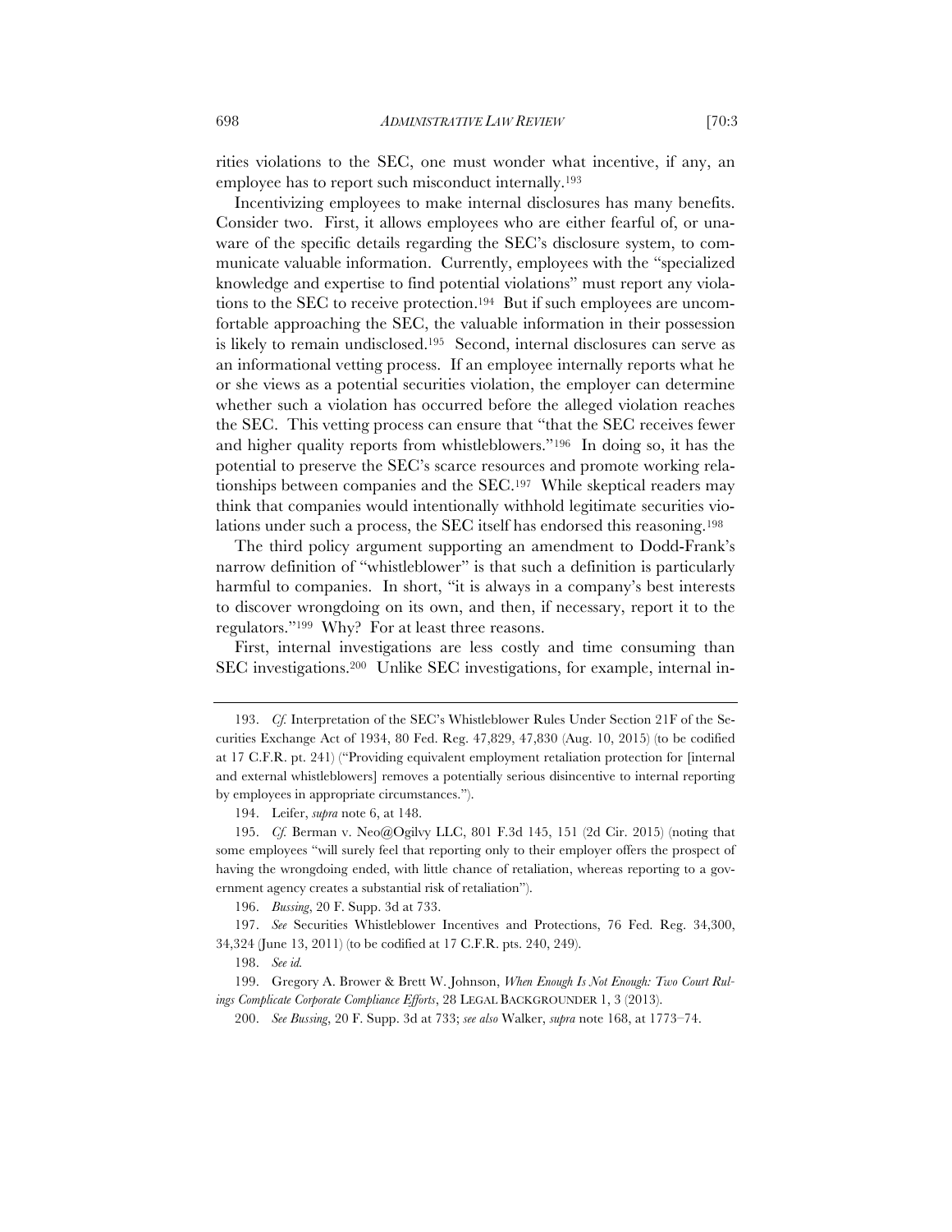rities violations to the SEC, one must wonder what incentive, if any, an employee has to report such misconduct internally.[193]

Incentivizing employees to make internal disclosures has many benefits. Consider two. First, it allows employees who are either fearful of, or unaware of the specific details regarding the SEC's disclosure system, to communicate valuable information. Currently, employees with the "specialized knowledge and expertise to find potential violations" must report any violations to the SEC to receive protection.[194] But if such employees are uncomfortable approaching the SEC, the valuable information in their possession is likely to remain undisclosed.[195] Second, internal disclosures can serve as an informational vetting process. If an employee internally reports what he or she views as a potential securities violation, the employer can determine whether such a violation has occurred before the alleged violation reaches the SEC. This vetting process can ensure that "that the SEC receives fewer and higher quality reports from whistleblowers."[196] In doing so, it has the potential to preserve the SEC's scarce resources and promote working relationships between companies and the SEC.[197] While skeptical readers may think that companies would intentionally withhold legitimate securities violations under such a process, the SEC itself has endorsed this reasoning.[198]

The third policy argument supporting an amendment to Dodd-Frank's narrow definition of "whistleblower" is that such a definition is particularly harmful to companies. In short, "it is always in a company's best interests to discover wrongdoing on its own, and then, if necessary, report it to the regulators."[199] Why? For at least three reasons.

First, internal investigations are less costly and time consuming than SEC investigations.[200] Unlike SEC investigations, for example, internal in-

---

193. *Cf.* Interpretation of the SEC's Whistleblower Rules Under Section 21F of the Securities Exchange Act of 1934, 80 Fed. Reg. 47,829, 47,830 (Aug. 10, 2015) (to be codified at 17 C.F.R. pt. 241) ("Providing equivalent employment retaliation protection for [internal and external whistleblowers] removes a potentially serious disincentive to internal reporting by employees in appropriate circumstances.").

194. Leifer, *supra* note 6, at 148.

195. *Cf.* Berman v. Neo@Ogilvy LLC, 801 F.3d 145, 151 (2d Cir. 2015) (noting that some employees "will surely feel that reporting only to their employer offers the prospect of having the wrongdoing ended, with little chance of retaliation, whereas reporting to a government agency creates a substantial risk of retaliation").

196. *Bussing*, 20 F. Supp. 3d at 733.

197. *See* Securities Whistleblower Incentives and Protections, 76 Fed. Reg. 34,300, 34,324 (June 13, 2011) (to be codified at 17 C.F.R. pts. 240, 249).

198. *See id.*

199. Gregory A. Brower & Brett W. Johnson, *When Enough Is Not Enough: Two Court Rulings Complicate Corporate Compliance Efforts*, 28 LEGAL BACKGROUNDER 1, 3 (2013).

200. *See Bussing*, 20 F. Supp. 3d at 733; *see also* Walker, *supra* note 168, at 1773–74.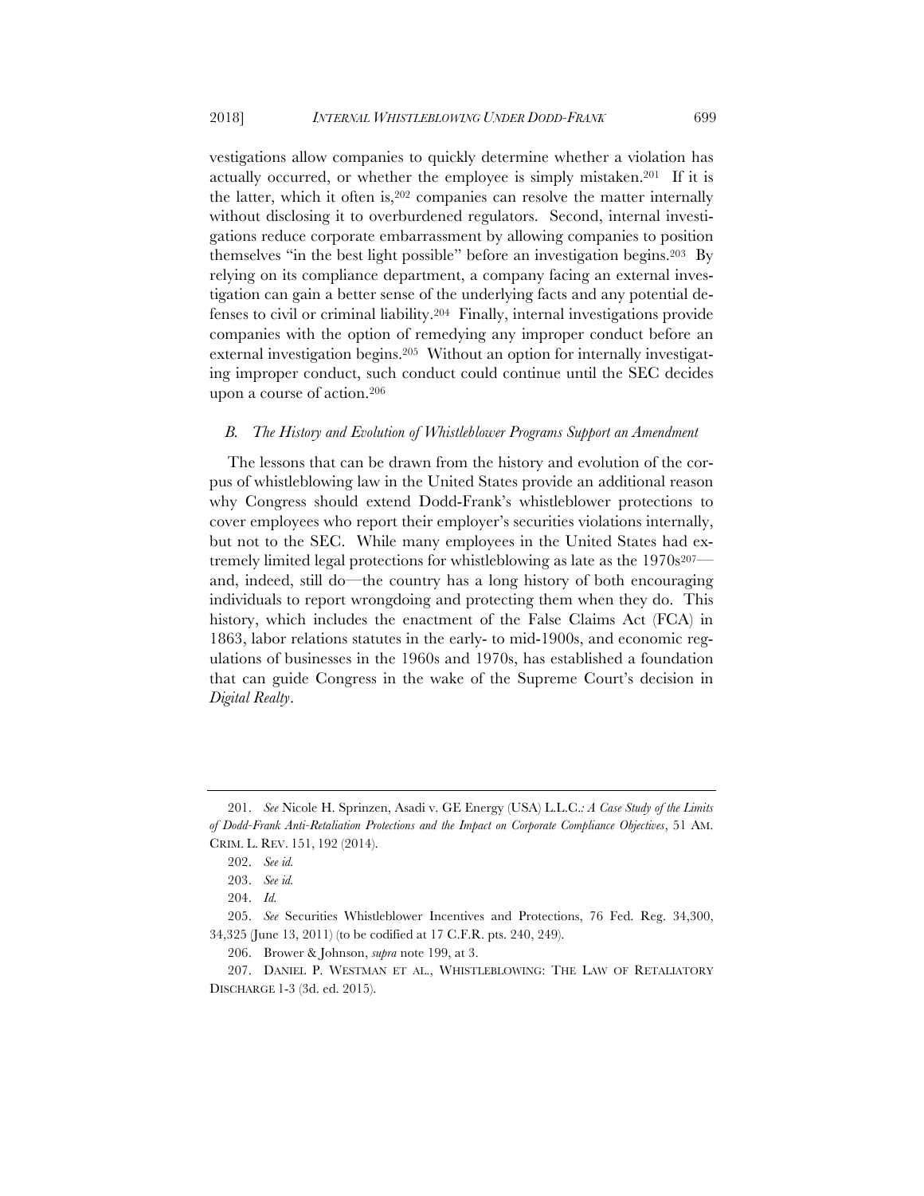vestigations allow companies to quickly determine whether a violation has actually occurred, or whether the employee is simply mistaken.[201] If it is the latter, which it often is,[202] companies can resolve the matter internally without disclosing it to overburdened regulators. Second, internal investigations reduce corporate embarrassment by allowing companies to position themselves "in the best light possible" before an investigation begins.[203] By relying on its compliance department, a company facing an external investigation can gain a better sense of the underlying facts and any potential defenses to civil or criminal liability.[204] Finally, internal investigations provide companies with the option of remedying any improper conduct before an external investigation begins.[205] Without an option for internally investigating improper conduct, such conduct could continue until the SEC decides upon a course of action.[206]

### *B. The History and Evolution of Whistleblower Programs Support an Amendment*

The lessons that can be drawn from the history and evolution of the corpus of whistleblowing law in the United States provide an additional reason why Congress should extend Dodd-Frank's whistleblower protections to cover employees who report their employer's securities violations internally, but not to the SEC. While many employees in the United States had extremely limited legal protections for whistleblowing as late as the 1970s[207]—and, indeed, still do—the country has a long history of both encouraging individuals to report wrongdoing and protecting them when they do. This history, which includes the enactment of the False Claims Act (FCA) in 1863, labor relations statutes in the early- to mid-1900s, and economic regulations of businesses in the 1960s and 1970s, has established a foundation that can guide Congress in the wake of the Supreme Court's decision in *Digital Realty*.

---

201. *See* Nicole H. Sprinzen, Asadi v. GE Energy (USA) L.L.C.*: A Case Study of the Limits of Dodd-Frank Anti-Retaliation Protections and the Impact on Corporate Compliance Objectives*, 51 AM. CRIM. L. REV. 151, 192 (2014).

202. *See id.*

203. *See id.*

204. *Id.*

205. *See* Securities Whistleblower Incentives and Protections, 76 Fed. Reg. 34,300, 34,325 (June 13, 2011) (to be codified at 17 C.F.R. pts. 240, 249).

206. Brower & Johnson, *supra* note 199, at 3.

207. DANIEL P. WESTMAN ET AL., WHISTLEBLOWING: THE LAW OF RETALIATORY DISCHARGE 1-3 (3d. ed. 2015).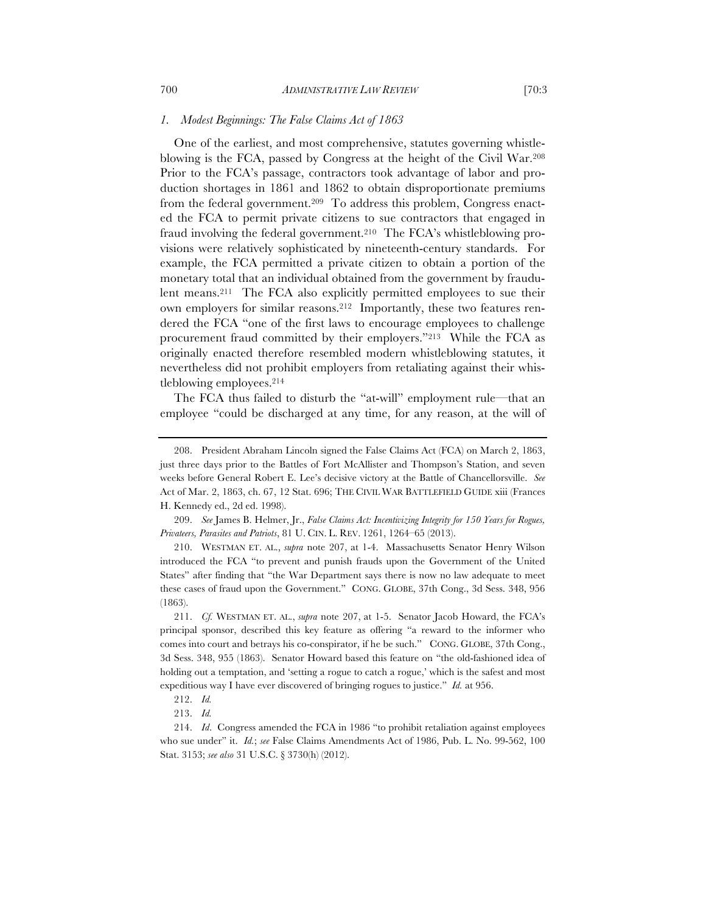### *1. Modest Beginnings: The False Claims Act of 1863*

One of the earliest, and most comprehensive, statutes governing whistleblowing is the FCA, passed by Congress at the height of the Civil War.[208] Prior to the FCA's passage, contractors took advantage of labor and production shortages in 1861 and 1862 to obtain disproportionate premiums from the federal government.[209] To address this problem, Congress enacted the FCA to permit private citizens to sue contractors that engaged in fraud involving the federal government.[210] The FCA's whistleblowing provisions were relatively sophisticated by nineteenth-century standards. For example, the FCA permitted a private citizen to obtain a portion of the monetary total that an individual obtained from the government by fraudulent means.[211] The FCA also explicitly permitted employees to sue their own employers for similar reasons.[212] Importantly, these two features rendered the FCA "one of the first laws to encourage employees to challenge procurement fraud committed by their employers."[213] While the FCA as originally enacted therefore resembled modern whistleblowing statutes, it nevertheless did not prohibit employers from retaliating against their whistleblowing employees.[214]

The FCA thus failed to disturb the "at-will" employment rule—that an employee "could be discharged at any time, for any reason, at the will of

---

208. President Abraham Lincoln signed the False Claims Act (FCA) on March 2, 1863, just three days prior to the Battles of Fort McAllister and Thompson's Station, and seven weeks before General Robert E. Lee's decisive victory at the Battle of Chancellorsville. *See* Act of Mar. 2, 1863, ch. 67, 12 Stat. 696; THE CIVIL WAR BATTLEFIELD GUIDE xiii (Frances H. Kennedy ed., 2d ed. 1998).

209. *See* James B. Helmer, Jr., *False Claims Act: Incentivizing Integrity for 150 Years for Rogues, Privateers, Parasites and Patriots*, 81 U. CIN. L. REV. 1261, 1264–65 (2013).

210. WESTMAN ET. AL., *supra* note 207, at 1-4. Massachusetts Senator Henry Wilson introduced the FCA "to prevent and punish frauds upon the Government of the United States" after finding that "the War Department says there is now no law adequate to meet these cases of fraud upon the Government." CONG. GLOBE, 37th Cong., 3d Sess. 348, 956 (1863).

211. *Cf.* WESTMAN ET. AL., *supra* note 207, at 1-5. Senator Jacob Howard, the FCA's principal sponsor, described this key feature as offering "a reward to the informer who comes into court and betrays his co-conspirator, if he be such." CONG. GLOBE, 37th Cong., 3d Sess. 348, 955 (1863). Senator Howard based this feature on "the old-fashioned idea of holding out a temptation, and 'setting a rogue to catch a rogue,' which is the safest and most expeditious way I have ever discovered of bringing rogues to justice." *Id.* at 956.

212. *Id.*

213. *Id.*

214. *Id*. Congress amended the FCA in 1986 "to prohibit retaliation against employees who sue under" it. *Id.*; *see* False Claims Amendments Act of 1986, Pub. L. No. 99-562, 100 Stat. 3153; *see also* 31 U.S.C. § 3730(h) (2012).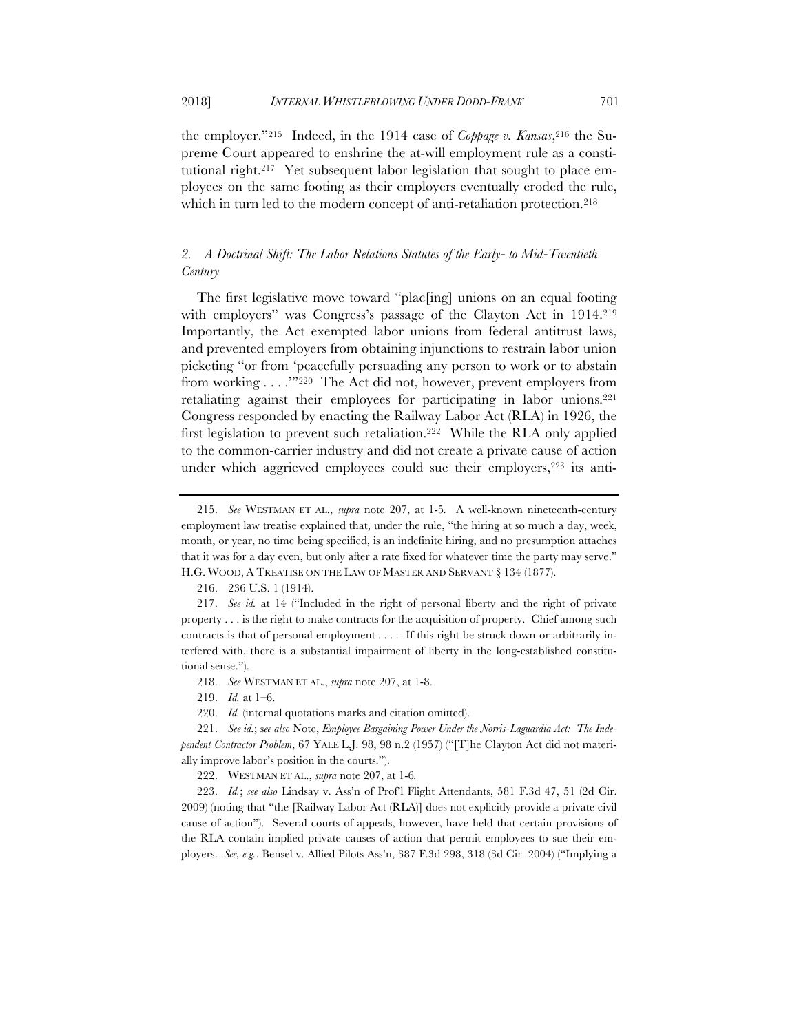the employer."[215] Indeed, in the 1914 case of *Coppage v. Kansas*,[216] the Supreme Court appeared to enshrine the at-will employment rule as a constitutional right.[217] Yet subsequent labor legislation that sought to place employees on the same footing as their employers eventually eroded the rule, which in turn led to the modern concept of anti-retaliation protection.[218]

### *2. A Doctrinal Shift: The Labor Relations Statutes of the Early- to Mid-Twentieth Century*

The first legislative move toward "plac[ing] unions on an equal footing with employers" was Congress's passage of the Clayton Act in 1914.[219] Importantly, the Act exempted labor unions from federal antitrust laws, and prevented employers from obtaining injunctions to restrain labor union picketing "or from 'peacefully persuading any person to work or to abstain from working . . . .'"[220] The Act did not, however, prevent employers from retaliating against their employees for participating in labor unions.[221] Congress responded by enacting the Railway Labor Act (RLA) in 1926, the first legislation to prevent such retaliation.[222] While the RLA only applied to the common-carrier industry and did not create a private cause of action under which aggrieved employees could sue their employers,[223] its anti-

---

215. *See* WESTMAN ET AL., *supra* note 207, at 1-5. A well-known nineteenth-century employment law treatise explained that, under the rule, "the hiring at so much a day, week, month, or year, no time being specified, is an indefinite hiring, and no presumption attaches that it was for a day even, but only after a rate fixed for whatever time the party may serve." H.G. WOOD, A TREATISE ON THE LAW OF MASTER AND SERVANT § 134 (1877).

216. 236 U.S. 1 (1914).

217. *See id.* at 14 ("Included in the right of personal liberty and the right of private property . . . is the right to make contracts for the acquisition of property. Chief among such contracts is that of personal employment . . . . If this right be struck down or arbitrarily interfered with, there is a substantial impairment of liberty in the long-established constitutional sense.").

218. *See* WESTMAN ET AL., *supra* note 207, at 1-8.

219. *Id.* at 1–6.

220. *Id.* (internal quotations marks and citation omitted).

221. *See id.*; *see also* Note, *Employee Bargaining Power Under the Norris-Laguardia Act: The Independent Contractor Problem*, 67 YALE L.J. 98, 98 n.2 (1957) ("[T]he Clayton Act did not materially improve labor's position in the courts.").

222. WESTMAN ET AL., *supra* note 207, at 1-6.

223. *Id.*; *see also* Lindsay v. Ass'n of Prof'l Flight Attendants, 581 F.3d 47, 51 (2d Cir. 2009) (noting that "the [Railway Labor Act (RLA)] does not explicitly provide a private civil cause of action"). Several courts of appeals, however, have held that certain provisions of the RLA contain implied private causes of action that permit employees to sue their employers. *See, e.g.*, Bensel v. Allied Pilots Ass'n, 387 F.3d 298, 318 (3d Cir. 2004) ("Implying a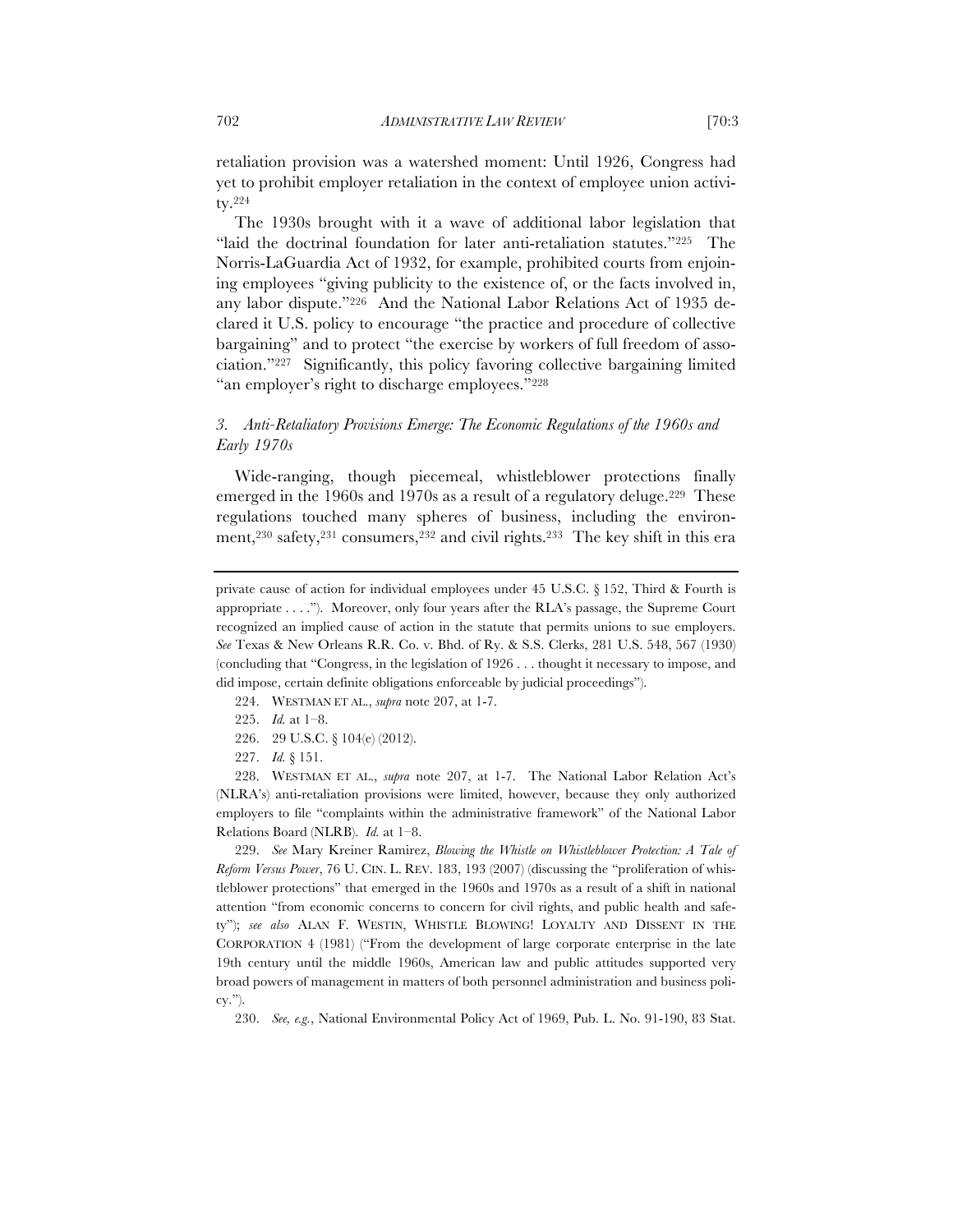retaliation provision was a watershed moment: Until 1926, Congress had yet to prohibit employer retaliation in the context of employee union activity.[224]

The 1930s brought with it a wave of additional labor legislation that "laid the doctrinal foundation for later anti-retaliation statutes."[225] The Norris-LaGuardia Act of 1932, for example, prohibited courts from enjoining employees "giving publicity to the existence of, or the facts involved in, any labor dispute."[226] And the National Labor Relations Act of 1935 declared it U.S. policy to encourage "the practice and procedure of collective bargaining" and to protect "the exercise by workers of full freedom of association."[227] Significantly, this policy favoring collective bargaining limited "an employer's right to discharge employees."[228]

### 3. *Anti-Retaliatory Provisions Emerge: The Economic Regulations of the 1960s and Early 1970s*

Wide-ranging, though piecemeal, whistleblower protections finally emerged in the 1960s and 1970s as a result of a regulatory deluge.[229] These regulations touched many spheres of business, including the environment,[230] safety,[231] consumers,[232] and civil rights.[233] The key shift in this era

---

private cause of action for individual employees under 45 U.S.C. § 152, Third & Fourth is appropriate . . . ."). Moreover, only four years after the RLA's passage, the Supreme Court recognized an implied cause of action in the statute that permits unions to sue employers. *See* Texas & New Orleans R.R. Co. v. Bhd. of Ry. & S.S. Clerks, 281 U.S. 548, 567 (1930) (concluding that "Congress, in the legislation of 1926 . . . thought it necessary to impose, and did impose, certain definite obligations enforceable by judicial proceedings").

224. WESTMAN ET AL., *supra* note 207, at 1-7.

225. *Id.* at 1–8.

226. 29 U.S.C. § 104(e) (2012).

227. *Id.* § 151.

228. WESTMAN ET AL., *supra* note 207, at 1-7. The National Labor Relation Act's (NLRA's) anti-retaliation provisions were limited, however, because they only authorized employers to file "complaints within the administrative framework" of the National Labor Relations Board (NLRB). *Id.* at 1–8.

229. *See* Mary Kreiner Ramirez, *Blowing the Whistle on Whistleblower Protection: A Tale of Reform Versus Power*, 76 U. CIN. L. REV. 183, 193 (2007) (discussing the "proliferation of whistleblower protections" that emerged in the 1960s and 1970s as a result of a shift in national attention "from economic concerns to concern for civil rights, and public health and safety"); *see also* ALAN F. WESTIN, WHISTLE BLOWING! LOYALTY AND DISSENT IN THE CORPORATION 4 (1981) ("From the development of large corporate enterprise in the late 19th century until the middle 1960s, American law and public attitudes supported very broad powers of management in matters of both personnel administration and business policy.").

230. *See, e.g.*, National Environmental Policy Act of 1969, Pub. L. No. 91-190, 83 Stat.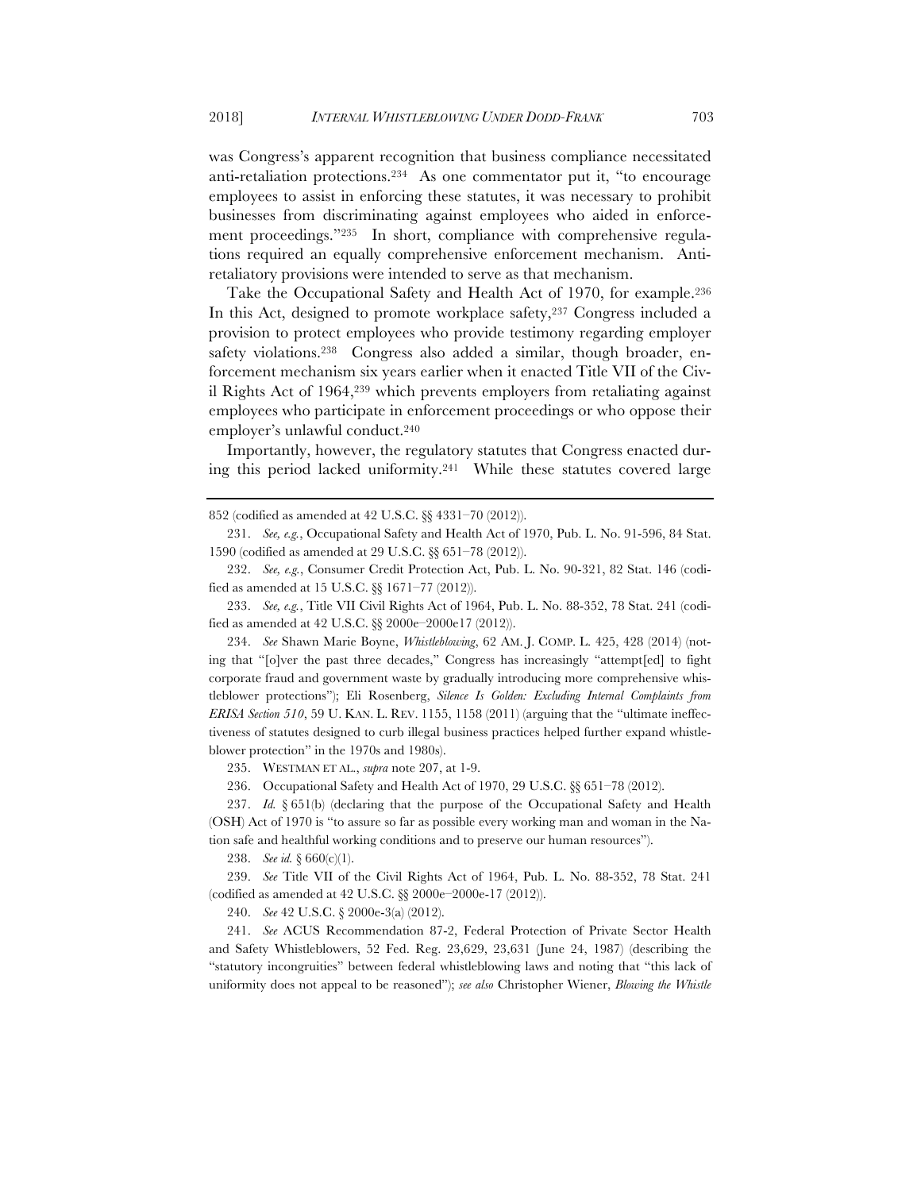was Congress's apparent recognition that business compliance necessitated anti-retaliation protections.[234] As one commentator put it, "to encourage employees to assist in enforcing these statutes, it was necessary to prohibit businesses from discriminating against employees who aided in enforcement proceedings."[235] In short, compliance with comprehensive regulations required an equally comprehensive enforcement mechanism. Anti-retaliatory provisions were intended to serve as that mechanism.

Take the Occupational Safety and Health Act of 1970, for example.[236] In this Act, designed to promote workplace safety,[237] Congress included a provision to protect employees who provide testimony regarding employer safety violations.[238] Congress also added a similar, though broader, enforcement mechanism six years earlier when it enacted Title VII of the Civil Rights Act of 1964,[239] which prevents employers from retaliating against employees who participate in enforcement proceedings or who oppose their employer's unlawful conduct.[240]

Importantly, however, the regulatory statutes that Congress enacted during this period lacked uniformity.[241] While these statutes covered large

---

852 (codified as amended at 42 U.S.C. §§ 4331–70 (2012)).

231. *See, e.g.*, Occupational Safety and Health Act of 1970, Pub. L. No. 91-596, 84 Stat. 1590 (codified as amended at 29 U.S.C. §§ 651–78 (2012)).

232. *See, e.g.*, Consumer Credit Protection Act, Pub. L. No. 90-321, 82 Stat. 146 (codified as amended at 15 U.S.C. §§ 1671–77 (2012)).

233. *See, e.g.*, Title VII Civil Rights Act of 1964, Pub. L. No. 88-352, 78 Stat. 241 (codified as amended at 42 U.S.C. §§ 2000e–2000e17 (2012)).

234. *See* Shawn Marie Boyne, *Whistleblowing*, 62 AM. J. COMP. L. 425, 428 (2014) (noting that "[o]ver the past three decades," Congress has increasingly "attempt[ed] to fight corporate fraud and government waste by gradually introducing more comprehensive whistleblower protections"); Eli Rosenberg, *Silence Is Golden: Excluding Internal Complaints from ERISA Section 510*, 59 U. KAN. L. REV. 1155, 1158 (2011) (arguing that the "ultimate ineffectiveness of statutes designed to curb illegal business practices helped further expand whistleblower protection" in the 1970s and 1980s).

235. WESTMAN ET AL., *supra* note 207, at 1-9.

236. Occupational Safety and Health Act of 1970, 29 U.S.C. §§ 651–78 (2012).

237. *Id.* § 651(b) (declaring that the purpose of the Occupational Safety and Health (OSH) Act of 1970 is "to assure so far as possible every working man and woman in the Nation safe and healthful working conditions and to preserve our human resources").

238. *See id.* § 660(c)(1).

239. *See* Title VII of the Civil Rights Act of 1964, Pub. L. No. 88-352, 78 Stat. 241 (codified as amended at 42 U.S.C. §§ 2000e–2000e-17 (2012)).

240. *See* 42 U.S.C. § 2000e-3(a) (2012).

241. *See* ACUS Recommendation 87-2, Federal Protection of Private Sector Health and Safety Whistleblowers, 52 Fed. Reg. 23,629, 23,631 (June 24, 1987) (describing the "statutory incongruities" between federal whistleblowing laws and noting that "this lack of uniformity does not appeal to be reasoned"); *see also* Christopher Wiener, *Blowing the Whistle*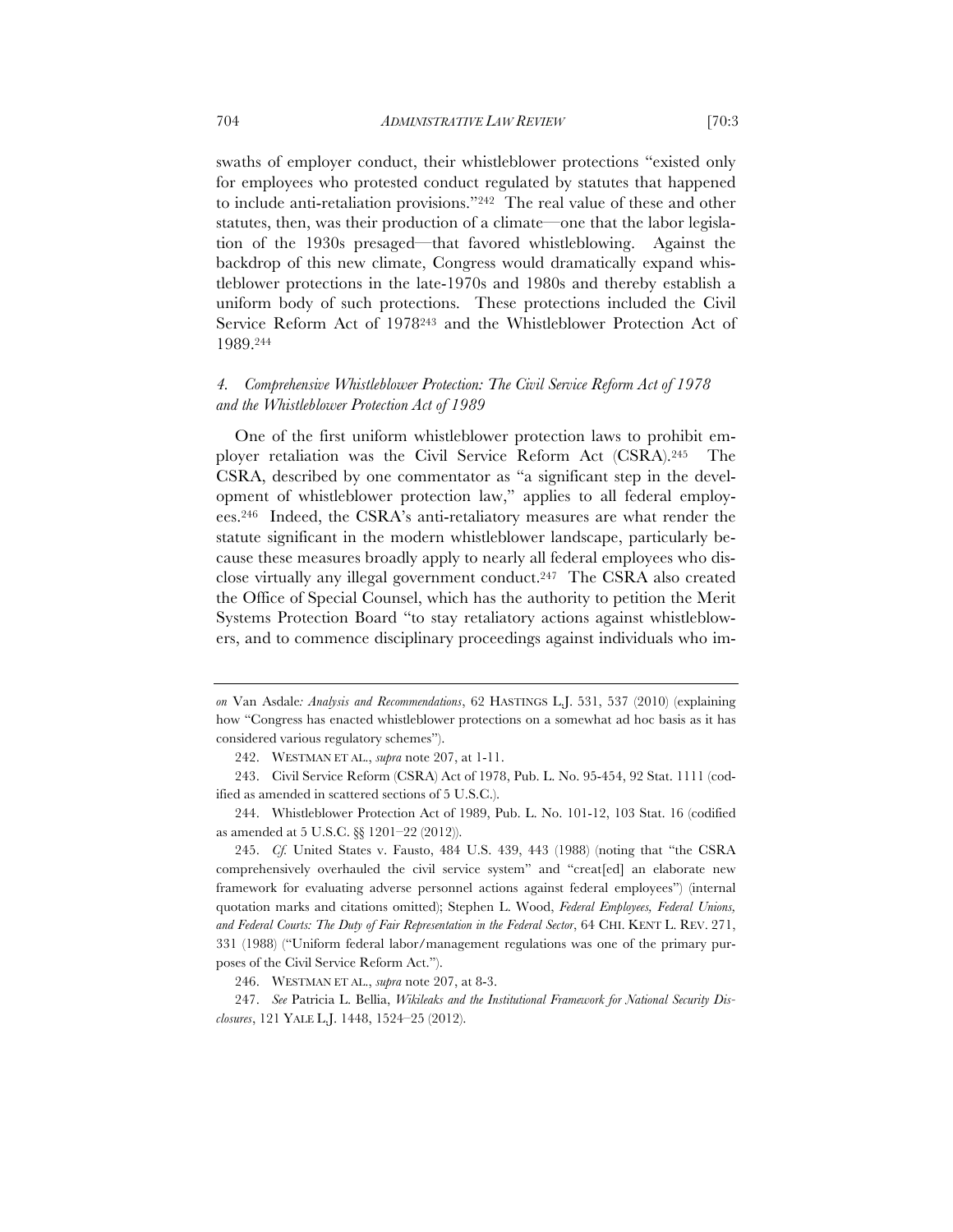swaths of employer conduct, their whistleblower protections "existed only for employees who protested conduct regulated by statutes that happened to include anti-retaliation provisions."[242] The real value of these and other statutes, then, was their production of a climate—one that the labor legislation of the 1930s presaged—that favored whistleblowing. Against the backdrop of this new climate, Congress would dramatically expand whistleblower protections in the late-1970s and 1980s and thereby establish a uniform body of such protections. These protections included the Civil Service Reform Act of 1978[243] and the Whistleblower Protection Act of 1989.[244]

#### *4. Comprehensive Whistleblower Protection: The Civil Service Reform Act of 1978 and the Whistleblower Protection Act of 1989*

One of the first uniform whistleblower protection laws to prohibit employer retaliation was the Civil Service Reform Act (CSRA).[245] The CSRA, described by one commentator as "a significant step in the development of whistleblower protection law," applies to all federal employees.[246] Indeed, the CSRA's anti-retaliatory measures are what render the statute significant in the modern whistleblower landscape, particularly because these measures broadly apply to nearly all federal employees who disclose virtually any illegal government conduct.[247] The CSRA also created the Office of Special Counsel, which has the authority to petition the Merit Systems Protection Board "to stay retaliatory actions against whistleblowers, and to commence disciplinary proceedings against individuals who im-

---

*on* Van Asdale*: Analysis and Recommendations*, 62 HASTINGS L.J. 531, 537 (2010) (explaining how "Congress has enacted whistleblower protections on a somewhat ad hoc basis as it has considered various regulatory schemes").

242. WESTMAN ET AL., *supra* note 207, at 1-11.

243. Civil Service Reform (CSRA) Act of 1978, Pub. L. No. 95-454, 92 Stat. 1111 (codified as amended in scattered sections of 5 U.S.C.).

244. Whistleblower Protection Act of 1989, Pub. L. No. 101-12, 103 Stat. 16 (codified as amended at 5 U.S.C. §§ 1201–22 (2012)).

245. *Cf.* United States v. Fausto, 484 U.S. 439, 443 (1988) (noting that "the CSRA comprehensively overhauled the civil service system" and "creat[ed] an elaborate new framework for evaluating adverse personnel actions against federal employees") (internal quotation marks and citations omitted); Stephen L. Wood, *Federal Employees, Federal Unions, and Federal Courts: The Duty of Fair Representation in the Federal Sector*, 64 CHI. KENT L. REV. 271, 331 (1988) ("Uniform federal labor/management regulations was one of the primary purposes of the Civil Service Reform Act.").

246. WESTMAN ET AL., *supra* note 207, at 8-3.

247. *See* Patricia L. Bellia, *Wikileaks and the Institutional Framework for National Security Disclosures*, 121 YALE L.J. 1448, 1524–25 (2012).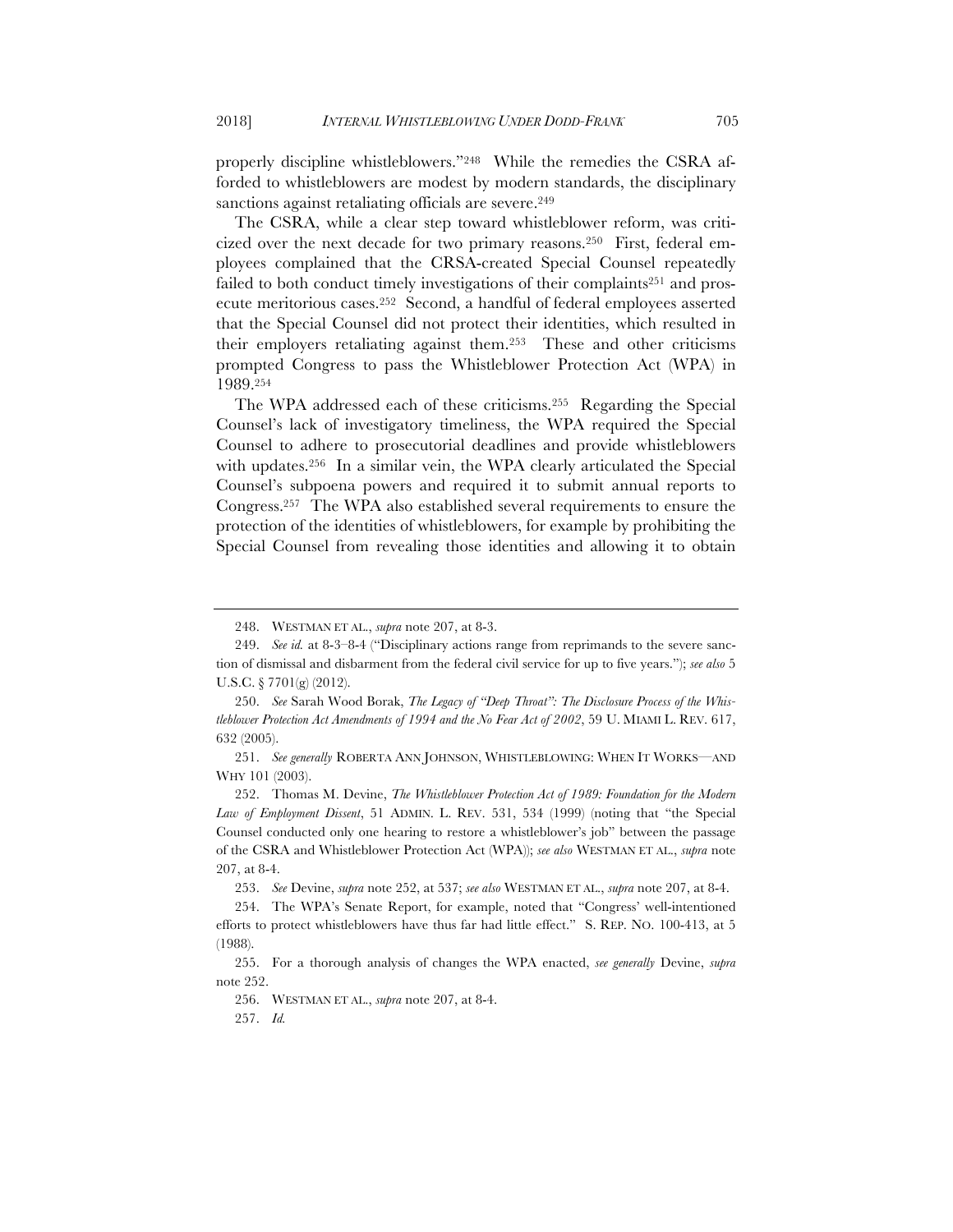properly discipline whistleblowers."[248] While the remedies the CSRA afforded to whistleblowers are modest by modern standards, the disciplinary sanctions against retaliating officials are severe.[249]

The CSRA, while a clear step toward whistleblower reform, was criticized over the next decade for two primary reasons.[250] First, federal employees complained that the CRSA-created Special Counsel repeatedly failed to both conduct timely investigations of their complaints[251] and prosecute meritorious cases.[252] Second, a handful of federal employees asserted that the Special Counsel did not protect their identities, which resulted in their employers retaliating against them.[253] These and other criticisms prompted Congress to pass the Whistleblower Protection Act (WPA) in 1989.[254]

The WPA addressed each of these criticisms.[255] Regarding the Special Counsel's lack of investigatory timeliness, the WPA required the Special Counsel to adhere to prosecutorial deadlines and provide whistleblowers with updates.[256] In a similar vein, the WPA clearly articulated the Special Counsel's subpoena powers and required it to submit annual reports to Congress.[257] The WPA also established several requirements to ensure the protection of the identities of whistleblowers, for example by prohibiting the Special Counsel from revealing those identities and allowing it to obtain

---

248. WESTMAN ET AL., *supra* note 207, at 8-3.

249. *See id.* at 8-3–8-4 ("Disciplinary actions range from reprimands to the severe sanction of dismissal and disbarment from the federal civil service for up to five years."); *see also* 5 U.S.C. § 7701(g) (2012).

250. *See* Sarah Wood Borak, *The Legacy of "Deep Throat": The Disclosure Process of the Whistleblower Protection Act Amendments of 1994 and the No Fear Act of 2002*, 59 U. MIAMI L. REV. 617, 632 (2005).

251. *See generally* ROBERTA ANN JOHNSON, WHISTLEBLOWING: WHEN IT WORKS—AND WHY 101 (2003).

252. Thomas M. Devine, *The Whistleblower Protection Act of 1989: Foundation for the Modern Law of Employment Dissent*, 51 ADMIN. L. REV. 531, 534 (1999) (noting that "the Special Counsel conducted only one hearing to restore a whistleblower's job" between the passage of the CSRA and Whistleblower Protection Act (WPA)); *see also* WESTMAN ET AL., *supra* note 207, at 8-4.

253. *See* Devine, *supra* note 252, at 537; *see also* WESTMAN ET AL., *supra* note 207, at 8-4.

254. The WPA's Senate Report, for example, noted that "Congress' well-intentioned efforts to protect whistleblowers have thus far had little effect." S. REP. NO. 100-413, at 5 (1988).

255. For a thorough analysis of changes the WPA enacted, *see generally* Devine, *supra* note 252.

256. WESTMAN ET AL., *supra* note 207, at 8-4.

257. *Id.*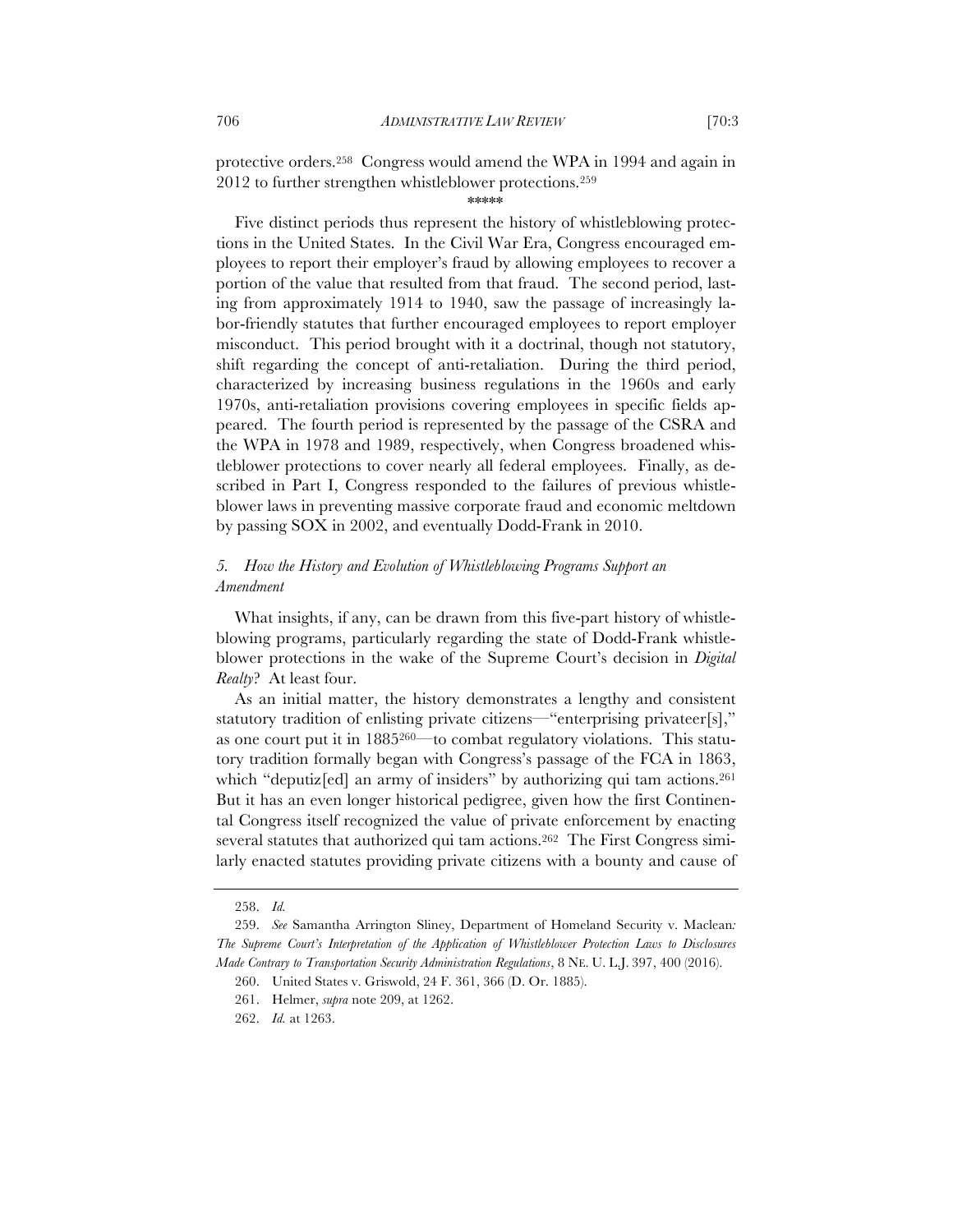protective orders.[258] Congress would amend the WPA in 1994 and again in 2012 to further strengthen whistleblower protections.[259]

\*\*\*\*\*

Five distinct periods thus represent the history of whistleblowing protections in the United States. In the Civil War Era, Congress encouraged employees to report their employer's fraud by allowing employees to recover a portion of the value that resulted from that fraud. The second period, lasting from approximately 1914 to 1940, saw the passage of increasingly labor-friendly statutes that further encouraged employees to report employer misconduct. This period brought with it a doctrinal, though not statutory, shift regarding the concept of anti-retaliation. During the third period, characterized by increasing business regulations in the 1960s and early 1970s, anti-retaliation provisions covering employees in specific fields appeared. The fourth period is represented by the passage of the CSRA and the WPA in 1978 and 1989, respectively, when Congress broadened whistleblower protections to cover nearly all federal employees. Finally, as described in Part I, Congress responded to the failures of previous whistleblower laws in preventing massive corporate fraud and economic meltdown by passing SOX in 2002, and eventually Dodd-Frank in 2010.

### *5. How the History and Evolution of Whistleblowing Programs Support an Amendment*

What insights, if any, can be drawn from this five-part history of whistleblowing programs, particularly regarding the state of Dodd-Frank whistleblower protections in the wake of the Supreme Court's decision in *Digital Realty*? At least four.

As an initial matter, the history demonstrates a lengthy and consistent statutory tradition of enlisting private citizens—"enterprising privateer[s]," as one court put it in 1885[260]—to combat regulatory violations. This statutory tradition formally began with Congress's passage of the FCA in 1863, which "deputiz[ed] an army of insiders" by authorizing qui tam actions.[261] But it has an even longer historical pedigree, given how the first Continental Congress itself recognized the value of private enforcement by enacting several statutes that authorized qui tam actions.[262] The First Congress similarly enacted statutes providing private citizens with a bounty and cause of

---

258. *Id.*

259. *See* Samantha Arrington Sliney, Department of Homeland Security v. Maclean*: The Supreme Court's Interpretation of the Application of Whistleblower Protection Laws to Disclosures Made Contrary to Transportation Security Administration Regulations*, 8 NE. U. L.J. 397, 400 (2016).

260. United States v. Griswold, 24 F. 361, 366 (D. Or. 1885).

261. Helmer, *supra* note 209, at 1262.

262. *Id.* at 1263.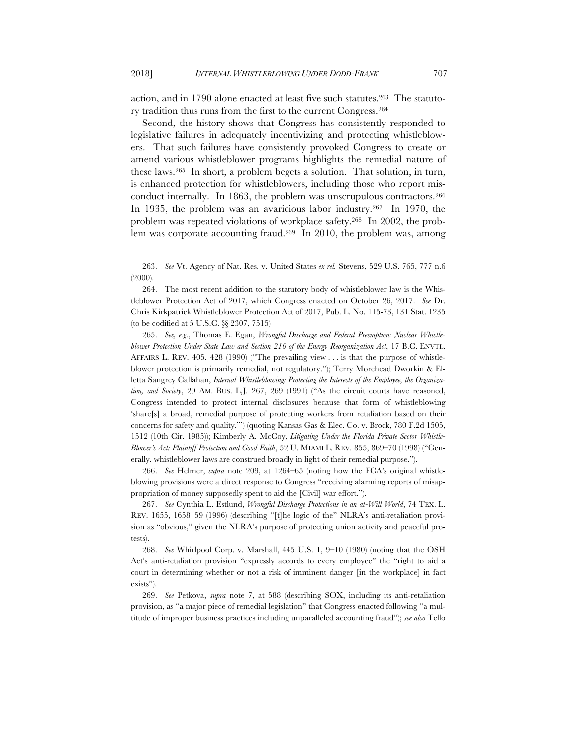action, and in 1790 alone enacted at least five such statutes.[263] The statutory tradition thus runs from the first to the current Congress.[264]

Second, the history shows that Congress has consistently responded to legislative failures in adequately incentivizing and protecting whistleblowers. That such failures have consistently provoked Congress to create or amend various whistleblower programs highlights the remedial nature of these laws.[265] In short, a problem begets a solution. That solution, in turn, is enhanced protection for whistleblowers, including those who report misconduct internally. In 1863, the problem was unscrupulous contractors.[266] In 1935, the problem was an avaricious labor industry.[267] In 1970, the problem was repeated violations of workplace safety.[268] In 2002, the problem was corporate accounting fraud.[269] In 2010, the problem was, among

---

263. *See* Vt. Agency of Nat. Res. v. United States *ex rel.* Stevens, 529 U.S. 765, 777 n.6 (2000).

264. The most recent addition to the statutory body of whistleblower law is the Whistleblower Protection Act of 2017, which Congress enacted on October 26, 2017. *See* Dr. Chris Kirkpatrick Whistleblower Protection Act of 2017, Pub. L. No. 115-73, 131 Stat. 1235 (to be codified at 5 U.S.C. §§ 2307, 7515)

265. *See, e.g.*, Thomas E. Egan, *Wrongful Discharge and Federal Preemption: Nuclear Whistleblower Protection Under State Law and Section 210 of the Energy Reorganization Act*, 17 B.C. ENVTL. AFFAIRS L. REV. 405, 428 (1990) ("The prevailing view . . . is that the purpose of whistleblower protection is primarily remedial, not regulatory."); Terry Morehead Dworkin & Elletta Sangrey Callahan, *Internal Whistleblowing: Protecting the Interests of the Employee, the Organization, and Society*, 29 AM. BUS. L.J. 267, 269 (1991) ("As the circuit courts have reasoned, Congress intended to protect internal disclosures because that form of whistleblowing 'share[s] a broad, remedial purpose of protecting workers from retaliation based on their concerns for safety and quality.'") (quoting Kansas Gas & Elec. Co. v. Brock, 780 F.2d 1505, 1512 (10th Cir. 1985)); Kimberly A. McCoy, *Litigating Under the Florida Private Sector Whistle-Blower's Act: Plaintiff Protection and Good Faith*, 52 U. MIAMI L. REV. 855, 869–70 (1998) ("Generally, whistleblower laws are construed broadly in light of their remedial purpose.").

266. *See* Helmer, *supra* note 209, at 1264–65 (noting how the FCA's original whistleblowing provisions were a direct response to Congress "receiving alarming reports of misappropriation of money supposedly spent to aid the [Civil] war effort.").

267. *See* Cynthia L. Estlund, *Wrongful Discharge Protections in an at-Will World*, 74 TEX. L. REV. 1655, 1658–59 (1996) (describing "[t]he logic of the" NLRA's anti-retaliation provision as "obvious," given the NLRA's purpose of protecting union activity and peaceful protests).

268. *See* Whirlpool Corp. v. Marshall, 445 U.S. 1, 9–10 (1980) (noting that the OSH Act's anti-retaliation provision "expressly accords to every employee" the "right to aid a court in determining whether or not a risk of imminent danger [in the workplace] in fact exists").

269. *See* Petkova, *supra* note 7, at 588 (describing SOX, including its anti-retaliation provision, as "a major piece of remedial legislation" that Congress enacted following "a multitude of improper business practices including unparalleled accounting fraud"); *see also* Tello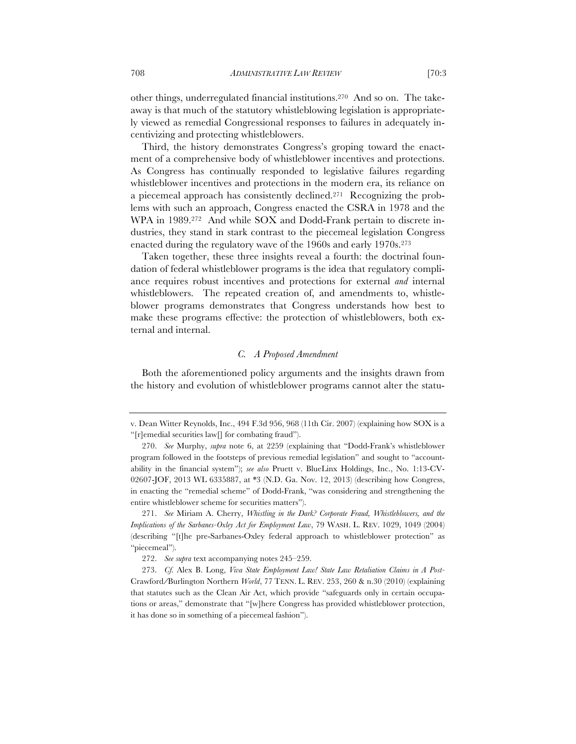other things, underregulated financial institutions.[270] And so on. The takeaway is that much of the statutory whistleblowing legislation is appropriately viewed as remedial Congressional responses to failures in adequately incentivizing and protecting whistleblowers.

Third, the history demonstrates Congress's groping toward the enactment of a comprehensive body of whistleblower incentives and protections. As Congress has continually responded to legislative failures regarding whistleblower incentives and protections in the modern era, its reliance on a piecemeal approach has consistently declined.[271] Recognizing the problems with such an approach, Congress enacted the CSRA in 1978 and the WPA in 1989.[272] And while SOX and Dodd-Frank pertain to discrete industries, they stand in stark contrast to the piecemeal legislation Congress enacted during the regulatory wave of the 1960s and early 1970s.[273]

Taken together, these three insights reveal a fourth: the doctrinal foundation of federal whistleblower programs is the idea that regulatory compliance requires robust incentives and protections for external *and* internal whistleblowers. The repeated creation of, and amendments to, whistleblower programs demonstrates that Congress understands how best to make these programs effective: the protection of whistleblowers, both external and internal.

### *C. A Proposed Amendment*

Both the aforementioned policy arguments and the insights drawn from the history and evolution of whistleblower programs cannot alter the statu-

---

v. Dean Witter Reynolds, Inc., 494 F.3d 956, 968 (11th Cir. 2007) (explaining how SOX is a "[r]emedial securities law[] for combating fraud").

270. *See* Murphy, *supra* note 6, at 2259 (explaining that "Dodd-Frank's whistleblower program followed in the footsteps of previous remedial legislation" and sought to "accountability in the financial system"); *see also* Pruett v. BlueLinx Holdings, Inc., No. 1:13-CV-02607-JOF, 2013 WL 6335887, at *3 (N.D. Ga. Nov. 12, 2013) (describing how Congress, in enacting the "remedial scheme" of Dodd-Frank, "was considering and strengthening the entire whistleblower scheme for securities matters").

271. *See* Miriam A. Cherry, *Whistling in the Dark? Corporate Fraud, Whistleblowers, and the Implications of the Sarbanes-Oxley Act for Employment Law*, 79 WASH. L. REV. 1029, 1049 (2004) (describing "[t]he pre-Sarbanes-Oxley federal approach to whistleblower protection" as "piecemeal").

272. *See supra* text accompanying notes 245–259.

273. *Cf.* Alex B. Long, *Viva State Employment Law! State Law Retaliation Claims in A Post-*Crawford/Burlington Northern *World*, 77 TENN. L. REV. 253, 260 & n.30 (2010) (explaining that statutes such as the Clean Air Act, which provide "safeguards only in certain occupations or areas," demonstrate that "[w]here Congress has provided whistleblower protection, it has done so in something of a piecemeal fashion").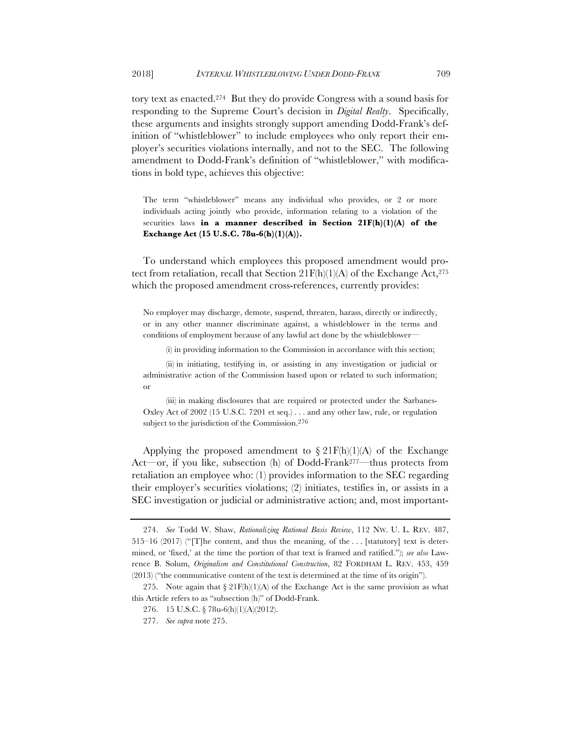tory text as enacted.[274] But they do provide Congress with a sound basis for responding to the Supreme Court's decision in *Digital Realty*. Specifically, these arguments and insights strongly support amending Dodd-Frank's definition of "whistleblower" to include employees who only report their employer's securities violations internally, and not to the SEC. The following amendment to Dodd-Frank's definition of "whistleblower," with modifications in bold type, achieves this objective:

> The term "whistleblower" means any individual who provides, or 2 or more individuals acting jointly who provide, information relating to a violation of the securities laws **in a manner described in Section 21F(h)(1)(A) of the Exchange Act (15 U.S.C. 78u-6(h)(1)(A)).**

To understand which employees this proposed amendment would protect from retaliation, recall that Section 21F(h)(1)(A) of the Exchange Act,[275] which the proposed amendment cross-references, currently provides:

> No employer may discharge, demote, suspend, threaten, harass, directly or indirectly, or in any other manner discriminate against, a whistleblower in the terms and conditions of employment because of any lawful act done by the whistleblower—
>
> (i) in providing information to the Commission in accordance with this section;
>
> (ii) in initiating, testifying in, or assisting in any investigation or judicial or administrative action of the Commission based upon or related to such information; or
>
> (iii) in making disclosures that are required or protected under the Sarbanes-Oxley Act of 2002 (15 U.S.C. 7201 et seq.) . . . and any other law, rule, or regulation subject to the jurisdiction of the Commission.[276]

Applying the proposed amendment to § 21F(h)(1)(A) of the Exchange Act—or, if you like, subsection (h) of Dodd-Frank[277]—thus protects from retaliation an employee who: (1) provides information to the SEC regarding their employer's securities violations; (2) initiates, testifies in, or assists in a SEC investigation or judicial or administrative action; and, most important-

---

274. *See* Todd W. Shaw, *Rationalizing Rational Basis Review*, 112 NW. U. L. REV. 487, 515–16 (2017) ("[T]he content, and thus the meaning, of the . . . [statutory] text is determined, or 'fixed,' at the time the portion of that text is framed and ratified."); *see also* Lawrence B. Solum, *Originalism and Constitutional Construction*, 82 FORDHAM L. REV. 453, 459 (2013) ("the communicative content of the text is determined at the time of its origin").

275. Note again that § 21F(h)(1)(A) of the Exchange Act is the same provision as what this Article refers to as "subsection (h)" of Dodd-Frank.

276. 15 U.S.C. § 78u-6(h)(1)(A)(2012).

277. *See supra* note 275.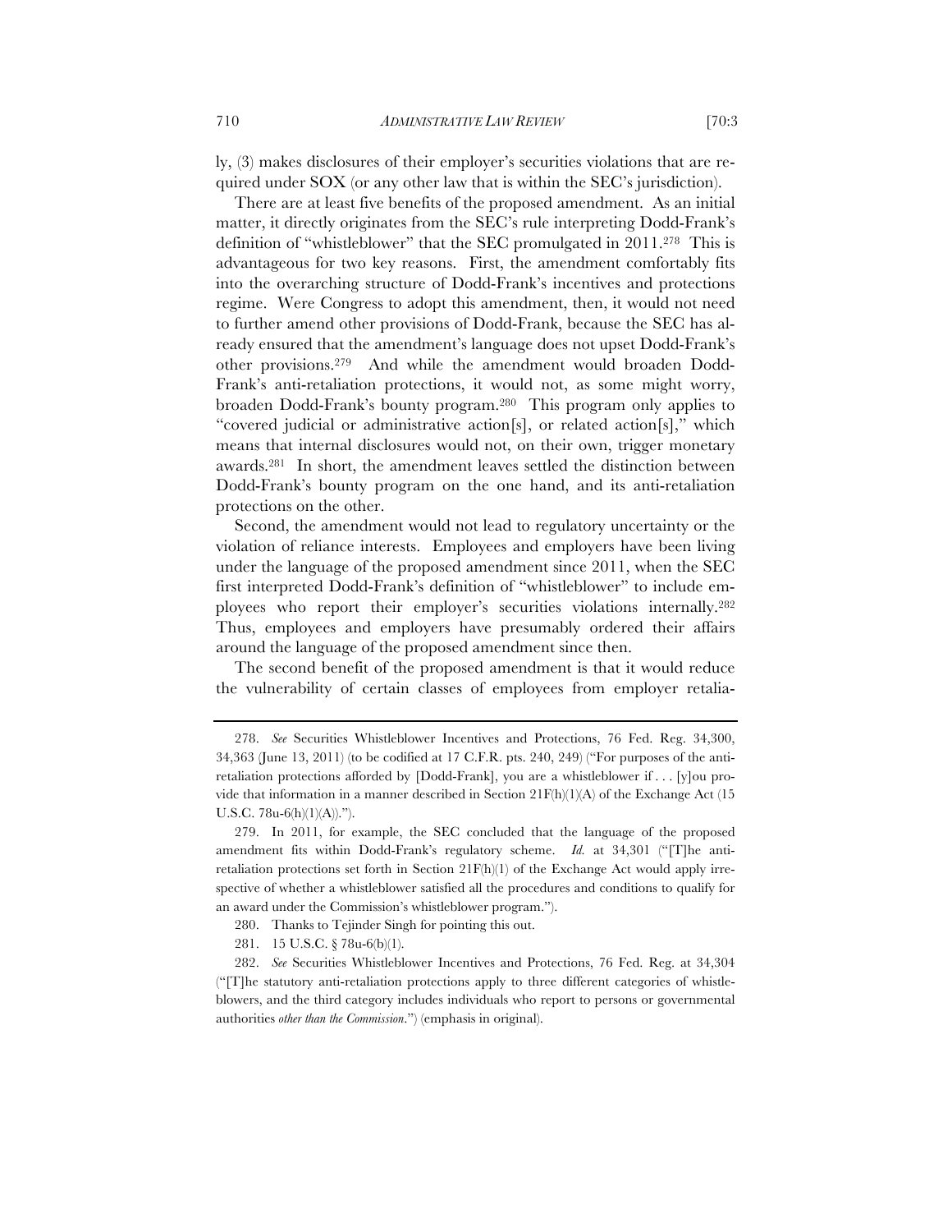ly, (3) makes disclosures of their employer's securities violations that are required under SOX (or any other law that is within the SEC's jurisdiction).

There are at least five benefits of the proposed amendment. As an initial matter, it directly originates from the SEC's rule interpreting Dodd-Frank's definition of "whistleblower" that the SEC promulgated in 2011.[278] This is advantageous for two key reasons. First, the amendment comfortably fits into the overarching structure of Dodd-Frank's incentives and protections regime. Were Congress to adopt this amendment, then, it would not need to further amend other provisions of Dodd-Frank, because the SEC has already ensured that the amendment's language does not upset Dodd-Frank's other provisions.[279] And while the amendment would broaden Dodd-Frank's anti-retaliation protections, it would not, as some might worry, broaden Dodd-Frank's bounty program.[280] This program only applies to "covered judicial or administrative action[s], or related action[s]," which means that internal disclosures would not, on their own, trigger monetary awards.[281] In short, the amendment leaves settled the distinction between Dodd-Frank's bounty program on the one hand, and its anti-retaliation protections on the other.

Second, the amendment would not lead to regulatory uncertainty or the violation of reliance interests. Employees and employers have been living under the language of the proposed amendment since 2011, when the SEC first interpreted Dodd-Frank's definition of "whistleblower" to include employees who report their employer's securities violations internally.[282] Thus, employees and employers have presumably ordered their affairs around the language of the proposed amendment since then.

The second benefit of the proposed amendment is that it would reduce the vulnerability of certain classes of employees from employer retalia-

---

278. *See* Securities Whistleblower Incentives and Protections, 76 Fed. Reg. 34,300, 34,363 (June 13, 2011) (to be codified at 17 C.F.R. pts. 240, 249) ("For purposes of the anti-retaliation protections afforded by [Dodd-Frank], you are a whistleblower if . . . [y]ou provide that information in a manner described in Section 21F(h)(1)(A) of the Exchange Act (15 U.S.C. 78u-6(h)(1)(A)).").

279. In 2011, for example, the SEC concluded that the language of the proposed amendment fits within Dodd-Frank's regulatory scheme. *Id.* at 34,301 ("[T]he anti-retaliation protections set forth in Section 21F(h)(1) of the Exchange Act would apply irrespective of whether a whistleblower satisfied all the procedures and conditions to qualify for an award under the Commission's whistleblower program.").

280. Thanks to Tejinder Singh for pointing this out.

281. 15 U.S.C. § 78u-6(b)(1).

282. *See* Securities Whistleblower Incentives and Protections, 76 Fed. Reg. at 34,304 ("[T]he statutory anti-retaliation protections apply to three different categories of whistleblowers, and the third category includes individuals who report to persons or governmental authorities *other than the Commission*.") (emphasis in original).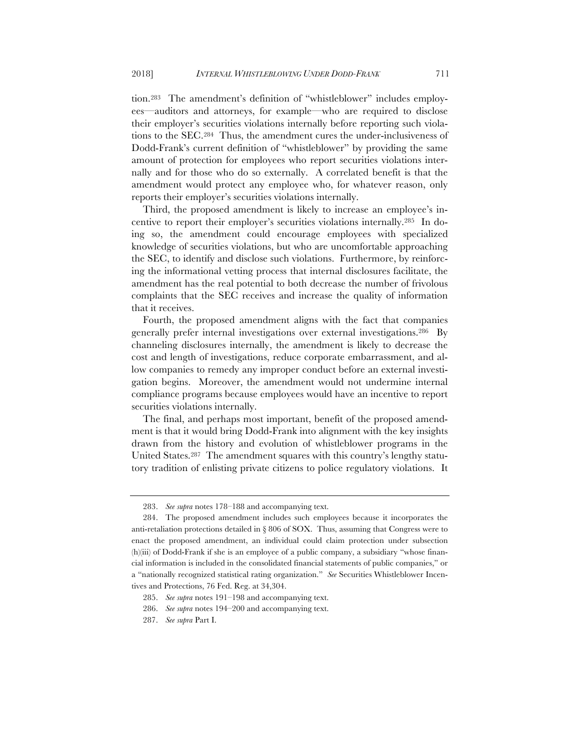tion.[283] The amendment's definition of "whistleblower" includes employees—auditors and attorneys, for example—who are required to disclose their employer's securities violations internally before reporting such violations to the SEC.[284] Thus, the amendment cures the under-inclusiveness of Dodd-Frank's current definition of "whistleblower" by providing the same amount of protection for employees who report securities violations internally and for those who do so externally. A correlated benefit is that the amendment would protect any employee who, for whatever reason, only reports their employer's securities violations internally.

Third, the proposed amendment is likely to increase an employee's incentive to report their employer's securities violations internally.[285] In doing so, the amendment could encourage employees with specialized knowledge of securities violations, but who are uncomfortable approaching the SEC, to identify and disclose such violations. Furthermore, by reinforcing the informational vetting process that internal disclosures facilitate, the amendment has the real potential to both decrease the number of frivolous complaints that the SEC receives and increase the quality of information that it receives.

Fourth, the proposed amendment aligns with the fact that companies generally prefer internal investigations over external investigations.[286] By channeling disclosures internally, the amendment is likely to decrease the cost and length of investigations, reduce corporate embarrassment, and allow companies to remedy any improper conduct before an external investigation begins. Moreover, the amendment would not undermine internal compliance programs because employees would have an incentive to report securities violations internally.

The final, and perhaps most important, benefit of the proposed amendment is that it would bring Dodd-Frank into alignment with the key insights drawn from the history and evolution of whistleblower programs in the United States.[287] The amendment squares with this country's lengthy statutory tradition of enlisting private citizens to police regulatory violations. It

---

283. *See supra* notes 178–188 and accompanying text.

284. The proposed amendment includes such employees because it incorporates the anti-retaliation protections detailed in § 806 of SOX. Thus, assuming that Congress were to enact the proposed amendment, an individual could claim protection under subsection (h)(iii) of Dodd-Frank if she is an employee of a public company, a subsidiary "whose financial information is included in the consolidated financial statements of public companies," or a "nationally recognized statistical rating organization." *See* Securities Whistleblower Incentives and Protections, 76 Fed. Reg. at 34,304.

285. *See supra* notes 191–198 and accompanying text.

286. *See supra* notes 194–200 and accompanying text.

287. *See supra* Part I.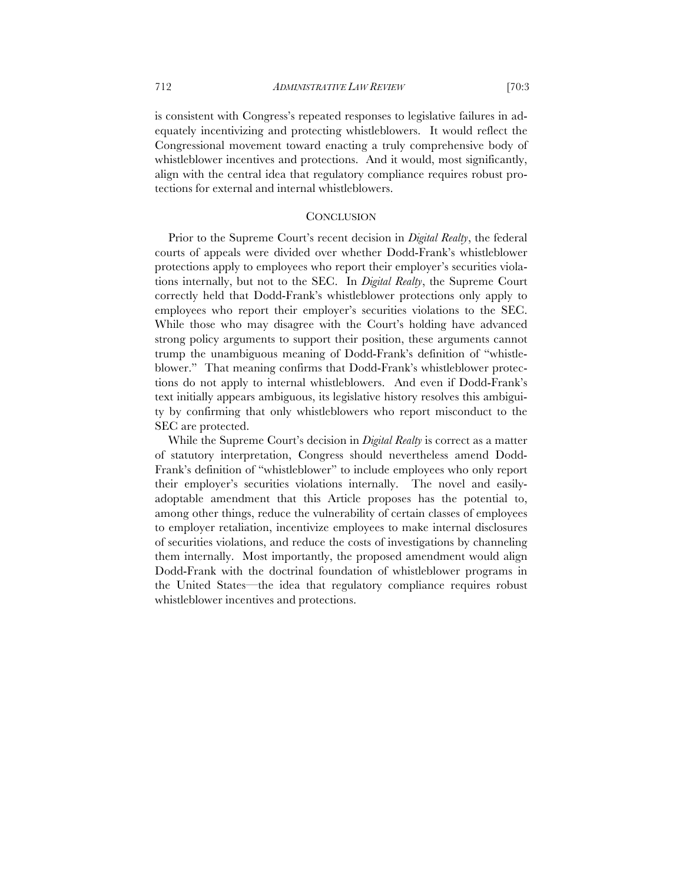is consistent with Congress's repeated responses to legislative failures in adequately incentivizing and protecting whistleblowers. It would reflect the Congressional movement toward enacting a truly comprehensive body of whistleblower incentives and protections. And it would, most significantly, align with the central idea that regulatory compliance requires robust protections for external and internal whistleblowers.

## CONCLUSION

Prior to the Supreme Court's recent decision in *Digital Realty*, the federal courts of appeals were divided over whether Dodd-Frank's whistleblower protections apply to employees who report their employer's securities violations internally, but not to the SEC. In *Digital Realty*, the Supreme Court correctly held that Dodd-Frank's whistleblower protections only apply to employees who report their employer's securities violations to the SEC. While those who may disagree with the Court's holding have advanced strong policy arguments to support their position, these arguments cannot trump the unambiguous meaning of Dodd-Frank's definition of "whistleblower." That meaning confirms that Dodd-Frank's whistleblower protections do not apply to internal whistleblowers. And even if Dodd-Frank's text initially appears ambiguous, its legislative history resolves this ambiguity by confirming that only whistleblowers who report misconduct to the SEC are protected.

While the Supreme Court's decision in *Digital Realty* is correct as a matter of statutory interpretation, Congress should nevertheless amend Dodd-Frank's definition of "whistleblower" to include employees who only report their employer's securities violations internally. The novel and easily-adoptable amendment that this Article proposes has the potential to, among other things, reduce the vulnerability of certain classes of employees to employer retaliation, incentivize employees to make internal disclosures of securities violations, and reduce the costs of investigations by channeling them internally. Most importantly, the proposed amendment would align Dodd-Frank with the doctrinal foundation of whistleblower programs in the United States—the idea that regulatory compliance requires robust whistleblower incentives and protections.